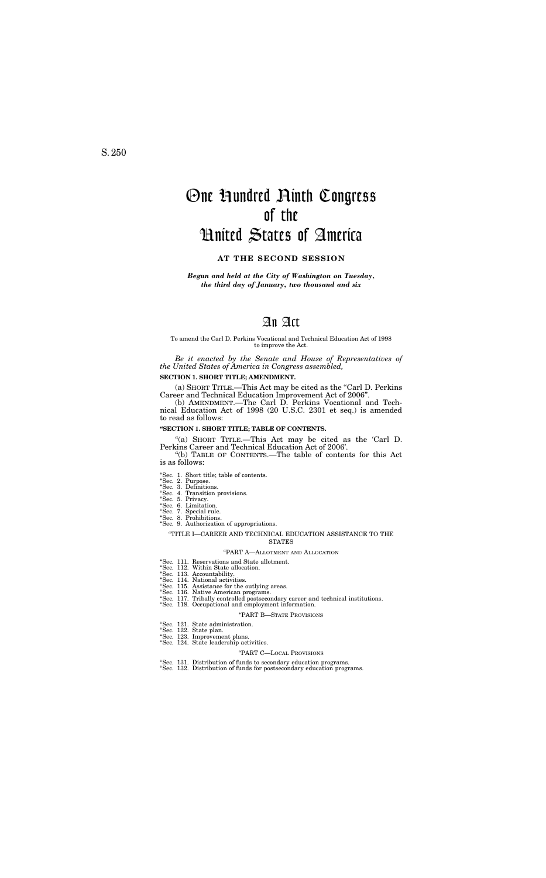S. 250

# One Hundred Ninth Congress of the United States of America

**AT THE SECOND SESSION**

***Begun and held at the City of Washington on Tuesday, the third day of January, two thousand and six***

# An Act

To amend the Carl D. Perkins Vocational and Technical Education Act of 1998 to improve the Act.

*Be it enacted by the Senate and House of Representatives of the United States of America in Congress assembled,*

**SECTION 1. SHORT TITLE; AMENDMENT.**

(a) SHORT TITLE.—This Act may be cited as the "Carl D. Perkins Career and Technical Education Improvement Act of 2006".

(b) AMENDMENT.—The Carl D. Perkins Vocational and Technical Education Act of 1998 (20 U.S.C. 2301 et seq.) is amended to read as follows:

**"SECTION 1. SHORT TITLE; TABLE OF CONTENTS.**

"(a) SHORT TITLE.—This Act may be cited as the 'Carl D. Perkins Career and Technical Education Act of 2006'.

"(b) TABLE OF CONTENTS.—The table of contents for this Act is as follows:

"Sec. 1. Short title; table of contents.
"Sec. 2. Purpose.
"Sec. 3. Definitions.
"Sec. 4. Transition provisions.
"Sec. 5. Privacy.
"Sec. 6. Limitation.
"Sec. 7. Special rule.
"Sec. 8. Prohibitions.
"Sec. 9. Authorization of appropriations.

"TITLE I—CAREER AND TECHNICAL EDUCATION ASSISTANCE TO THE STATES

"PART A—ALLOTMENT AND ALLOCATION

"Sec. 111. Reservations and State allotment.
"Sec. 112. Within State allocation.
"Sec. 113. Accountability.
"Sec. 114. National activities.
"Sec. 115. Assistance for the outlying areas.
"Sec. 116. Native American programs.
"Sec. 117. Tribally controlled postsecondary career and technical institutions.
"Sec. 118. Occupational and employment information.

"PART B—STATE PROVISIONS

"Sec. 121. State administration.
"Sec. 122. State plan.
"Sec. 123. Improvement plans.
"Sec. 124. State leadership activities.

"PART C—LOCAL PROVISIONS

"Sec. 131. Distribution of funds to secondary education programs.
"Sec. 132. Distribution of funds for postsecondary education programs.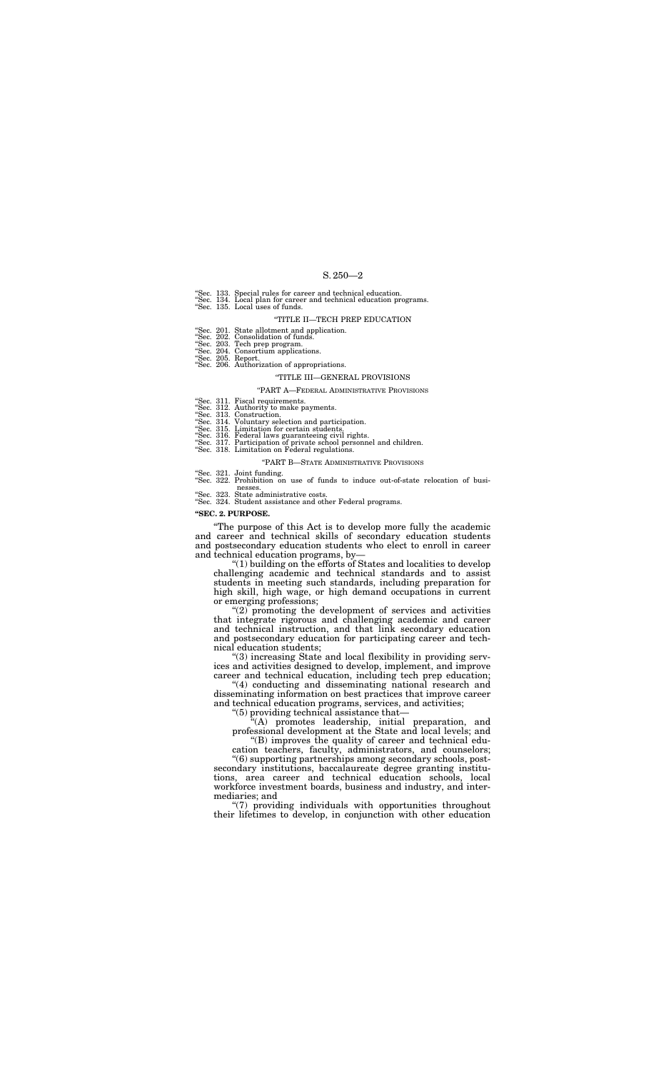"Sec. 133. Special rules for career and technical education.
"Sec. 134. Local plan for career and technical education programs.
"Sec. 135. Local uses of funds.

"TITLE II—TECH PREP EDUCATION

"Sec. 201. State allotment and application.
"Sec. 202. Consolidation of funds.
"Sec. 203. Tech prep program.
"Sec. 204. Consortium applications.
"Sec. 205. Report.
"Sec. 206. Authorization of appropriations.

"TITLE III—GENERAL PROVISIONS

"PART A—FEDERAL ADMINISTRATIVE PROVISIONS

"Sec. 311. Fiscal requirements.
"Sec. 312. Authority to make payments.
"Sec. 313. Construction.
"Sec. 314. Voluntary selection and participation.
"Sec. 315. Limitation for certain students.
"Sec. 316. Federal laws guaranteeing civil rights.
"Sec. 317. Participation of private school personnel and children.
"Sec. 318. Limitation on Federal regulations.

"PART B—STATE ADMINISTRATIVE PROVISIONS

"Sec. 321. Joint funding.
"Sec. 322. Prohibition on use of funds to induce out-of-state relocation of businesses.
"Sec. 323. State administrative costs.
"Sec. 324. Student assistance and other Federal programs.

**"SEC. 2. PURPOSE.**

"The purpose of this Act is to develop more fully the academic and career and technical skills of secondary education students and postsecondary education students who elect to enroll in career and technical education programs, by—

"(1) building on the efforts of States and localities to develop challenging academic and technical standards and to assist students in meeting such standards, including preparation for high skill, high wage, or high demand occupations in current or emerging professions;

"(2) promoting the development of services and activities that integrate rigorous and challenging academic and career and technical instruction, and that link secondary education and postsecondary education for participating career and technical education students;

"(3) increasing State and local flexibility in providing services and activities designed to develop, implement, and improve career and technical education, including tech prep education;

"(4) conducting and disseminating national research and disseminating information on best practices that improve career and technical education programs, services, and activities;

"(5) providing technical assistance that—

"(A) promotes leadership, initial preparation, and professional development at the State and local levels; and

"(B) improves the quality of career and technical education teachers, faculty, administrators, and counselors;

"(6) supporting partnerships among secondary schools, postsecondary institutions, baccalaureate degree granting institutions, area career and technical education schools, local workforce investment boards, business and industry, and intermediaries; and

"(7) providing individuals with opportunities throughout their lifetimes to develop, in conjunction with other education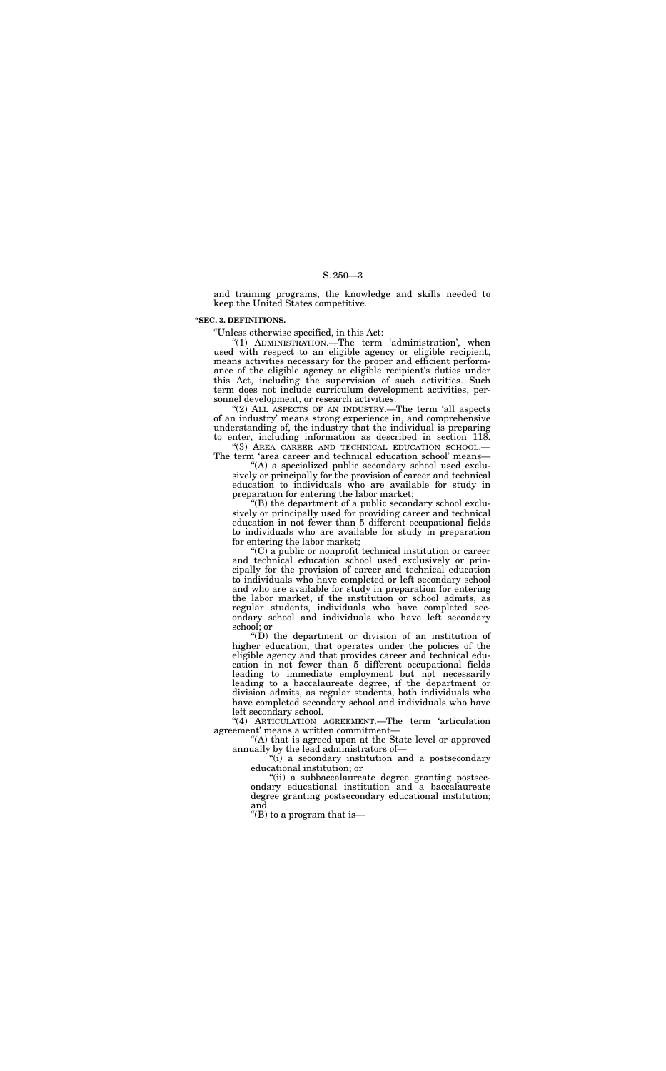and training programs, the knowledge and skills needed to keep the United States competitive.

**"SEC. 3. DEFINITIONS.**

"Unless otherwise specified, in this Act:

"(1) ADMINISTRATION.—The term 'administration', when used with respect to an eligible agency or eligible recipient, means activities necessary for the proper and efficient performance of the eligible agency or eligible recipient's duties under this Act, including the supervision of such activities. Such term does not include curriculum development activities, personnel development, or research activities.

"(2) ALL ASPECTS OF AN INDUSTRY.—The term 'all aspects of an industry' means strong experience in, and comprehensive understanding of, the industry that the individual is preparing to enter, including information as described in section 118.

"(3) AREA CAREER AND TECHNICAL EDUCATION SCHOOL.—The term 'area career and technical education school' means—

"(A) a specialized public secondary school used exclusively or principally for the provision of career and technical education to individuals who are available for study in preparation for entering the labor market;

"(B) the department of a public secondary school exclusively or principally used for providing career and technical education in not fewer than 5 different occupational fields to individuals who are available for study in preparation for entering the labor market;

"(C) a public or nonprofit technical institution or career and technical education school used exclusively or principally for the provision of career and technical education to individuals who have completed or left secondary school and who are available for study in preparation for entering the labor market, if the institution or school admits, as regular students, individuals who have completed secondary school and individuals who have left secondary school; or

"(D) the department or division of an institution of higher education, that operates under the policies of the eligible agency and that provides career and technical education in not fewer than 5 different occupational fields leading to immediate employment but not necessarily leading to a baccalaureate degree, if the department or division admits, as regular students, both individuals who have completed secondary school and individuals who have left secondary school.

"(4) ARTICULATION AGREEMENT.—The term 'articulation agreement' means a written commitment—

"(A) that is agreed upon at the State level or approved annually by the lead administrators of—

"(i) a secondary institution and a postsecondary educational institution; or

"(ii) a subbaccalaureate degree granting postsecondary educational institution and a baccalaureate degree granting postsecondary educational institution; and

"(B) to a program that is—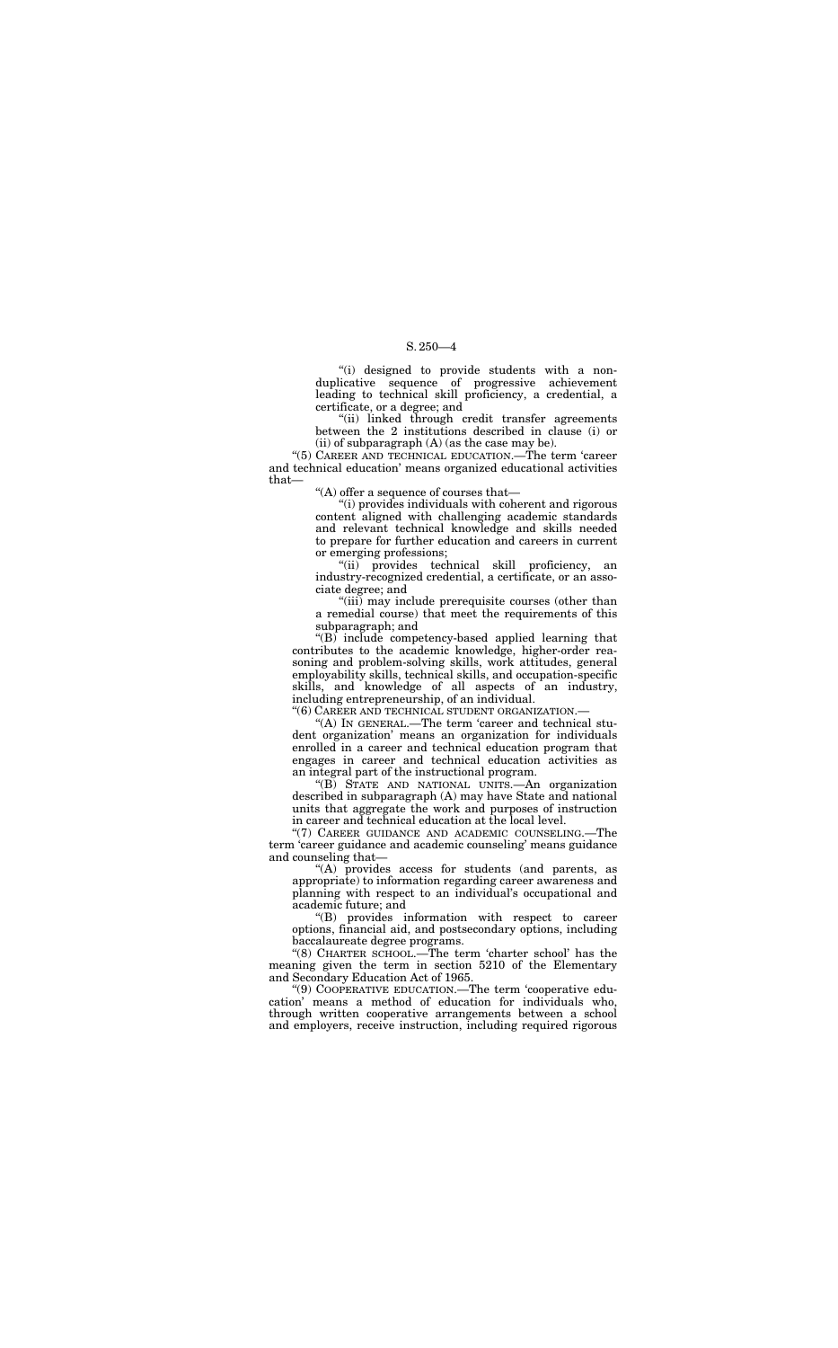"(i) designed to provide students with a non-duplicative sequence of progressive achievement leading to technical skill proficiency, a credential, a certificate, or a degree; and

"(ii) linked through credit transfer agreements between the 2 institutions described in clause (i) or (ii) of subparagraph (A) (as the case may be).

"(5) CAREER AND TECHNICAL EDUCATION.—The term 'career and technical education' means organized educational activities that—

"(A) offer a sequence of courses that—

"(i) provides individuals with coherent and rigorous content aligned with challenging academic standards and relevant technical knowledge and skills needed to prepare for further education and careers in current or emerging professions;

"(ii) provides technical skill proficiency, an industry-recognized credential, a certificate, or an associate degree; and

"(iii) may include prerequisite courses (other than a remedial course) that meet the requirements of this subparagraph; and

"(B) include competency-based applied learning that contributes to the academic knowledge, higher-order reasoning and problem-solving skills, work attitudes, general employability skills, technical skills, and occupation-specific skills, and knowledge of all aspects of an industry, including entrepreneurship, of an individual.

"(6) CAREER AND TECHNICAL STUDENT ORGANIZATION.—

"(A) IN GENERAL.—The term 'career and technical student organization' means an organization for individuals enrolled in a career and technical education program that engages in career and technical education activities as an integral part of the instructional program.

"(B) STATE AND NATIONAL UNITS.—An organization described in subparagraph (A) may have State and national units that aggregate the work and purposes of instruction in career and technical education at the local level.

"(7) CAREER GUIDANCE AND ACADEMIC COUNSELING.—The term 'career guidance and academic counseling' means guidance and counseling that—

"(A) provides access for students (and parents, as appropriate) to information regarding career awareness and planning with respect to an individual's occupational and academic future; and

"(B) provides information with respect to career options, financial aid, and postsecondary options, including baccalaureate degree programs.

"(8) CHARTER SCHOOL.—The term 'charter school' has the meaning given the term in section 5210 of the Elementary and Secondary Education Act of 1965.

"(9) COOPERATIVE EDUCATION.—The term 'cooperative education' means a method of education for individuals who, through written cooperative arrangements between a school and employers, receive instruction, including required rigorous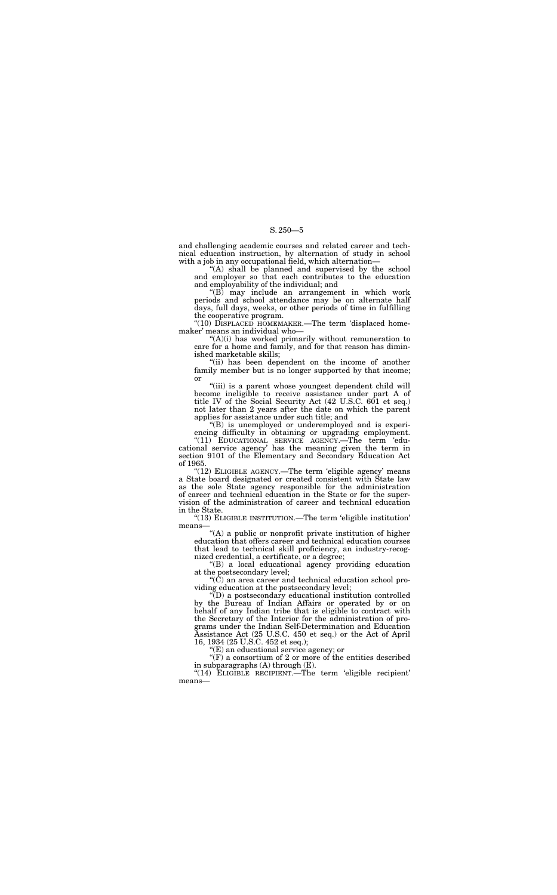and challenging academic courses and related career and technical education instruction, by alternation of study in school with a job in any occupational field, which alternation—

"(A) shall be planned and supervised by the school and employer so that each contributes to the education and employability of the individual; and

"(B) may include an arrangement in which work periods and school attendance may be on alternate half days, full days, weeks, or other periods of time in fulfilling the cooperative program.

"(10) DISPLACED HOMEMAKER.—The term 'displaced homemaker' means an individual who—

"(A)(i) has worked primarily without remuneration to care for a home and family, and for that reason has diminished marketable skills;

"(ii) has been dependent on the income of another family member but is no longer supported by that income; or

"(iii) is a parent whose youngest dependent child will become ineligible to receive assistance under part A of title IV of the Social Security Act (42 U.S.C. 601 et seq.) not later than 2 years after the date on which the parent applies for assistance under such title; and

"(B) is unemployed or underemployed and is experiencing difficulty in obtaining or upgrading employment.

"(11) EDUCATIONAL SERVICE AGENCY.—The term 'educational service agency' has the meaning given the term in section 9101 of the Elementary and Secondary Education Act of 1965.

"(12) ELIGIBLE AGENCY.—The term 'eligible agency' means a State board designated or created consistent with State law as the sole State agency responsible for the administration of career and technical education in the State or for the supervision of the administration of career and technical education in the State.

"(13) ELIGIBLE INSTITUTION.—The term 'eligible institution' means—

"(A) a public or nonprofit private institution of higher education that offers career and technical education courses that lead to technical skill proficiency, an industry-recognized credential, a certificate, or a degree;

"(B) a local educational agency providing education at the postsecondary level;

"(C) an area career and technical education school providing education at the postsecondary level;

"(D) a postsecondary educational institution controlled by the Bureau of Indian Affairs or operated by or on behalf of any Indian tribe that is eligible to contract with the Secretary of the Interior for the administration of programs under the Indian Self-Determination and Education Assistance Act (25 U.S.C. 450 et seq.) or the Act of April 16, 1934 (25 U.S.C. 452 et seq.);

"(E) an educational service agency; or

"(F) a consortium of 2 or more of the entities described in subparagraphs (A) through (E).

"(14) ELIGIBLE RECIPIENT.—The term 'eligible recipient' means—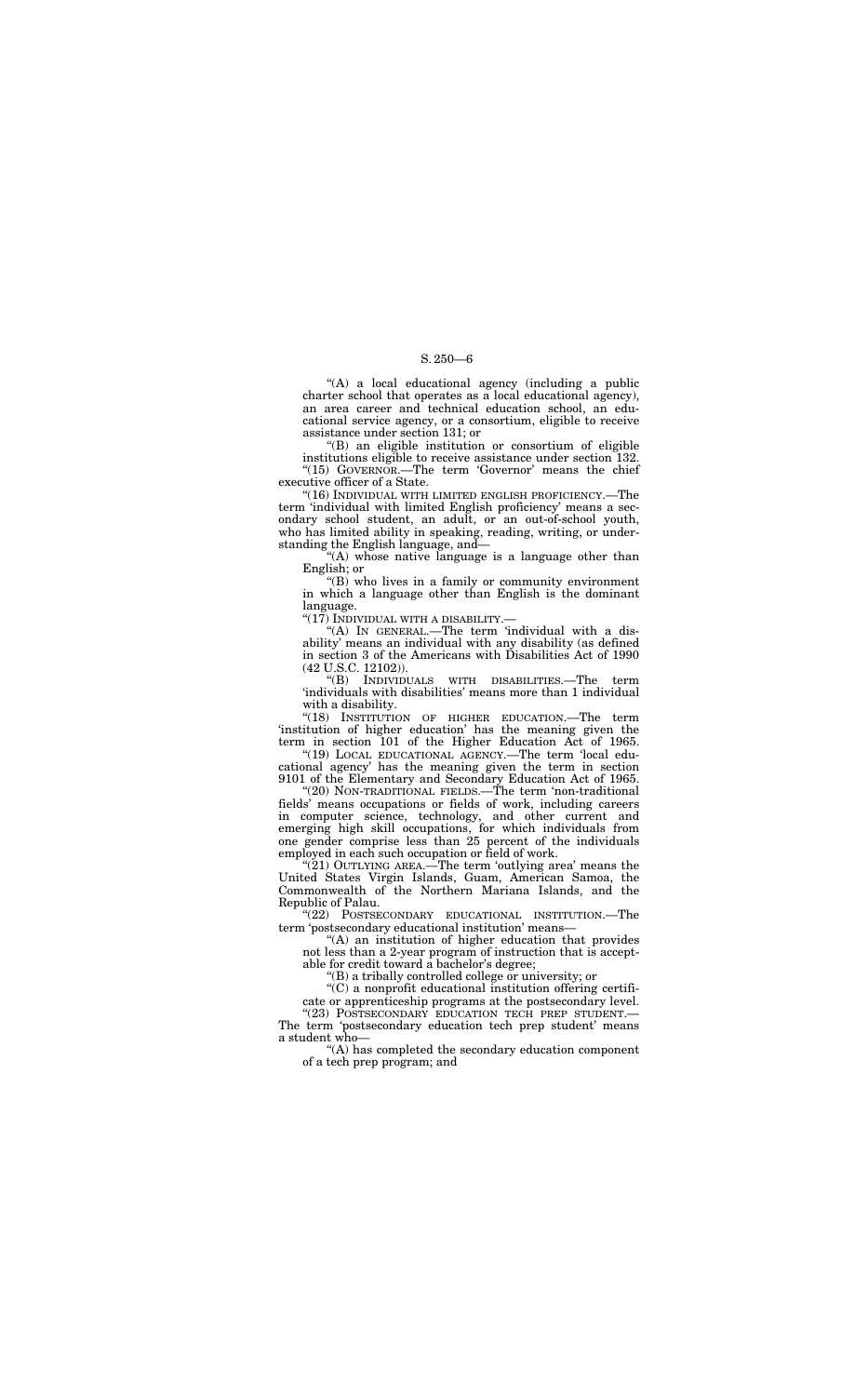"(A) a local educational agency (including a public charter school that operates as a local educational agency), an area career and technical education school, an educational service agency, or a consortium, eligible to receive assistance under section 131; or

"(B) an eligible institution or consortium of eligible institutions eligible to receive assistance under section 132.

"(15) GOVERNOR.—The term 'Governor' means the chief executive officer of a State.

"(16) INDIVIDUAL WITH LIMITED ENGLISH PROFICIENCY.—The term 'individual with limited English proficiency' means a secondary school student, an adult, or an out-of-school youth, who has limited ability in speaking, reading, writing, or understanding the English language, and—

"(A) whose native language is a language other than English; or

"(B) who lives in a family or community environment in which a language other than English is the dominant language.

"(17) INDIVIDUAL WITH A DISABILITY.—

"(A) IN GENERAL.—The term 'individual with a disability' means an individual with any disability (as defined in section 3 of the Americans with Disabilities Act of 1990 (42 U.S.C. 12102)).

"(B) INDIVIDUALS WITH DISABILITIES.—The term 'individuals with disabilities' means more than 1 individual with a disability.

"(18) INSTITUTION OF HIGHER EDUCATION.—The term 'institution of higher education' has the meaning given the term in section 101 of the Higher Education Act of 1965.

"(19) LOCAL EDUCATIONAL AGENCY.—The term 'local educational agency' has the meaning given the term in section 9101 of the Elementary and Secondary Education Act of 1965.

"(20) NON-TRADITIONAL FIELDS.—The term 'non-traditional fields' means occupations or fields of work, including careers in computer science, technology, and other current and emerging high skill occupations, for which individuals from one gender comprise less than 25 percent of the individuals employed in each such occupation or field of work.

"(21) OUTLYING AREA.—The term 'outlying area' means the United States Virgin Islands, Guam, American Samoa, the Commonwealth of the Northern Mariana Islands, and the Republic of Palau.

"(22) POSTSECONDARY EDUCATIONAL INSTITUTION.—The term 'postsecondary educational institution' means—

"(A) an institution of higher education that provides not less than a 2-year program of instruction that is acceptable for credit toward a bachelor's degree;

"(B) a tribally controlled college or university; or

"(C) a nonprofit educational institution offering certificate or apprenticeship programs at the postsecondary level.

"(23) POSTSECONDARY EDUCATION TECH PREP STUDENT.—The term 'postsecondary education tech prep student' means a student who—

"(A) has completed the secondary education component of a tech prep program; and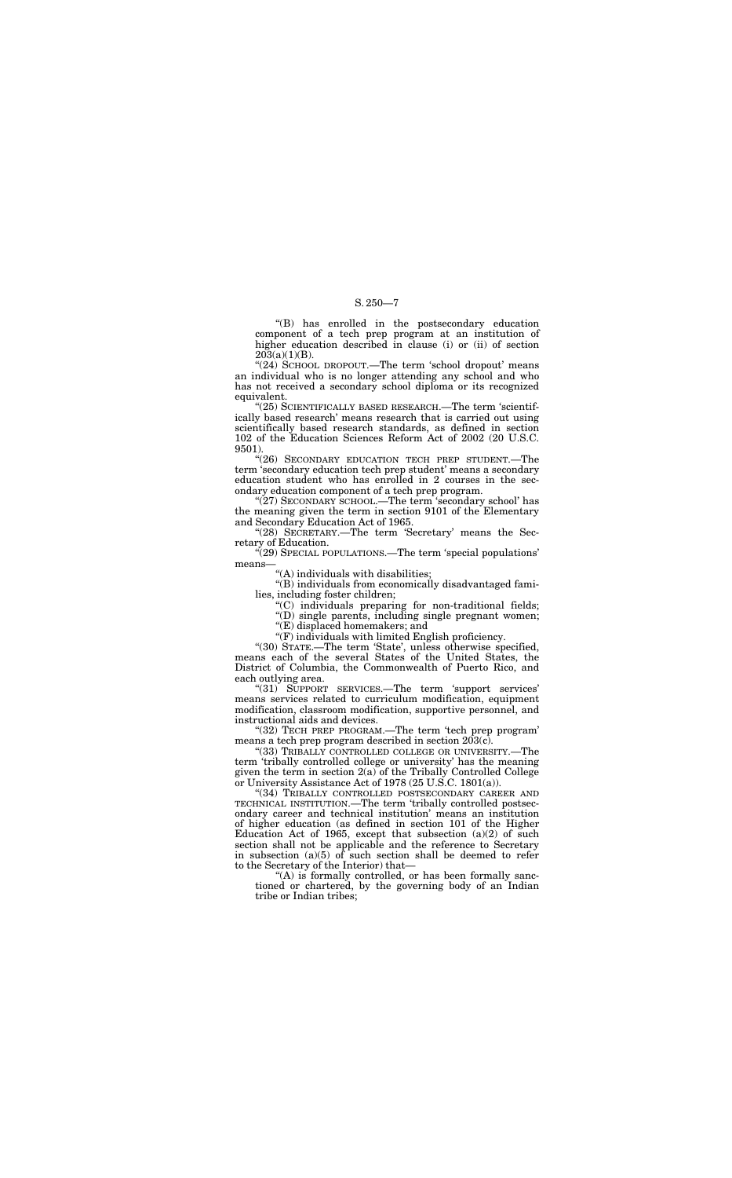"(B) has enrolled in the postsecondary education component of a tech prep program at an institution of higher education described in clause (i) or (ii) of section 203(a)(1)(B).

"(24) SCHOOL DROPOUT.—The term 'school dropout' means an individual who is no longer attending any school and who has not received a secondary school diploma or its recognized equivalent.

"(25) SCIENTIFICALLY BASED RESEARCH.—The term 'scientifically based research' means research that is carried out using scientifically based research standards, as defined in section 102 of the Education Sciences Reform Act of 2002 (20 U.S.C. 9501).

"(26) SECONDARY EDUCATION TECH PREP STUDENT.—The term 'secondary education tech prep student' means a secondary education student who has enrolled in 2 courses in the secondary education component of a tech prep program.

"(27) SECONDARY SCHOOL.—The term 'secondary school' has the meaning given the term in section 9101 of the Elementary and Secondary Education Act of 1965.

"(28) SECRETARY.—The term 'Secretary' means the Secretary of Education.

"(29) SPECIAL POPULATIONS.—The term 'special populations' means—

"(A) individuals with disabilities;

"(B) individuals from economically disadvantaged families, including foster children;

"(C) individuals preparing for non-traditional fields;

"(D) single parents, including single pregnant women;

"(E) displaced homemakers; and

"(F) individuals with limited English proficiency.

"(30) STATE.—The term 'State', unless otherwise specified, means each of the several States of the United States, the District of Columbia, the Commonwealth of Puerto Rico, and each outlying area.

"(31) SUPPORT SERVICES.—The term 'support services' means services related to curriculum modification, equipment modification, classroom modification, supportive personnel, and instructional aids and devices.

"(32) TECH PREP PROGRAM.—The term 'tech prep program' means a tech prep program described in section 203(c).

"(33) TRIBALLY CONTROLLED COLLEGE OR UNIVERSITY.—The term 'tribally controlled college or university' has the meaning given the term in section 2(a) of the Tribally Controlled College or University Assistance Act of 1978 (25 U.S.C. 1801(a)).

"(34) TRIBALLY CONTROLLED POSTSECONDARY CAREER AND TECHNICAL INSTITUTION.—The term 'tribally controlled postsecondary career and technical institution' means an institution of higher education (as defined in section 101 of the Higher Education Act of 1965, except that subsection (a)(2) of such section shall not be applicable and the reference to Secretary in subsection (a)(5) of such section shall be deemed to refer to the Secretary of the Interior) that—

"(A) is formally controlled, or has been formally sanctioned or chartered, by the governing body of an Indian tribe or Indian tribes;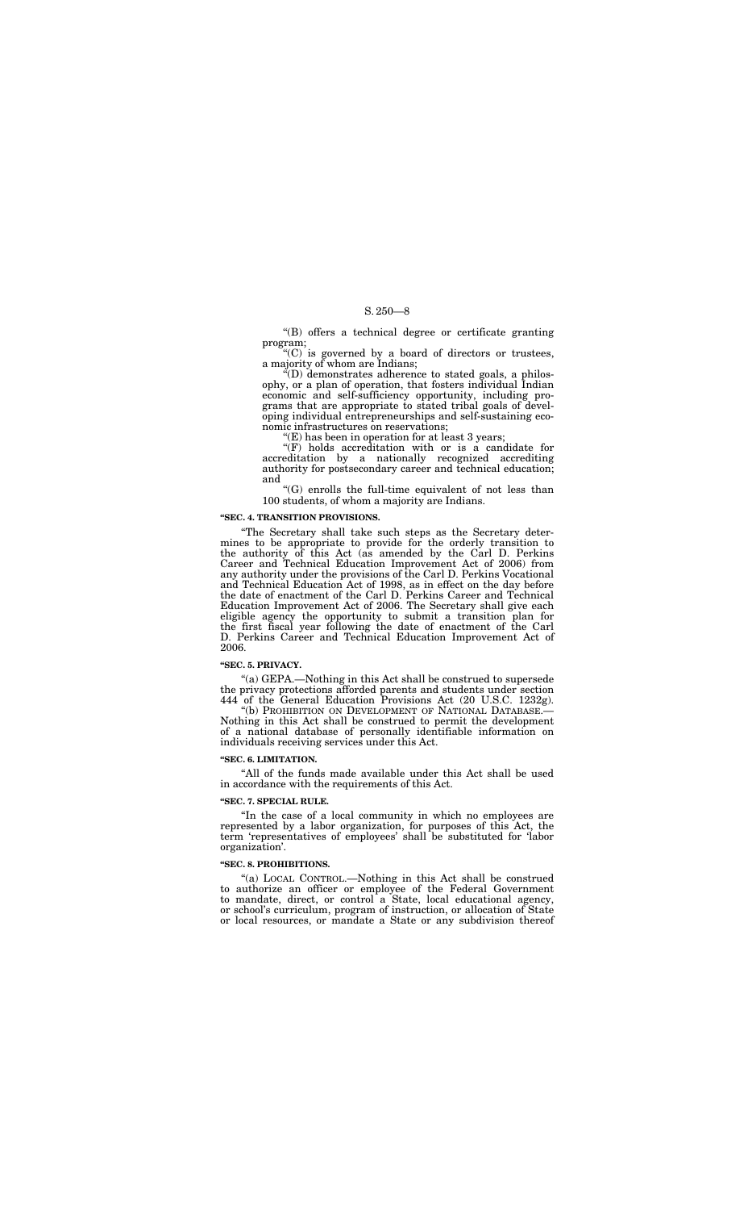“(B) offers a technical degree or certificate granting program;

“(C) is governed by a board of directors or trustees, a majority of whom are Indians;

“(D) demonstrates adherence to stated goals, a philosophy, or a plan of operation, that fosters individual Indian economic and self-sufficiency opportunity, including programs that are appropriate to stated tribal goals of developing individual entrepreneurships and self-sustaining economic infrastructures on reservations;

“(E) has been in operation for at least 3 years;

“(F) holds accreditation with or is a candidate for accreditation by a nationally recognized accrediting authority for postsecondary career and technical education; and

“(G) enrolls the full-time equivalent of not less than 100 students, of whom a majority are Indians.

**“SEC. 4. TRANSITION PROVISIONS.**

“The Secretary shall take such steps as the Secretary determines to be appropriate to provide for the orderly transition to the authority of this Act (as amended by the Carl D. Perkins Career and Technical Education Improvement Act of 2006) from any authority under the provisions of the Carl D. Perkins Vocational and Technical Education Act of 1998, as in effect on the day before the date of enactment of the Carl D. Perkins Career and Technical Education Improvement Act of 2006. The Secretary shall give each eligible agency the opportunity to submit a transition plan for the first fiscal year following the date of enactment of the Carl D. Perkins Career and Technical Education Improvement Act of 2006.

**“SEC. 5. PRIVACY.**

“(a) GEPA.—Nothing in this Act shall be construed to supersede the privacy protections afforded parents and students under section 444 of the General Education Provisions Act (20 U.S.C. 1232g).

“(b) PROHIBITION ON DEVELOPMENT OF NATIONAL DATABASE.—Nothing in this Act shall be construed to permit the development of a national database of personally identifiable information on individuals receiving services under this Act.

**“SEC. 6. LIMITATION.**

“All of the funds made available under this Act shall be used in accordance with the requirements of this Act.

**“SEC. 7. SPECIAL RULE.**

“In the case of a local community in which no employees are represented by a labor organization, for purposes of this Act, the term ‘representatives of employees’ shall be substituted for ‘labor organization’.

**“SEC. 8. PROHIBITIONS.**

“(a) LOCAL CONTROL.—Nothing in this Act shall be construed to authorize an officer or employee of the Federal Government to mandate, direct, or control a State, local educational agency, or school’s curriculum, program of instruction, or allocation of State or local resources, or mandate a State or any subdivision thereof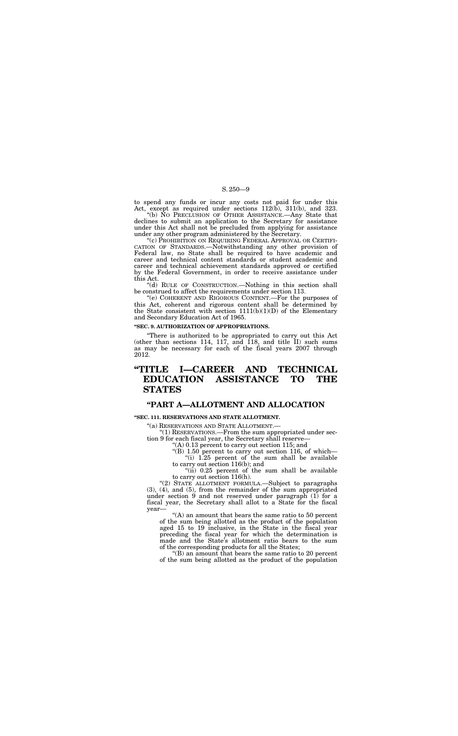to spend any funds or incur any costs not paid for under this Act, except as required under sections 112(b), 311(b), and 323.

"(b) NO PRECLUSION OF OTHER ASSISTANCE.—Any State that declines to submit an application to the Secretary for assistance under this Act shall not be precluded from applying for assistance under any other program administered by the Secretary.

"(c) PROHIBITION ON REQUIRING FEDERAL APPROVAL OR CERTIFICATION OF STANDARDS.—Notwithstanding any other provision of Federal law, no State shall be required to have academic and career and technical content standards or student academic and career and technical achievement standards approved or certified by the Federal Government, in order to receive assistance under this Act.

"(d) RULE OF CONSTRUCTION.—Nothing in this section shall be construed to affect the requirements under section 113.

"(e) COHERENT AND RIGOROUS CONTENT.—For the purposes of this Act, coherent and rigorous content shall be determined by the State consistent with section 1111(b)(1)(D) of the Elementary and Secondary Education Act of 1965.

**"SEC. 9. AUTHORIZATION OF APPROPRIATIONS.**

"There is authorized to be appropriated to carry out this Act (other than sections 114, 117, and 118, and title II) such sums as may be necessary for each of the fiscal years 2007 through 2012.

# "TITLE I—CAREER AND TECHNICAL EDUCATION ASSISTANCE TO THE STATES

## "PART A—ALLOTMENT AND ALLOCATION

**"SEC. 111. RESERVATIONS AND STATE ALLOTMENT.**

"(a) RESERVATIONS AND STATE ALLOTMENT.—

"(1) RESERVATIONS.—From the sum appropriated under section 9 for each fiscal year, the Secretary shall reserve—

"(A) 0.13 percent to carry out section 115; and

"(B) 1.50 percent to carry out section 116, of which—

"(i) 1.25 percent of the sum shall be available to carry out section 116(b); and

"(ii) 0.25 percent of the sum shall be available to carry out section 116(h).

"(2) STATE ALLOTMENT FORMULA.—Subject to paragraphs (3), (4), and (5), from the remainder of the sum appropriated under section 9 and not reserved under paragraph (1) for a fiscal year, the Secretary shall allot to a State for the fiscal year—

"(A) an amount that bears the same ratio to 50 percent of the sum being allotted as the product of the population aged 15 to 19 inclusive, in the State in the fiscal year preceding the fiscal year for which the determination is made and the State's allotment ratio bears to the sum of the corresponding products for all the States;

"(B) an amount that bears the same ratio to 20 percent of the sum being allotted as the product of the population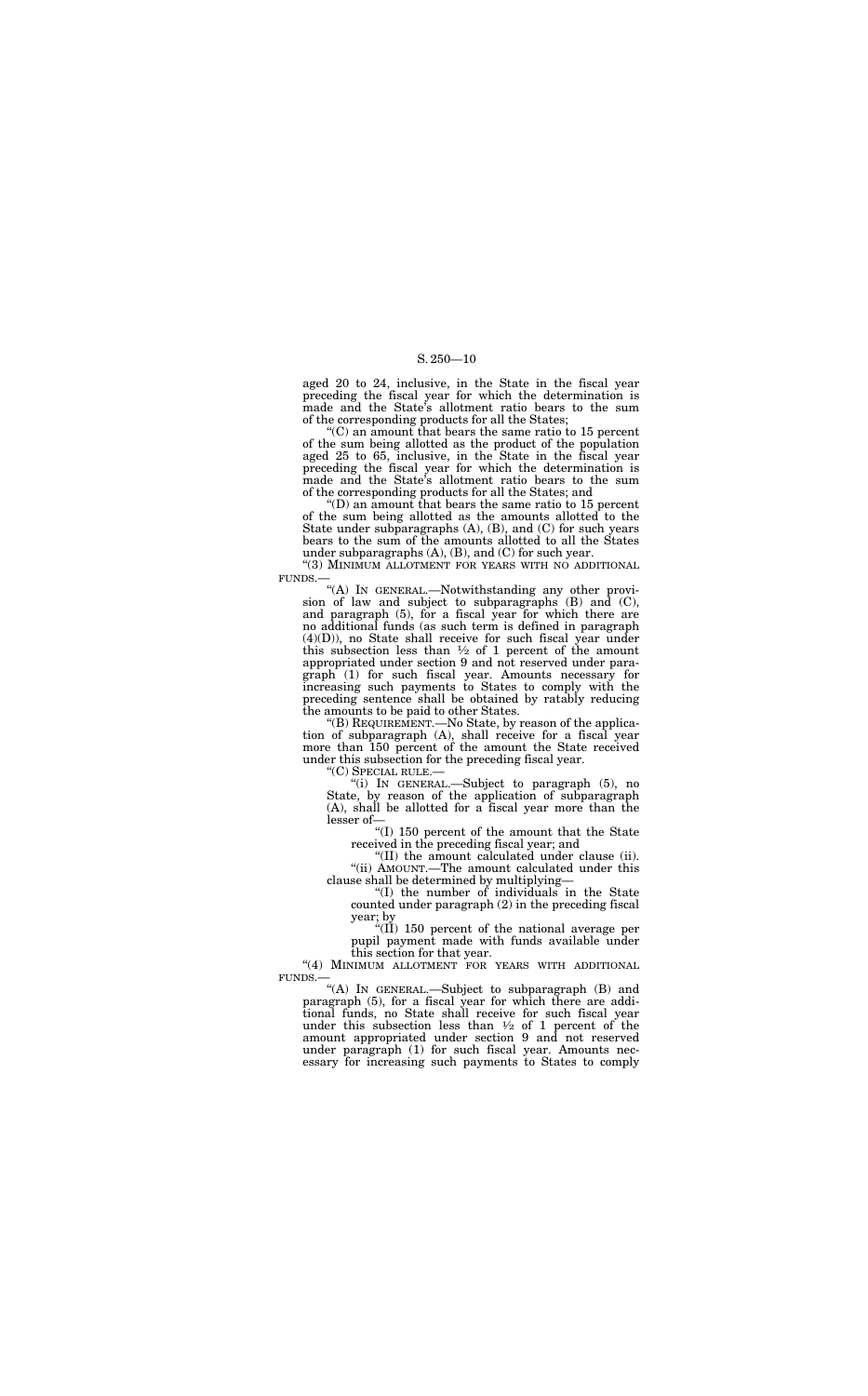aged 20 to 24, inclusive, in the State in the fiscal year preceding the fiscal year for which the determination is made and the State's allotment ratio bears to the sum of the corresponding products for all the States;

"(C) an amount that bears the same ratio to 15 percent of the sum being allotted as the product of the population aged 25 to 65, inclusive, in the State in the fiscal year preceding the fiscal year for which the determination is made and the State's allotment ratio bears to the sum of the corresponding products for all the States; and

"(D) an amount that bears the same ratio to 15 percent of the sum being allotted as the amounts allotted to the State under subparagraphs (A), (B), and (C) for such years bears to the sum of the amounts allotted to all the States under subparagraphs (A), (B), and (C) for such year.

"(3) MINIMUM ALLOTMENT FOR YEARS WITH NO ADDITIONAL FUNDS.—

"(A) IN GENERAL.—Notwithstanding any other provision of law and subject to subparagraphs (B) and (C), and paragraph (5), for a fiscal year for which there are no additional funds (as such term is defined in paragraph (4)(D)), no State shall receive for such fiscal year under this subsection less than ½ of 1 percent of the amount appropriated under section 9 and not reserved under paragraph (1) for such fiscal year. Amounts necessary for increasing such payments to States to comply with the preceding sentence shall be obtained by ratably reducing the amounts to be paid to other States.

"(B) REQUIREMENT.—No State, by reason of the application of subparagraph (A), shall receive for a fiscal year more than 150 percent of the amount the State received under this subsection for the preceding fiscal year.

"(C) SPECIAL RULE.—

"(i) IN GENERAL.—Subject to paragraph (5), no State, by reason of the application of subparagraph (A), shall be allotted for a fiscal year more than the lesser of—

"(I) 150 percent of the amount that the State received in the preceding fiscal year; and

"(II) the amount calculated under clause (ii).

"(ii) AMOUNT.—The amount calculated under this clause shall be determined by multiplying—

"(I) the number of individuals in the State counted under paragraph (2) in the preceding fiscal year; by

"(II) 150 percent of the national average per pupil payment made with funds available under this section for that year.

"(4) MINIMUM ALLOTMENT FOR YEARS WITH ADDITIONAL FUNDS.—

"(A) IN GENERAL.—Subject to subparagraph (B) and paragraph (5), for a fiscal year for which there are additional funds, no State shall receive for such fiscal year under this subsection less than ½ of 1 percent of the amount appropriated under section 9 and not reserved under paragraph (1) for such fiscal year. Amounts necessary for increasing such payments to States to comply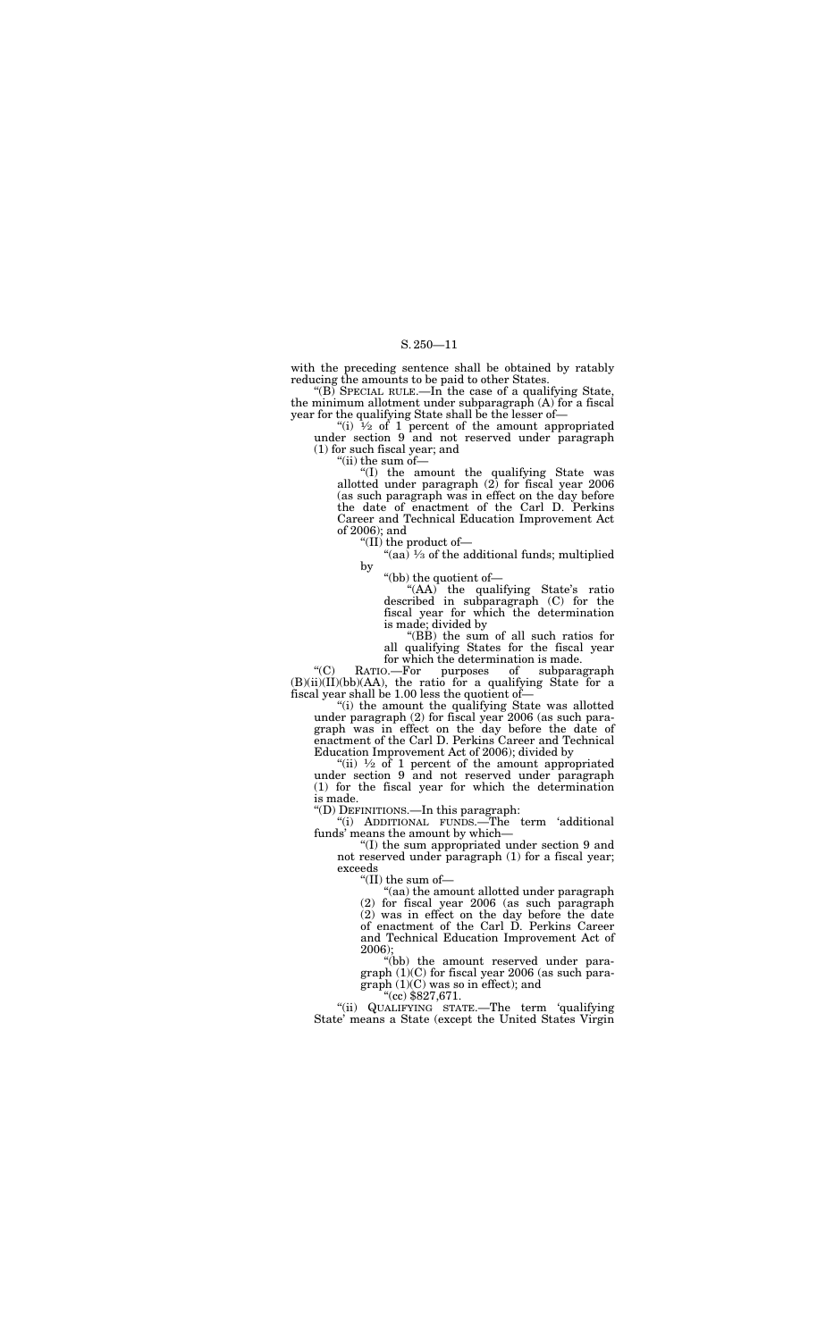with the preceding sentence shall be obtained by ratably reducing the amounts to be paid to other States.

"(B) SPECIAL RULE.—In the case of a qualifying State, the minimum allotment under subparagraph (A) for a fiscal year for the qualifying State shall be the lesser of—

"(i) ½ of 1 percent of the amount appropriated under section 9 and not reserved under paragraph (1) for such fiscal year; and

"(ii) the sum of—

"(I) the amount the qualifying State was allotted under paragraph (2) for fiscal year 2006 (as such paragraph was in effect on the day before the date of enactment of the Carl D. Perkins Career and Technical Education Improvement Act of 2006); and

"(II) the product of—

"(aa) ⅓ of the additional funds; multiplied by

"(bb) the quotient of—

"(AA) the qualifying State's ratio described in subparagraph (C) for the fiscal year for which the determination is made; divided by

"(BB) the sum of all such ratios for all qualifying States for the fiscal year for which the determination is made.

"(C) RATIO.—For purposes of subparagraph (B)(ii)(II)(bb)(AA), the ratio for a qualifying State for a fiscal year shall be 1.00 less the quotient of—

"(i) the amount the qualifying State was allotted under paragraph (2) for fiscal year 2006 (as such paragraph was in effect on the day before the date of enactment of the Carl D. Perkins Career and Technical Education Improvement Act of 2006); divided by

"(ii) ½ of 1 percent of the amount appropriated under section 9 and not reserved under paragraph (1) for the fiscal year for which the determination is made.

"(D) DEFINITIONS.—In this paragraph:

"(i) ADDITIONAL FUNDS.—The term 'additional funds' means the amount by which—

"(I) the sum appropriated under section 9 and not reserved under paragraph (1) for a fiscal year; exceeds

"(II) the sum of—

"(aa) the amount allotted under paragraph (2) for fiscal year 2006 (as such paragraph (2) was in effect on the day before the date of enactment of the Carl D. Perkins Career and Technical Education Improvement Act of 2006);

"(bb) the amount reserved under paragraph (1)(C) for fiscal year 2006 (as such paragraph (1)(C) was so in effect); and

"(cc) $827,671.

"(ii) QUALIFYING STATE.—The term 'qualifying State' means a State (except the United States Virgin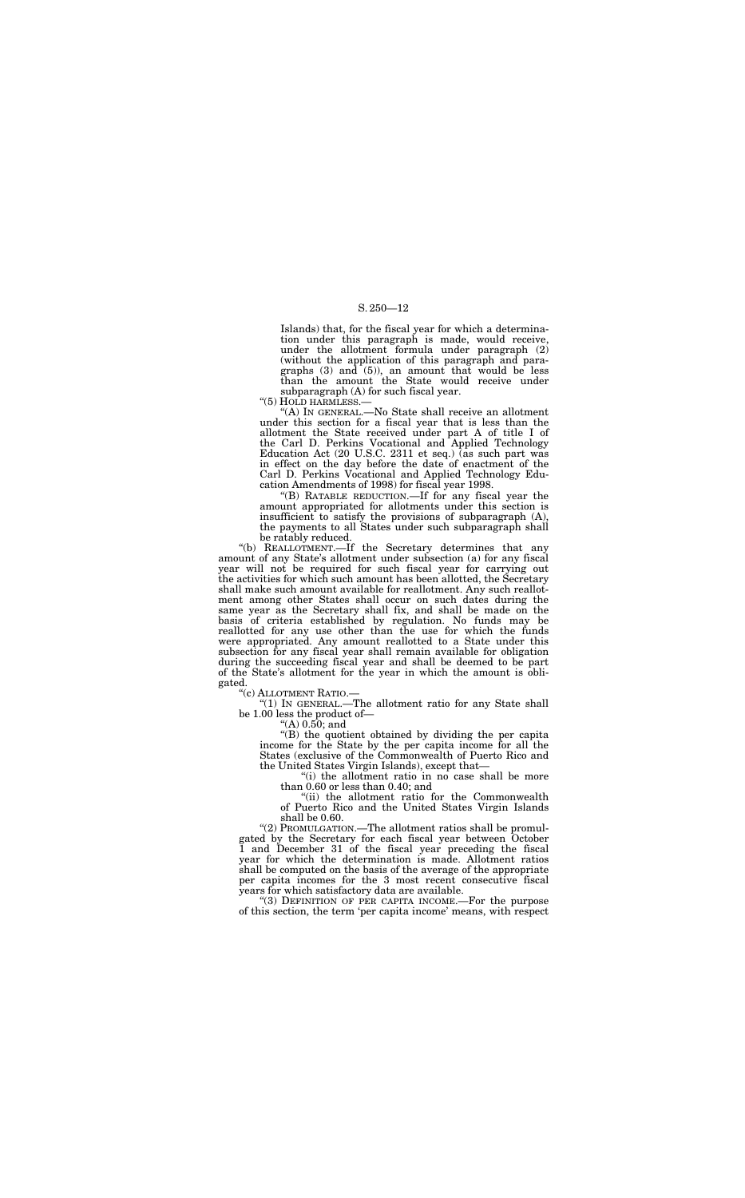Islands) that, for the fiscal year for which a determination under this paragraph is made, would receive, under the allotment formula under paragraph (2) (without the application of this paragraph and paragraphs (3) and (5)), an amount that would be less than the amount the State would receive under subparagraph (A) for such fiscal year.

"(5) HOLD HARMLESS.—

"(A) IN GENERAL.—No State shall receive an allotment under this section for a fiscal year that is less than the allotment the State received under part A of title I of the Carl D. Perkins Vocational and Applied Technology Education Act (20 U.S.C. 2311 et seq.) (as such part was in effect on the day before the date of enactment of the Carl D. Perkins Vocational and Applied Technology Education Amendments of 1998) for fiscal year 1998.

"(B) RATABLE REDUCTION.—If for any fiscal year the amount appropriated for allotments under this section is insufficient to satisfy the provisions of subparagraph (A), the payments to all States under such subparagraph shall be ratably reduced.

"(b) REALLOTMENT.—If the Secretary determines that any amount of any State's allotment under subsection (a) for any fiscal year will not be required for such fiscal year for carrying out the activities for which such amount has been allotted, the Secretary shall make such amount available for reallotment. Any such reallotment among other States shall occur on such dates during the same year as the Secretary shall fix, and shall be made on the basis of criteria established by regulation. No funds may be reallotted for any use other than the use for which the funds were appropriated. Any amount reallotted to a State under this subsection for any fiscal year shall remain available for obligation during the succeeding fiscal year and shall be deemed to be part of the State's allotment for the year in which the amount is obligated.

"(c) ALLOTMENT RATIO.—

"(1) IN GENERAL.—The allotment ratio for any State shall be 1.00 less the product of—

"(A) 0.50; and

"(B) the quotient obtained by dividing the per capita income for the State by the per capita income for all the States (exclusive of the Commonwealth of Puerto Rico and the United States Virgin Islands), except that—

"(i) the allotment ratio in no case shall be more than 0.60 or less than 0.40; and

"(ii) the allotment ratio for the Commonwealth of Puerto Rico and the United States Virgin Islands shall be 0.60.

"(2) PROMULGATION.—The allotment ratios shall be promulgated by the Secretary for each fiscal year between October 1 and December 31 of the fiscal year preceding the fiscal year for which the determination is made. Allotment ratios shall be computed on the basis of the average of the appropriate per capita incomes for the 3 most recent consecutive fiscal years for which satisfactory data are available.

"(3) DEFINITION OF PER CAPITA INCOME.—For the purpose of this section, the term 'per capita income' means, with respect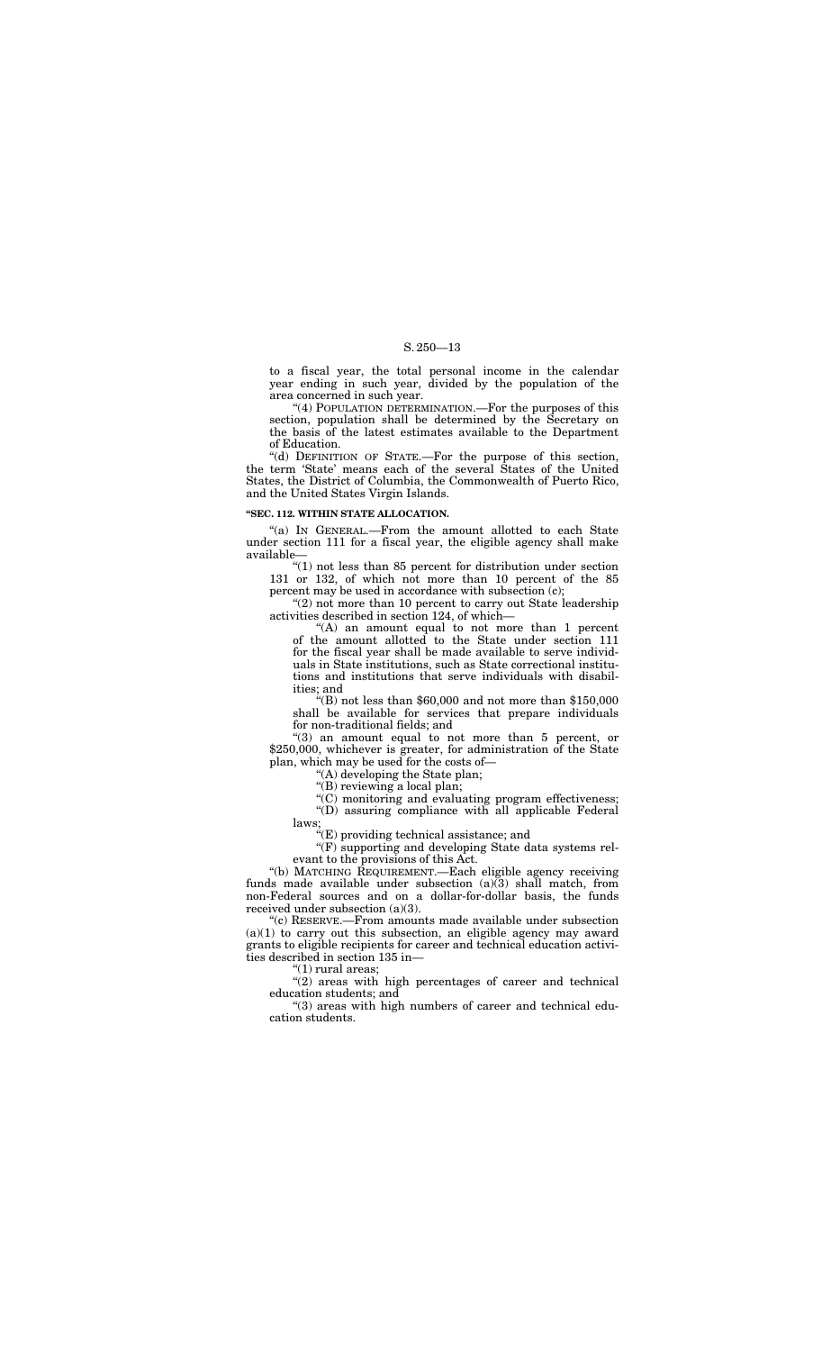to a fiscal year, the total personal income in the calendar year ending in such year, divided by the population of the area concerned in such year.

"(4) POPULATION DETERMINATION.—For the purposes of this section, population shall be determined by the Secretary on the basis of the latest estimates available to the Department of Education.

"(d) DEFINITION OF STATE.—For the purpose of this section, the term 'State' means each of the several States of the United States, the District of Columbia, the Commonwealth of Puerto Rico, and the United States Virgin Islands.

**"SEC. 112. WITHIN STATE ALLOCATION.**

"(a) IN GENERAL.—From the amount allotted to each State under section 111 for a fiscal year, the eligible agency shall make available—

"(1) not less than 85 percent for distribution under section 131 or 132, of which not more than 10 percent of the 85 percent may be used in accordance with subsection (c);

"(2) not more than 10 percent to carry out State leadership activities described in section 124, of which—

"(A) an amount equal to not more than 1 percent of the amount allotted to the State under section 111 for the fiscal year shall be made available to serve individuals in State institutions, such as State correctional institutions and institutions that serve individuals with disabilities; and

"(B) not less than $60,000 and not more than $150,000 shall be available for services that prepare individuals for non-traditional fields; and

"(3) an amount equal to not more than 5 percent, or $250,000, whichever is greater, for administration of the State plan, which may be used for the costs of—

"(A) developing the State plan;

"(B) reviewing a local plan;

"(C) monitoring and evaluating program effectiveness;

"(D) assuring compliance with all applicable Federal laws;

"(E) providing technical assistance; and

"(F) supporting and developing State data systems relevant to the provisions of this Act.

"(b) MATCHING REQUIREMENT.—Each eligible agency receiving funds made available under subsection (a)(3) shall match, from non-Federal sources and on a dollar-for-dollar basis, the funds received under subsection (a)(3).

"(c) RESERVE.—From amounts made available under subsection (a)(1) to carry out this subsection, an eligible agency may award grants to eligible recipients for career and technical education activities described in section 135 in—

"(1) rural areas;

"(2) areas with high percentages of career and technical education students; and

"(3) areas with high numbers of career and technical education students.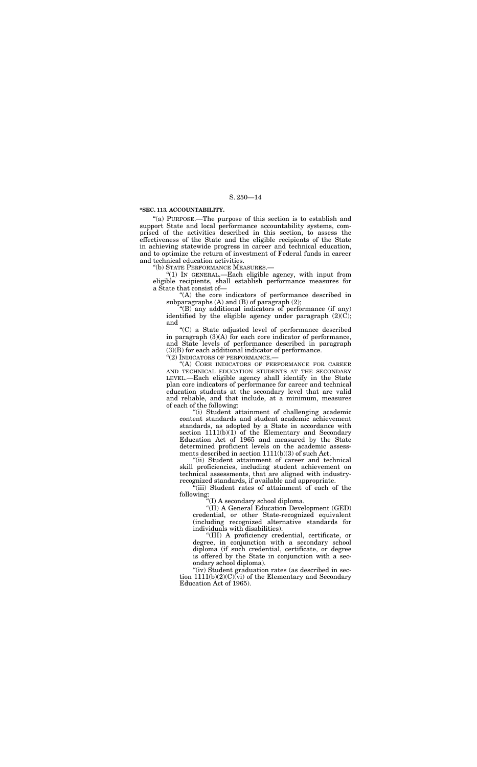**"SEC. 113. ACCOUNTABILITY.**

"(a) PURPOSE.—The purpose of this section is to establish and support State and local performance accountability systems, comprised of the activities described in this section, to assess the effectiveness of the State and the eligible recipients of the State in achieving statewide progress in career and technical education, and to optimize the return of investment of Federal funds in career and technical education activities.

"(b) STATE PERFORMANCE MEASURES.—

"(1) IN GENERAL.—Each eligible agency, with input from eligible recipients, shall establish performance measures for a State that consist of—

"(A) the core indicators of performance described in subparagraphs (A) and (B) of paragraph (2);

"(B) any additional indicators of performance (if any) identified by the eligible agency under paragraph (2)(C); and

"(C) a State adjusted level of performance described in paragraph (3)(A) for each core indicator of performance, and State levels of performance described in paragraph (3)(B) for each additional indicator of performance.

"(2) INDICATORS OF PERFORMANCE.—

"(A) CORE INDICATORS OF PERFORMANCE FOR CAREER AND TECHNICAL EDUCATION STUDENTS AT THE SECONDARY LEVEL.—Each eligible agency shall identify in the State plan core indicators of performance for career and technical education students at the secondary level that are valid and reliable, and that include, at a minimum, measures of each of the following:

"(i) Student attainment of challenging academic content standards and student academic achievement standards, as adopted by a State in accordance with section 1111(b)(1) of the Elementary and Secondary Education Act of 1965 and measured by the State determined proficient levels on the academic assessments described in section 1111(b)(3) of such Act.

"(ii) Student attainment of career and technical skill proficiencies, including student achievement on technical assessments, that are aligned with industry-recognized standards, if available and appropriate.

"(iii) Student rates of attainment of each of the following:

"(I) A secondary school diploma.

"(II) A General Education Development (GED) credential, or other State-recognized equivalent (including recognized alternative standards for individuals with disabilities).

"(III) A proficiency credential, certificate, or degree, in conjunction with a secondary school diploma (if such credential, certificate, or degree is offered by the State in conjunction with a secondary school diploma).

"(iv) Student graduation rates (as described in section 1111(b)(2)(C)(vi) of the Elementary and Secondary Education Act of 1965).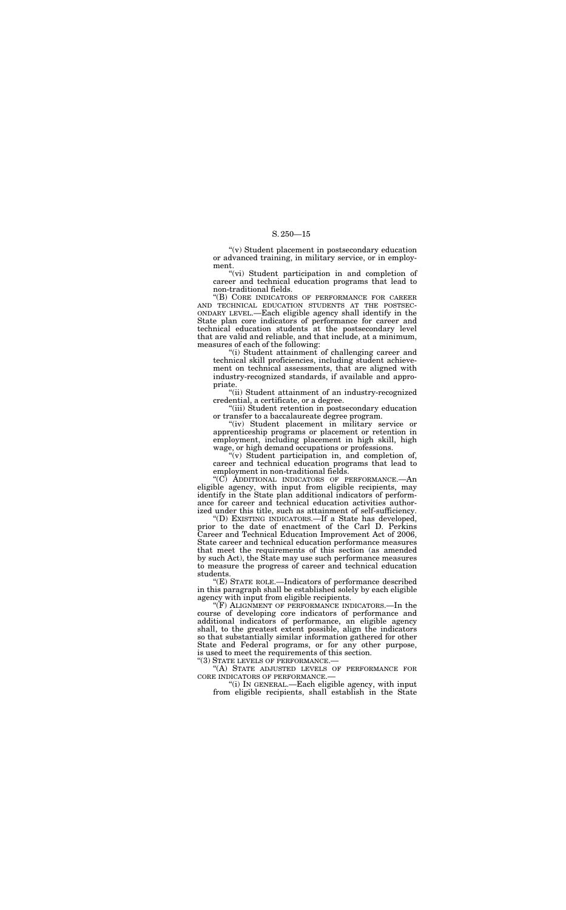"(v) Student placement in postsecondary education or advanced training, in military service, or in employment.

"(vi) Student participation in and completion of career and technical education programs that lead to non-traditional fields.

"(B) CORE INDICATORS OF PERFORMANCE FOR CAREER AND TECHNICAL EDUCATION STUDENTS AT THE POSTSECONDARY LEVEL.—Each eligible agency shall identify in the State plan core indicators of performance for career and technical education students at the postsecondary level that are valid and reliable, and that include, at a minimum, measures of each of the following:

"(i) Student attainment of challenging career and technical skill proficiencies, including student achievement on technical assessments, that are aligned with industry-recognized standards, if available and appropriate.

"(ii) Student attainment of an industry-recognized credential, a certificate, or a degree.

"(iii) Student retention in postsecondary education or transfer to a baccalaureate degree program.

"(iv) Student placement in military service or apprenticeship programs or placement or retention in employment, including placement in high skill, high wage, or high demand occupations or professions.

"(v) Student participation in, and completion of, career and technical education programs that lead to employment in non-traditional fields.

"(C) ADDITIONAL INDICATORS OF PERFORMANCE.—An eligible agency, with input from eligible recipients, may identify in the State plan additional indicators of performance for career and technical education activities authorized under this title, such as attainment of self-sufficiency.

"(D) EXISTING INDICATORS.—If a State has developed, prior to the date of enactment of the Carl D. Perkins Career and Technical Education Improvement Act of 2006, State career and technical education performance measures that meet the requirements of this section (as amended by such Act), the State may use such performance measures to measure the progress of career and technical education students.

"(E) STATE ROLE.—Indicators of performance described in this paragraph shall be established solely by each eligible agency with input from eligible recipients.

"(F) ALIGNMENT OF PERFORMANCE INDICATORS.—In the course of developing core indicators of performance and additional indicators of performance, an eligible agency shall, to the greatest extent possible, align the indicators so that substantially similar information gathered for other State and Federal programs, or for any other purpose, is used to meet the requirements of this section.

"(3) STATE LEVELS OF PERFORMANCE.—

"(A) STATE ADJUSTED LEVELS OF PERFORMANCE FOR CORE INDICATORS OF PERFORMANCE.—

"(i) IN GENERAL.—Each eligible agency, with input from eligible recipients, shall establish in the State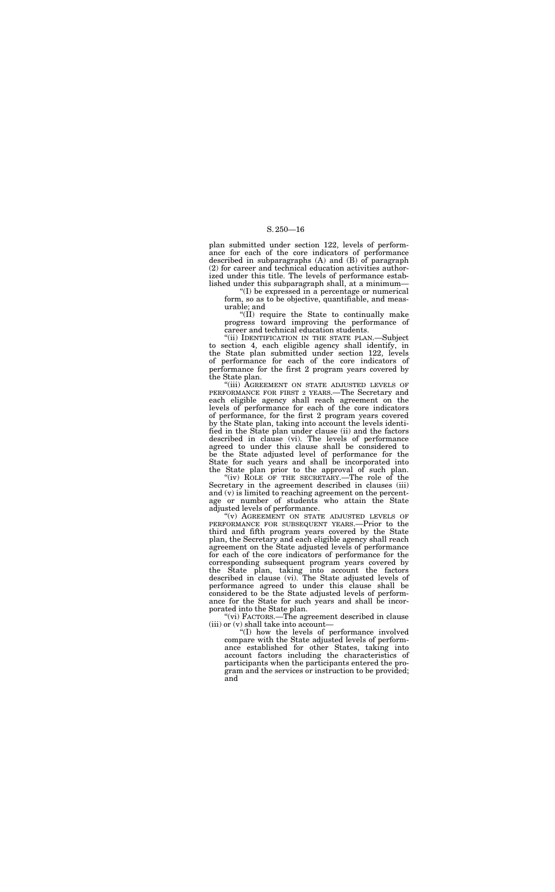plan submitted under section 122, levels of performance for each of the core indicators of performance described in subparagraphs (A) and (B) of paragraph (2) for career and technical education activities authorized under this title. The levels of performance established under this subparagraph shall, at a minimum—

"(I) be expressed in a percentage or numerical form, so as to be objective, quantifiable, and measurable; and

"(II) require the State to continually make progress toward improving the performance of career and technical education students.

"(ii) IDENTIFICATION IN THE STATE PLAN.—Subject to section 4, each eligible agency shall identify, in the State plan submitted under section 122, levels of performance for each of the core indicators of performance for the first 2 program years covered by the State plan.

"(iii) AGREEMENT ON STATE ADJUSTED LEVELS OF PERFORMANCE FOR FIRST 2 YEARS.—The Secretary and each eligible agency shall reach agreement on the levels of performance for each of the core indicators of performance, for the first 2 program years covered by the State plan, taking into account the levels identified in the State plan under clause (ii) and the factors described in clause (vi). The levels of performance agreed to under this clause shall be considered to be the State adjusted level of performance for the State for such years and shall be incorporated into the State plan prior to the approval of such plan.

"(iv) ROLE OF THE SECRETARY.—The role of the Secretary in the agreement described in clauses (iii) and (v) is limited to reaching agreement on the percentage or number of students who attain the State adjusted levels of performance.

"(v) AGREEMENT ON STATE ADJUSTED LEVELS OF PERFORMANCE FOR SUBSEQUENT YEARS.—Prior to the third and fifth program years covered by the State plan, the Secretary and each eligible agency shall reach agreement on the State adjusted levels of performance for each of the core indicators of performance for the corresponding subsequent program years covered by the State plan, taking into account the factors described in clause (vi). The State adjusted levels of performance agreed to under this clause shall be considered to be the State adjusted levels of performance for the State for such years and shall be incorporated into the State plan.

"(vi) FACTORS.—The agreement described in clause (iii) or (v) shall take into account—

"(I) how the levels of performance involved compare with the State adjusted levels of performance established for other States, taking into account factors including the characteristics of participants when the participants entered the program and the services or instruction to be provided; and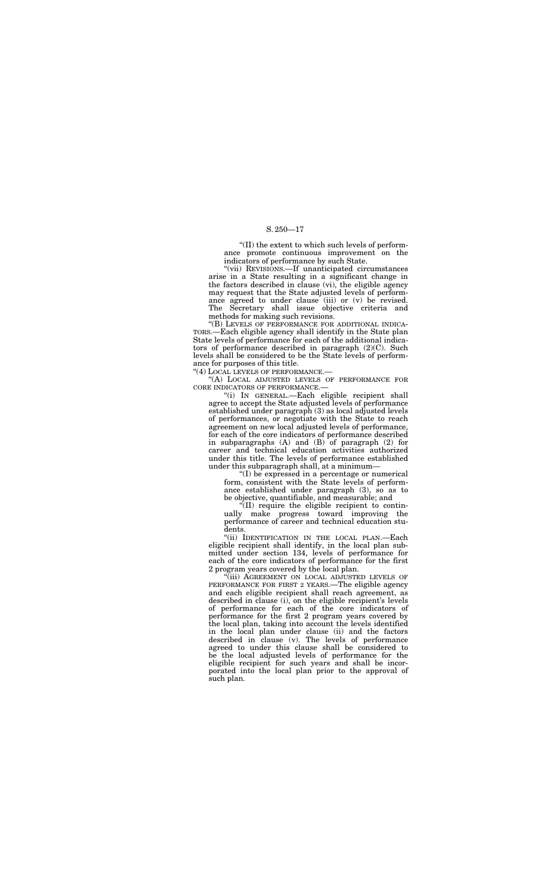"(II) the extent to which such levels of performance promote continuous improvement on the indicators of performance by such State.

"(vii) REVISIONS.—If unanticipated circumstances arise in a State resulting in a significant change in the factors described in clause (vi), the eligible agency may request that the State adjusted levels of performance agreed to under clause (iii) or (v) be revised. The Secretary shall issue objective criteria and methods for making such revisions.

"(B) LEVELS OF PERFORMANCE FOR ADDITIONAL INDICATORS.—Each eligible agency shall identify in the State plan State levels of performance for each of the additional indicators of performance described in paragraph (2)(C). Such levels shall be considered to be the State levels of performance for purposes of this title.

"(4) LOCAL LEVELS OF PERFORMANCE.—

"(A) LOCAL ADJUSTED LEVELS OF PERFORMANCE FOR CORE INDICATORS OF PERFORMANCE.—

"(i) IN GENERAL.—Each eligible recipient shall agree to accept the State adjusted levels of performance established under paragraph (3) as local adjusted levels of performances, or negotiate with the State to reach agreement on new local adjusted levels of performance, for each of the core indicators of performance described in subparagraphs (A) and (B) of paragraph (2) for career and technical education activities authorized under this title. The levels of performance established under this subparagraph shall, at a minimum—

"(I) be expressed in a percentage or numerical form, consistent with the State levels of performance established under paragraph (3), so as to be objective, quantifiable, and measurable; and

"(II) require the eligible recipient to continually make progress toward improving the performance of career and technical education students.

"(ii) IDENTIFICATION IN THE LOCAL PLAN.—Each eligible recipient shall identify, in the local plan submitted under section 134, levels of performance for each of the core indicators of performance for the first 2 program years covered by the local plan.

"(iii) AGREEMENT ON LOCAL ADJUSTED LEVELS OF PERFORMANCE FOR FIRST 2 YEARS.—The eligible agency and each eligible recipient shall reach agreement, as described in clause (i), on the eligible recipient's levels of performance for each of the core indicators of performance for the first 2 program years covered by the local plan, taking into account the levels identified in the local plan under clause (ii) and the factors described in clause (v). The levels of performance agreed to under this clause shall be considered to be the local adjusted levels of performance for the eligible recipient for such years and shall be incorporated into the local plan prior to the approval of such plan.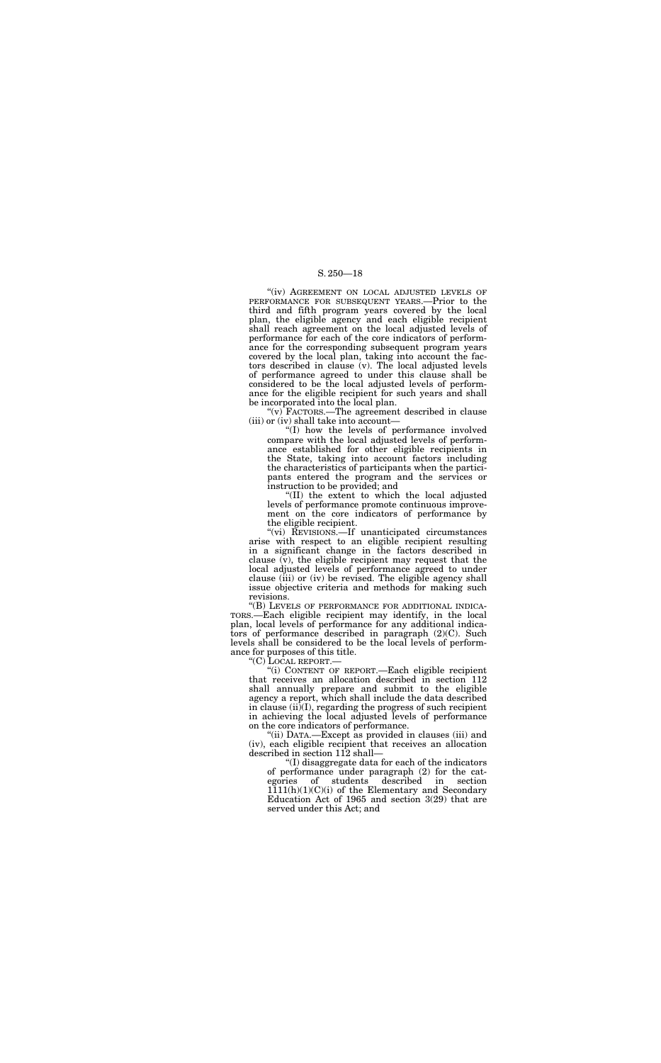"(iv) AGREEMENT ON LOCAL ADJUSTED LEVELS OF PERFORMANCE FOR SUBSEQUENT YEARS.—Prior to the third and fifth program years covered by the local plan, the eligible agency and each eligible recipient shall reach agreement on the local adjusted levels of performance for each of the core indicators of performance for the corresponding subsequent program years covered by the local plan, taking into account the factors described in clause (v). The local adjusted levels of performance agreed to under this clause shall be considered to be the local adjusted levels of performance for the eligible recipient for such years and shall be incorporated into the local plan.

"(v) FACTORS.—The agreement described in clause (iii) or (iv) shall take into account—

"(I) how the levels of performance involved compare with the local adjusted levels of performance established for other eligible recipients in the State, taking into account factors including the characteristics of participants when the participants entered the program and the services or instruction to be provided; and

"(II) the extent to which the local adjusted levels of performance promote continuous improvement on the core indicators of performance by the eligible recipient.

"(vi) REVISIONS.—If unanticipated circumstances arise with respect to an eligible recipient resulting in a significant change in the factors described in clause (v), the eligible recipient may request that the local adjusted levels of performance agreed to under clause (iii) or (iv) be revised. The eligible agency shall issue objective criteria and methods for making such revisions.

"(B) LEVELS OF PERFORMANCE FOR ADDITIONAL INDICATORS.—Each eligible recipient may identify, in the local plan, local levels of performance for any additional indicators of performance described in paragraph (2)(C). Such levels shall be considered to be the local levels of performance for purposes of this title.

"(C) LOCAL REPORT.—

"(i) CONTENT OF REPORT.—Each eligible recipient that receives an allocation described in section 112 shall annually prepare and submit to the eligible agency a report, which shall include the data described in clause (ii)(I), regarding the progress of such recipient in achieving the local adjusted levels of performance on the core indicators of performance.

"(ii) DATA.—Except as provided in clauses (iii) and (iv), each eligible recipient that receives an allocation described in section 112 shall—

"(I) disaggregate data for each of the indicators of performance under paragraph (2) for the categories of students described in section 1111(h)(1)(C)(i) of the Elementary and Secondary Education Act of 1965 and section 3(29) that are served under this Act; and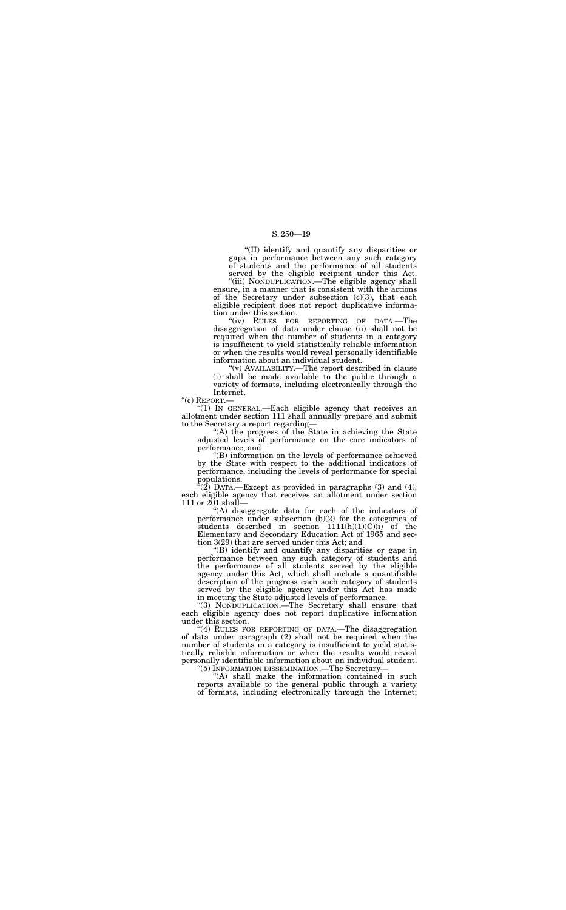"(II) identify and quantify any disparities or gaps in performance between any such category of students and the performance of all students served by the eligible recipient under this Act.

"(iii) NONDUPLICATION.—The eligible agency shall ensure, in a manner that is consistent with the actions of the Secretary under subsection (c)(3), that each eligible recipient does not report duplicative information under this section.

"(iv) RULES FOR REPORTING OF DATA.—The disaggregation of data under clause (ii) shall not be required when the number of students in a category is insufficient to yield statistically reliable information or when the results would reveal personally identifiable information about an individual student.

"(v) AVAILABILITY.—The report described in clause (i) shall be made available to the public through a variety of formats, including electronically through the Internet.

"(c) REPORT.—

"(1) IN GENERAL.—Each eligible agency that receives an allotment under section 111 shall annually prepare and submit to the Secretary a report regarding—

"(A) the progress of the State in achieving the State adjusted levels of performance on the core indicators of performance; and

"(B) information on the levels of performance achieved by the State with respect to the additional indicators of performance, including the levels of performance for special populations.

"(2) DATA.—Except as provided in paragraphs (3) and (4), each eligible agency that receives an allotment under section 111 or 201 shall—

"(A) disaggregate data for each of the indicators of performance under subsection (b)(2) for the categories of students described in section 1111(h)(1)(C)(i) of the Elementary and Secondary Education Act of 1965 and section 3(29) that are served under this Act; and

"(B) identify and quantify any disparities or gaps in performance between any such category of students and the performance of all students served by the eligible agency under this Act, which shall include a quantifiable description of the progress each such category of students served by the eligible agency under this Act has made in meeting the State adjusted levels of performance.

"(3) NONDUPLICATION.—The Secretary shall ensure that each eligible agency does not report duplicative information under this section.

"(4) RULES FOR REPORTING OF DATA.—The disaggregation of data under paragraph (2) shall not be required when the number of students in a category is insufficient to yield statistically reliable information or when the results would reveal personally identifiable information about an individual student.

"(5) INFORMATION DISSEMINATION.—The Secretary—

"(A) shall make the information contained in such reports available to the general public through a variety of formats, including electronically through the Internet;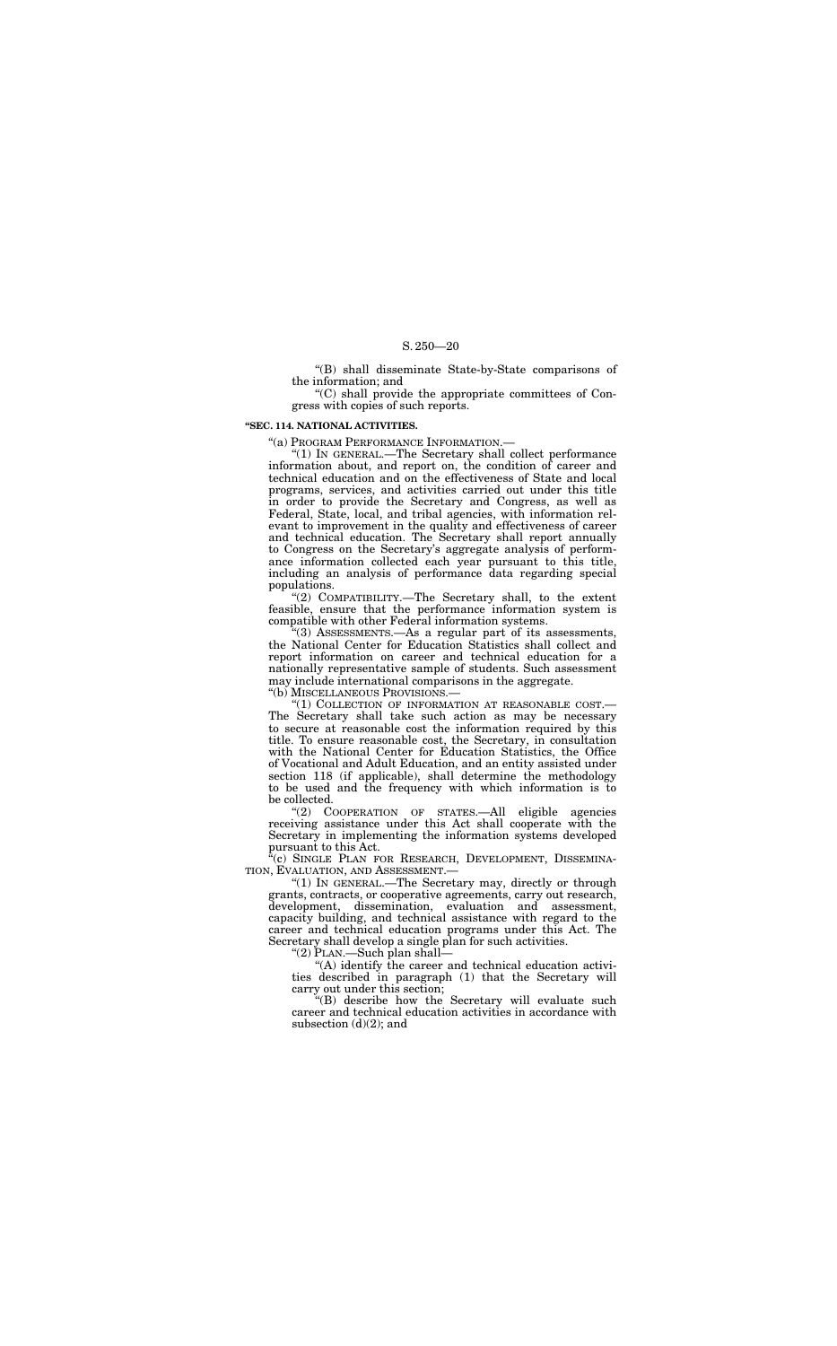"(B) shall disseminate State-by-State comparisons of the information; and

"(C) shall provide the appropriate committees of Congress with copies of such reports.

**"SEC. 114. NATIONAL ACTIVITIES.**

"(a) PROGRAM PERFORMANCE INFORMATION.—

"(1) IN GENERAL.—The Secretary shall collect performance information about, and report on, the condition of career and technical education and on the effectiveness of State and local programs, services, and activities carried out under this title in order to provide the Secretary and Congress, as well as Federal, State, local, and tribal agencies, with information relevant to improvement in the quality and effectiveness of career and technical education. The Secretary shall report annually to Congress on the Secretary's aggregate analysis of performance information collected each year pursuant to this title, including an analysis of performance data regarding special populations.

"(2) COMPATIBILITY.—The Secretary shall, to the extent feasible, ensure that the performance information system is compatible with other Federal information systems.

"(3) ASSESSMENTS.—As a regular part of its assessments, the National Center for Education Statistics shall collect and report information on career and technical education for a nationally representative sample of students. Such assessment may include international comparisons in the aggregate.

"(b) MISCELLANEOUS PROVISIONS.—

"(1) COLLECTION OF INFORMATION AT REASONABLE COST.—The Secretary shall take such action as may be necessary to secure at reasonable cost the information required by this title. To ensure reasonable cost, the Secretary, in consultation with the National Center for Education Statistics, the Office of Vocational and Adult Education, and an entity assisted under section 118 (if applicable), shall determine the methodology to be used and the frequency with which information is to be collected.

"(2) COOPERATION OF STATES.—All eligible agencies receiving assistance under this Act shall cooperate with the Secretary in implementing the information systems developed pursuant to this Act.

"(c) SINGLE PLAN FOR RESEARCH, DEVELOPMENT, DISSEMINATION, EVALUATION, AND ASSESSMENT.—

"(1) IN GENERAL.—The Secretary may, directly or through grants, contracts, or cooperative agreements, carry out research, development, dissemination, evaluation and assessment, capacity building, and technical assistance with regard to the career and technical education programs under this Act. The Secretary shall develop a single plan for such activities.

"(2) PLAN.—Such plan shall—

"(A) identify the career and technical education activities described in paragraph (1) that the Secretary will carry out under this section;

"(B) describe how the Secretary will evaluate such career and technical education activities in accordance with subsection (d)(2); and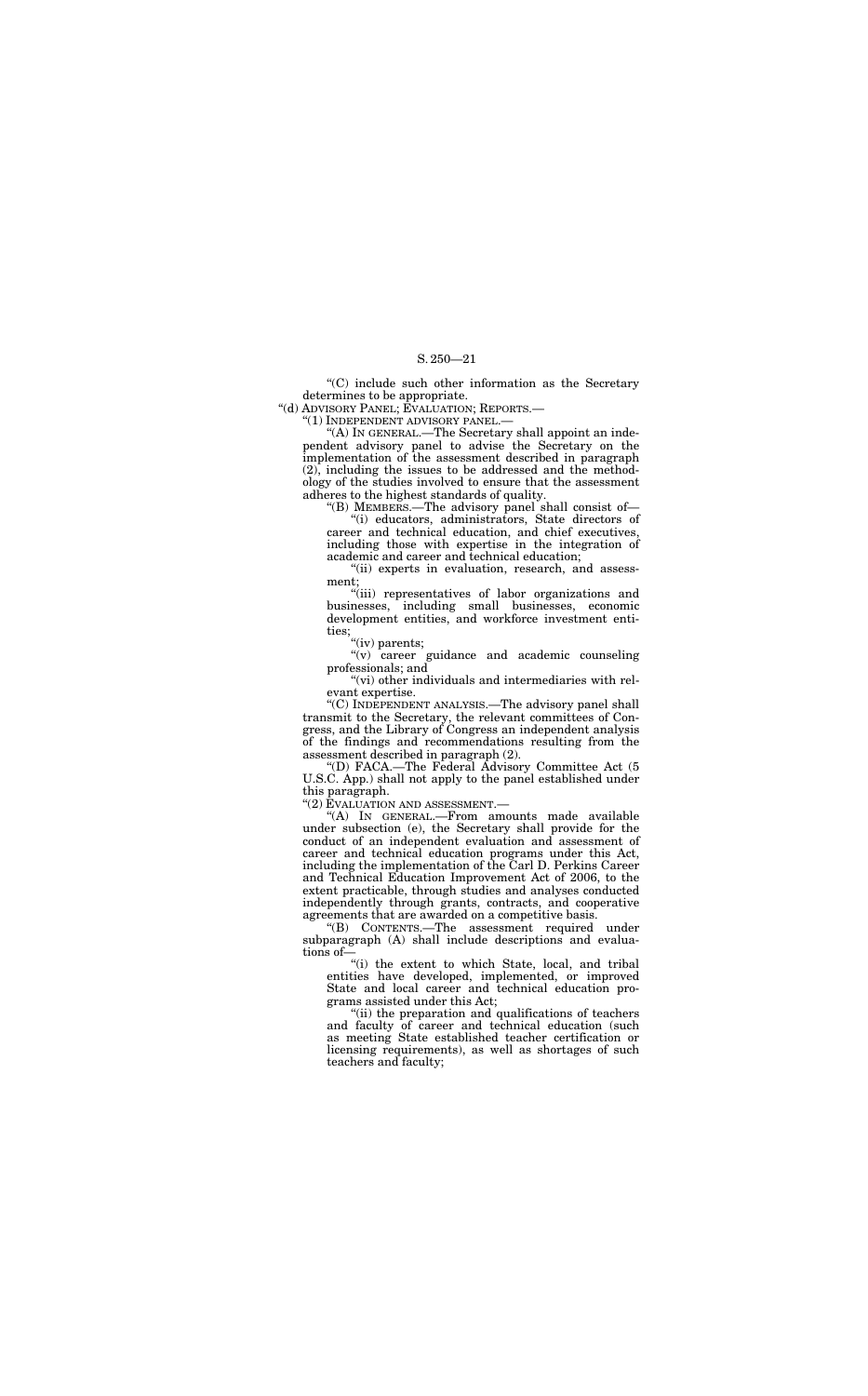"(C) include such other information as the Secretary determines to be appropriate.

"(d) ADVISORY PANEL; EVALUATION; REPORTS.—

"(1) INDEPENDENT ADVISORY PANEL.—

"(A) IN GENERAL.—The Secretary shall appoint an independent advisory panel to advise the Secretary on the implementation of the assessment described in paragraph (2), including the issues to be addressed and the methodology of the studies involved to ensure that the assessment adheres to the highest standards of quality.

"(B) MEMBERS.—The advisory panel shall consist of—

"(i) educators, administrators, State directors of career and technical education, and chief executives, including those with expertise in the integration of academic and career and technical education;

"(ii) experts in evaluation, research, and assessment;

"(iii) representatives of labor organizations and businesses, including small businesses, economic development entities, and workforce investment entities;

"(iv) parents;

"(v) career guidance and academic counseling professionals; and

"(vi) other individuals and intermediaries with relevant expertise.

"(C) INDEPENDENT ANALYSIS.—The advisory panel shall transmit to the Secretary, the relevant committees of Congress, and the Library of Congress an independent analysis of the findings and recommendations resulting from the assessment described in paragraph (2).

"(D) FACA.—The Federal Advisory Committee Act (5 U.S.C. App.) shall not apply to the panel established under this paragraph.

"(2) EVALUATION AND ASSESSMENT.—

"(A) IN GENERAL.—From amounts made available under subsection (e), the Secretary shall provide for the conduct of an independent evaluation and assessment of career and technical education programs under this Act, including the implementation of the Carl D. Perkins Career and Technical Education Improvement Act of 2006, to the extent practicable, through studies and analyses conducted independently through grants, contracts, and cooperative agreements that are awarded on a competitive basis.

"(B) CONTENTS.—The assessment required under subparagraph (A) shall include descriptions and evaluations of—

"(i) the extent to which State, local, and tribal entities have developed, implemented, or improved State and local career and technical education programs assisted under this Act;

"(ii) the preparation and qualifications of teachers and faculty of career and technical education (such as meeting State established teacher certification or licensing requirements), as well as shortages of such teachers and faculty;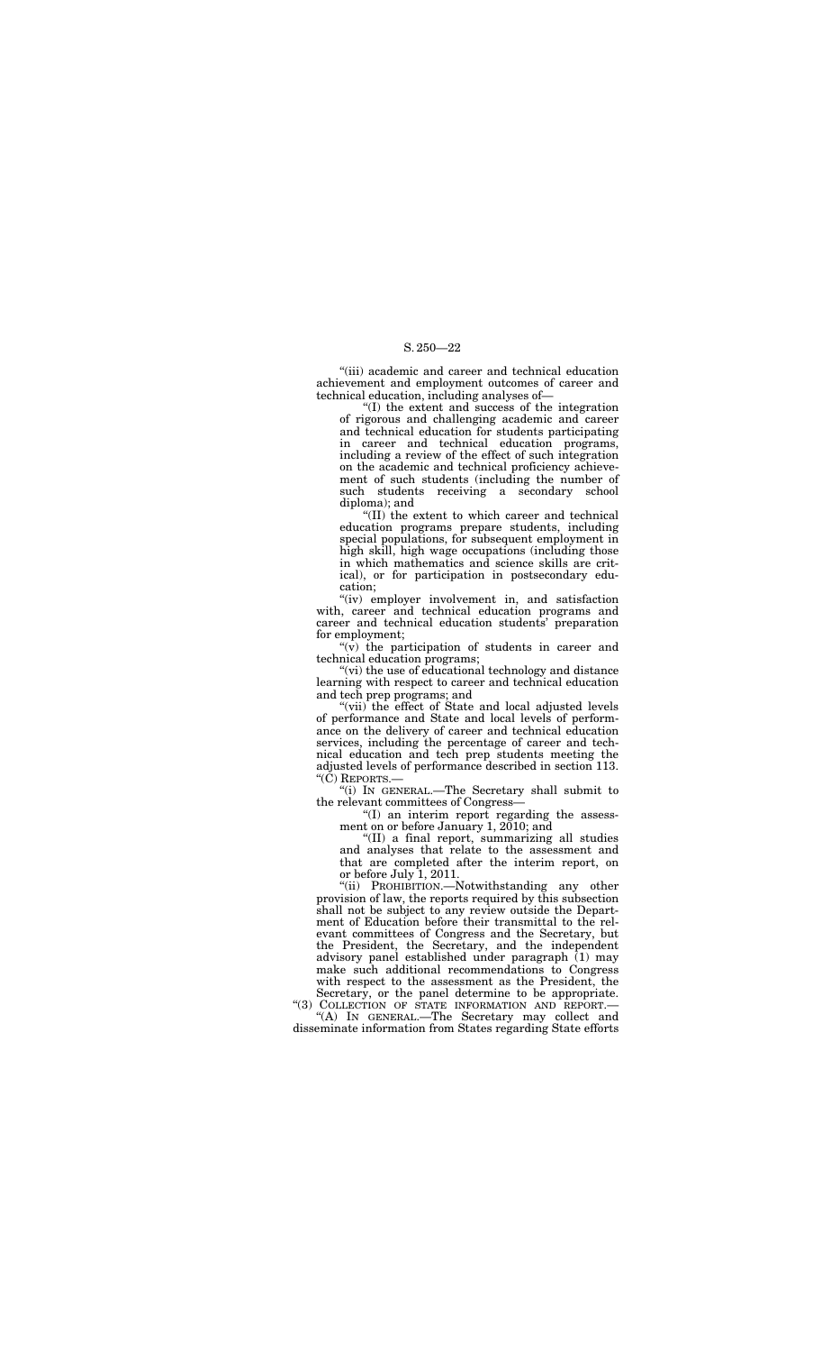"(iii) academic and career and technical education achievement and employment outcomes of career and technical education, including analyses of—

"(I) the extent and success of the integration of rigorous and challenging academic and career and technical education for students participating in career and technical education programs, including a review of the effect of such integration on the academic and technical proficiency achievement of such students (including the number of such students receiving a secondary school diploma); and

"(II) the extent to which career and technical education programs prepare students, including special populations, for subsequent employment in high skill, high wage occupations (including those in which mathematics and science skills are critical), or for participation in postsecondary education;

"(iv) employer involvement in, and satisfaction with, career and technical education programs and career and technical education students' preparation for employment;

"(v) the participation of students in career and technical education programs;

"(vi) the use of educational technology and distance learning with respect to career and technical education and tech prep programs; and

"(vii) the effect of State and local adjusted levels of performance and State and local levels of performance on the delivery of career and technical education services, including the percentage of career and technical education and tech prep students meeting the adjusted levels of performance described in section 113.

"(C) REPORTS.—

"(i) IN GENERAL.—The Secretary shall submit to the relevant committees of Congress—

"(I) an interim report regarding the assessment on or before January 1, 2010; and

"(II) a final report, summarizing all studies and analyses that relate to the assessment and that are completed after the interim report, on or before July 1, 2011.

"(ii) PROHIBITION.—Notwithstanding any other provision of law, the reports required by this subsection shall not be subject to any review outside the Department of Education before their transmittal to the relevant committees of Congress and the Secretary, but the President, the Secretary, and the independent advisory panel established under paragraph (1) may make such additional recommendations to Congress with respect to the assessment as the President, the Secretary, or the panel determine to be appropriate.

"(3) COLLECTION OF STATE INFORMATION AND REPORT.—

"(A) IN GENERAL.—The Secretary may collect and disseminate information from States regarding State efforts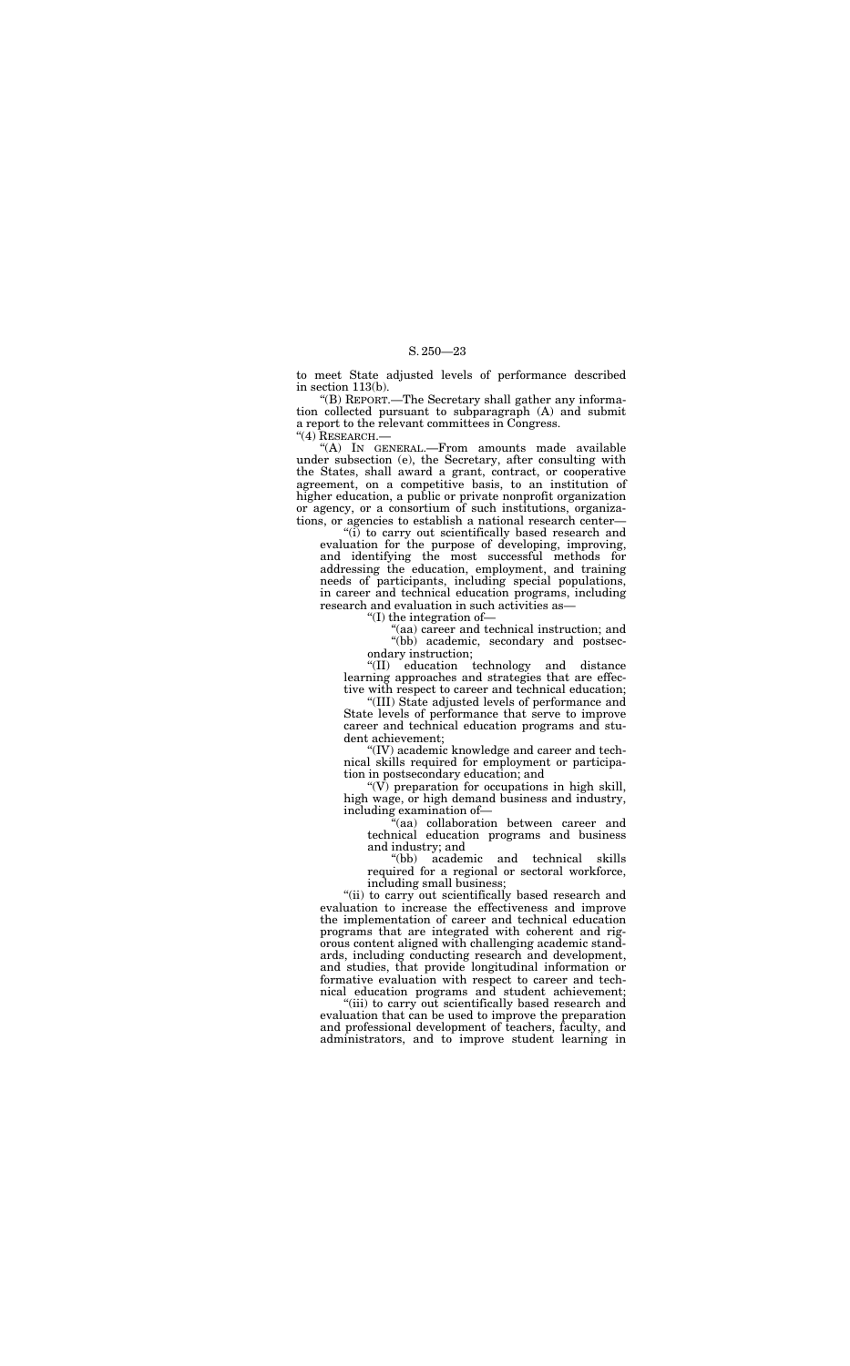to meet State adjusted levels of performance described in section 113(b).

"(B) REPORT.—The Secretary shall gather any information collected pursuant to subparagraph (A) and submit a report to the relevant committees in Congress.

"(4) RESEARCH.—

"(A) IN GENERAL.—From amounts made available under subsection (e), the Secretary, after consulting with the States, shall award a grant, contract, or cooperative agreement, on a competitive basis, to an institution of higher education, a public or private nonprofit organization or agency, or a consortium of such institutions, organizations, or agencies to establish a national research center—

"(i) to carry out scientifically based research and evaluation for the purpose of developing, improving, and identifying the most successful methods for addressing the education, employment, and training needs of participants, including special populations, in career and technical education programs, including research and evaluation in such activities as—

"(I) the integration of—

"(aa) career and technical instruction; and

"(bb) academic, secondary and postsecondary instruction;

"(II) education technology and distance learning approaches and strategies that are effective with respect to career and technical education;

"(III) State adjusted levels of performance and State levels of performance that serve to improve career and technical education programs and student achievement;

"(IV) academic knowledge and career and technical skills required for employment or participation in postsecondary education; and

"(V) preparation for occupations in high skill, high wage, or high demand business and industry, including examination of—

"(aa) collaboration between career and technical education programs and business and industry; and

"(bb) academic and technical skills required for a regional or sectoral workforce, including small business;

"(ii) to carry out scientifically based research and evaluation to increase the effectiveness and improve the implementation of career and technical education programs that are integrated with coherent and rigorous content aligned with challenging academic standards, including conducting research and development, and studies, that provide longitudinal information or formative evaluation with respect to career and technical education programs and student achievement;

"(iii) to carry out scientifically based research and evaluation that can be used to improve the preparation and professional development of teachers, faculty, and administrators, and to improve student learning in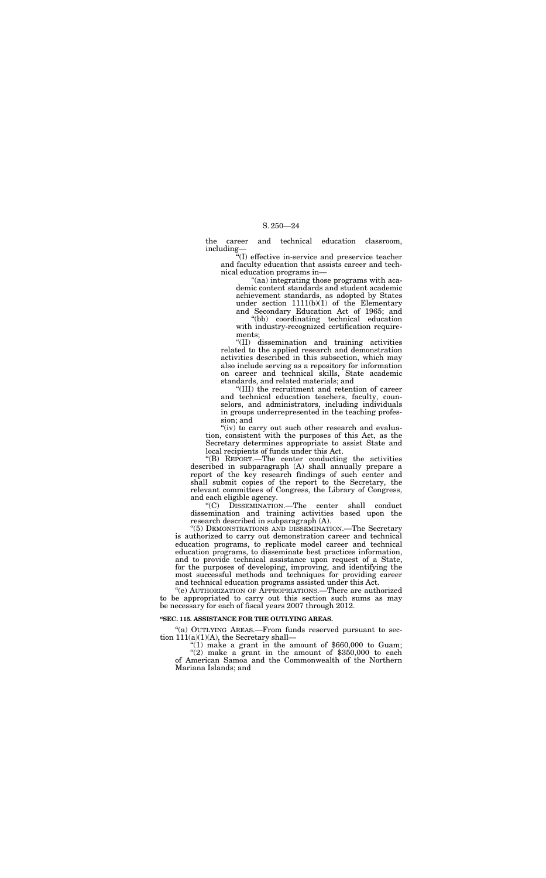the career and technical education classroom, including—

"(I) effective in-service and preservice teacher and faculty education that assists career and technical education programs in—

"(aa) integrating those programs with academic content standards and student academic achievement standards, as adopted by States under section 1111(b)(1) of the Elementary and Secondary Education Act of 1965; and

"(bb) coordinating technical education with industry-recognized certification requirements;

"(II) dissemination and training activities related to the applied research and demonstration activities described in this subsection, which may also include serving as a repository for information on career and technical skills, State academic standards, and related materials; and

"(III) the recruitment and retention of career and technical education teachers, faculty, counselors, and administrators, including individuals in groups underrepresented in the teaching profession; and

"(iv) to carry out such other research and evaluation, consistent with the purposes of this Act, as the Secretary determines appropriate to assist State and local recipients of funds under this Act.

"(B) REPORT.—The center conducting the activities described in subparagraph (A) shall annually prepare a report of the key research findings of such center and shall submit copies of the report to the Secretary, the relevant committees of Congress, the Library of Congress, and each eligible agency.

"(C) DISSEMINATION.—The center shall conduct dissemination and training activities based upon the research described in subparagraph (A).

"(5) DEMONSTRATIONS AND DISSEMINATION.—The Secretary is authorized to carry out demonstration career and technical education programs, to replicate model career and technical education programs, to disseminate best practices information, and to provide technical assistance upon request of a State, for the purposes of developing, improving, and identifying the most successful methods and techniques for providing career and technical education programs assisted under this Act.

"(e) AUTHORIZATION OF APPROPRIATIONS.—There are authorized to be appropriated to carry out this section such sums as may be necessary for each of fiscal years 2007 through 2012.

**"SEC. 115. ASSISTANCE FOR THE OUTLYING AREAS.**

"(a) OUTLYING AREAS.—From funds reserved pursuant to section 111(a)(1)(A), the Secretary shall—

"(1) make a grant in the amount of $660,000 to Guam;

"(2) make a grant in the amount of $350,000 to each of American Samoa and the Commonwealth of the Northern Mariana Islands; and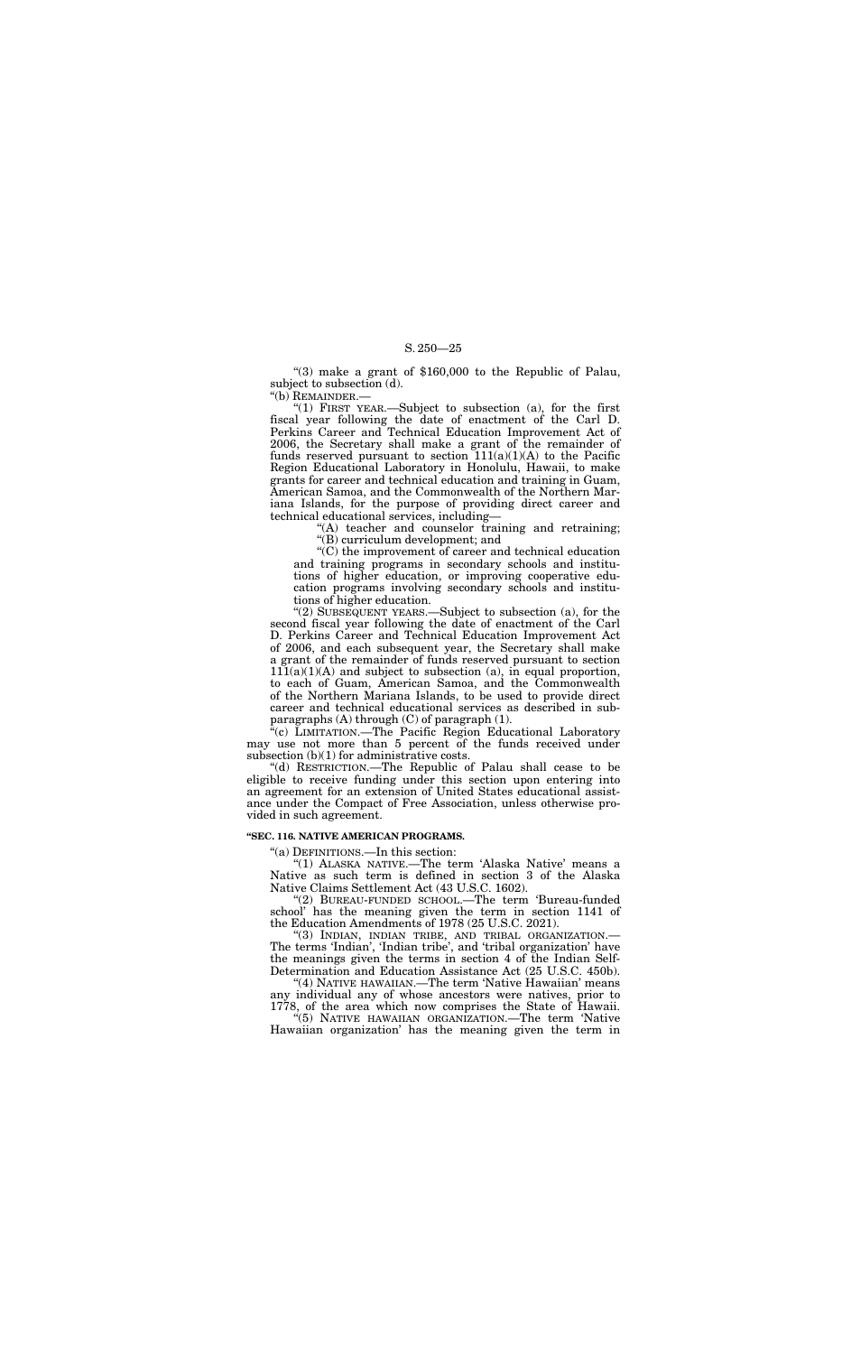"(3) make a grant of $160,000 to the Republic of Palau, subject to subsection (d).

"(b) REMAINDER.—

"(1) FIRST YEAR.—Subject to subsection (a), for the first fiscal year following the date of enactment of the Carl D. Perkins Career and Technical Education Improvement Act of 2006, the Secretary shall make a grant of the remainder of funds reserved pursuant to section 111(a)(1)(A) to the Pacific Region Educational Laboratory in Honolulu, Hawaii, to make grants for career and technical education and training in Guam, American Samoa, and the Commonwealth of the Northern Mariana Islands, for the purpose of providing direct career and technical educational services, including—

"(A) teacher and counselor training and retraining;

"(B) curriculum development; and

"(C) the improvement of career and technical education and training programs in secondary schools and institutions of higher education, or improving cooperative education programs involving secondary schools and institutions of higher education.

"(2) SUBSEQUENT YEARS.—Subject to subsection (a), for the second fiscal year following the date of enactment of the Carl D. Perkins Career and Technical Education Improvement Act of 2006, and each subsequent year, the Secretary shall make a grant of the remainder of funds reserved pursuant to section 111(a)(1)(A) and subject to subsection (a), in equal proportion, to each of Guam, American Samoa, and the Commonwealth of the Northern Mariana Islands, to be used to provide direct career and technical educational services as described in subparagraphs (A) through (C) of paragraph (1).

"(c) LIMITATION.—The Pacific Region Educational Laboratory may use not more than 5 percent of the funds received under subsection (b)(1) for administrative costs.

"(d) RESTRICTION.—The Republic of Palau shall cease to be eligible to receive funding under this section upon entering into an agreement for an extension of United States educational assistance under the Compact of Free Association, unless otherwise provided in such agreement.

**"SEC. 116. NATIVE AMERICAN PROGRAMS.**

"(a) DEFINITIONS.—In this section:

"(1) ALASKA NATIVE.—The term 'Alaska Native' means a Native as such term is defined in section 3 of the Alaska Native Claims Settlement Act (43 U.S.C. 1602).

"(2) BUREAU-FUNDED SCHOOL.—The term 'Bureau-funded school' has the meaning given the term in section 1141 of the Education Amendments of 1978 (25 U.S.C. 2021).

"(3) INDIAN, INDIAN TRIBE, AND TRIBAL ORGANIZATION.—The terms 'Indian', 'Indian tribe', and 'tribal organization' have the meanings given the terms in section 4 of the Indian Self-Determination and Education Assistance Act (25 U.S.C. 450b).

"(4) NATIVE HAWAIIAN.—The term 'Native Hawaiian' means any individual any of whose ancestors were natives, prior to 1778, of the area which now comprises the State of Hawaii.

"(5) NATIVE HAWAIIAN ORGANIZATION.—The term 'Native Hawaiian organization' has the meaning given the term in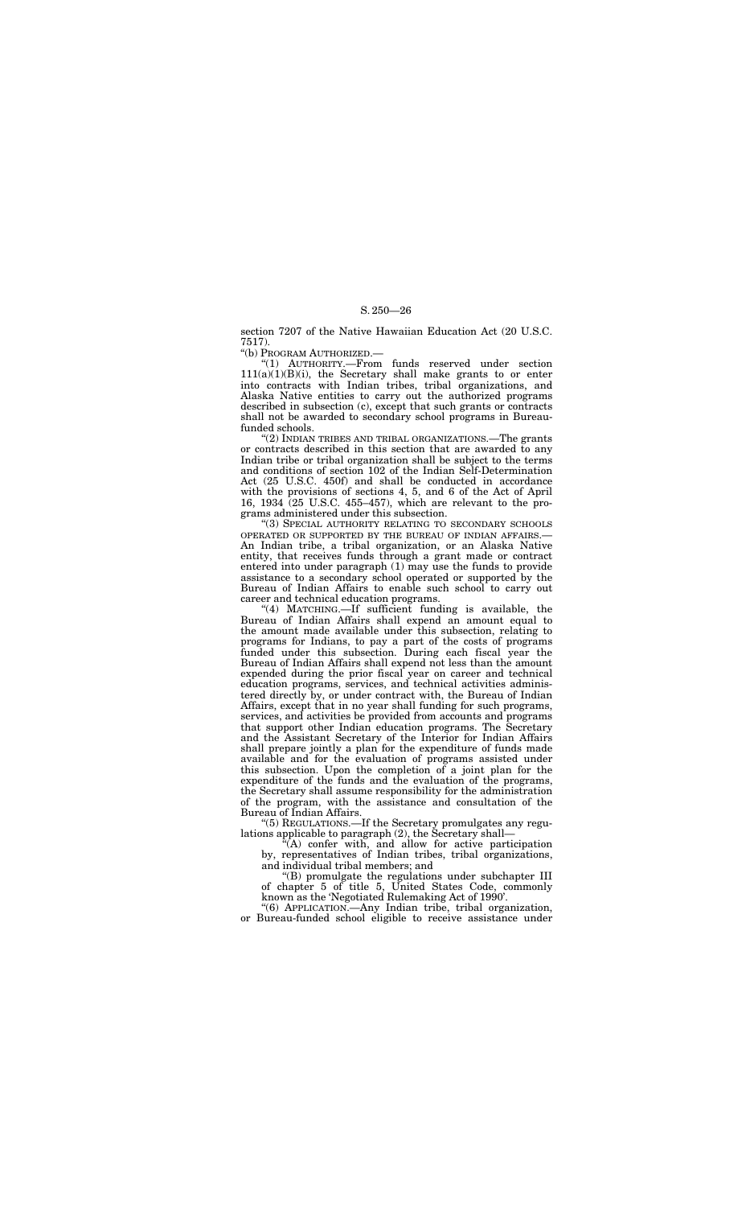section 7207 of the Native Hawaiian Education Act (20 U.S.C. 7517).

"(b) PROGRAM AUTHORIZED.—

"(1) AUTHORITY.—From funds reserved under section 111(a)(1)(B)(i), the Secretary shall make grants to or enter into contracts with Indian tribes, tribal organizations, and Alaska Native entities to carry out the authorized programs described in subsection (c), except that such grants or contracts shall not be awarded to secondary school programs in Bureau-funded schools.

"(2) INDIAN TRIBES AND TRIBAL ORGANIZATIONS.—The grants or contracts described in this section that are awarded to any Indian tribe or tribal organization shall be subject to the terms and conditions of section 102 of the Indian Self-Determination Act (25 U.S.C. 450f) and shall be conducted in accordance with the provisions of sections 4, 5, and 6 of the Act of April 16, 1934 (25 U.S.C. 455–457), which are relevant to the programs administered under this subsection.

"(3) SPECIAL AUTHORITY RELATING TO SECONDARY SCHOOLS OPERATED OR SUPPORTED BY THE BUREAU OF INDIAN AFFAIRS.—An Indian tribe, a tribal organization, or an Alaska Native entity, that receives funds through a grant made or contract entered into under paragraph (1) may use the funds to provide assistance to a secondary school operated or supported by the Bureau of Indian Affairs to enable such school to carry out career and technical education programs.

"(4) MATCHING.—If sufficient funding is available, the Bureau of Indian Affairs shall expend an amount equal to the amount made available under this subsection, relating to programs for Indians, to pay a part of the costs of programs funded under this subsection. During each fiscal year the Bureau of Indian Affairs shall expend not less than the amount expended during the prior fiscal year on career and technical education programs, services, and technical activities administered directly by, or under contract with, the Bureau of Indian Affairs, except that in no year shall funding for such programs, services, and activities be provided from accounts and programs that support other Indian education programs. The Secretary and the Assistant Secretary of the Interior for Indian Affairs shall prepare jointly a plan for the expenditure of funds made available and for the evaluation of programs assisted under this subsection. Upon the completion of a joint plan for the expenditure of the funds and the evaluation of the programs, the Secretary shall assume responsibility for the administration of the program, with the assistance and consultation of the Bureau of Indian Affairs.

"(5) REGULATIONS.—If the Secretary promulgates any regulations applicable to paragraph (2), the Secretary shall—

"(A) confer with, and allow for active participation by, representatives of Indian tribes, tribal organizations, and individual tribal members; and

"(B) promulgate the regulations under subchapter III of chapter 5 of title 5, United States Code, commonly known as the 'Negotiated Rulemaking Act of 1990'.

"(6) APPLICATION.—Any Indian tribe, tribal organization, or Bureau-funded school eligible to receive assistance under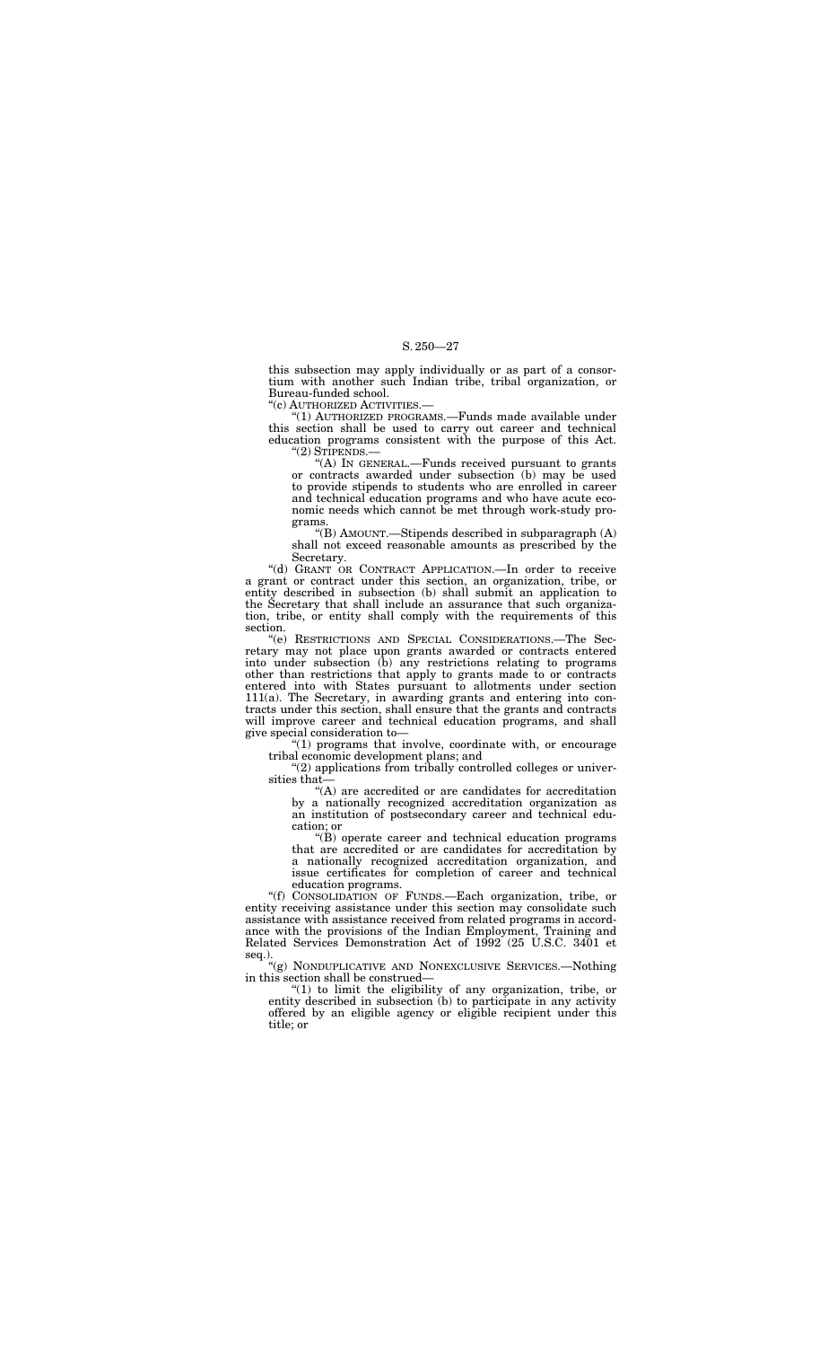this subsection may apply individually or as part of a consortium with another such Indian tribe, tribal organization, or Bureau-funded school.

"(c) AUTHORIZED ACTIVITIES.—

"(1) AUTHORIZED PROGRAMS.—Funds made available under this section shall be used to carry out career and technical education programs consistent with the purpose of this Act.

"(2) STIPENDS.—

"(A) IN GENERAL.—Funds received pursuant to grants or contracts awarded under subsection (b) may be used to provide stipends to students who are enrolled in career and technical education programs and who have acute economic needs which cannot be met through work-study programs.

"(B) AMOUNT.—Stipends described in subparagraph (A) shall not exceed reasonable amounts as prescribed by the Secretary.

"(d) GRANT OR CONTRACT APPLICATION.—In order to receive a grant or contract under this section, an organization, tribe, or entity described in subsection (b) shall submit an application to the Secretary that shall include an assurance that such organization, tribe, or entity shall comply with the requirements of this section.

"(e) RESTRICTIONS AND SPECIAL CONSIDERATIONS.—The Secretary may not place upon grants awarded or contracts entered into under subsection (b) any restrictions relating to programs other than restrictions that apply to grants made to or contracts entered into with States pursuant to allotments under section 111(a). The Secretary, in awarding grants and entering into contracts under this section, shall ensure that the grants and contracts will improve career and technical education programs, and shall give special consideration to—

"(1) programs that involve, coordinate with, or encourage tribal economic development plans; and

"(2) applications from tribally controlled colleges or universities that—

"(A) are accredited or are candidates for accreditation by a nationally recognized accreditation organization as an institution of postsecondary career and technical education; or

"(B) operate career and technical education programs that are accredited or are candidates for accreditation by a nationally recognized accreditation organization, and issue certificates for completion of career and technical education programs.

"(f) CONSOLIDATION OF FUNDS.—Each organization, tribe, or entity receiving assistance under this section may consolidate such assistance with assistance received from related programs in accordance with the provisions of the Indian Employment, Training and Related Services Demonstration Act of 1992 (25 U.S.C. 3401 et seq.).

"(g) NONDUPLICATIVE AND NONEXCLUSIVE SERVICES.—Nothing in this section shall be construed—

"(1) to limit the eligibility of any organization, tribe, or entity described in subsection (b) to participate in any activity offered by an eligible agency or eligible recipient under this title; or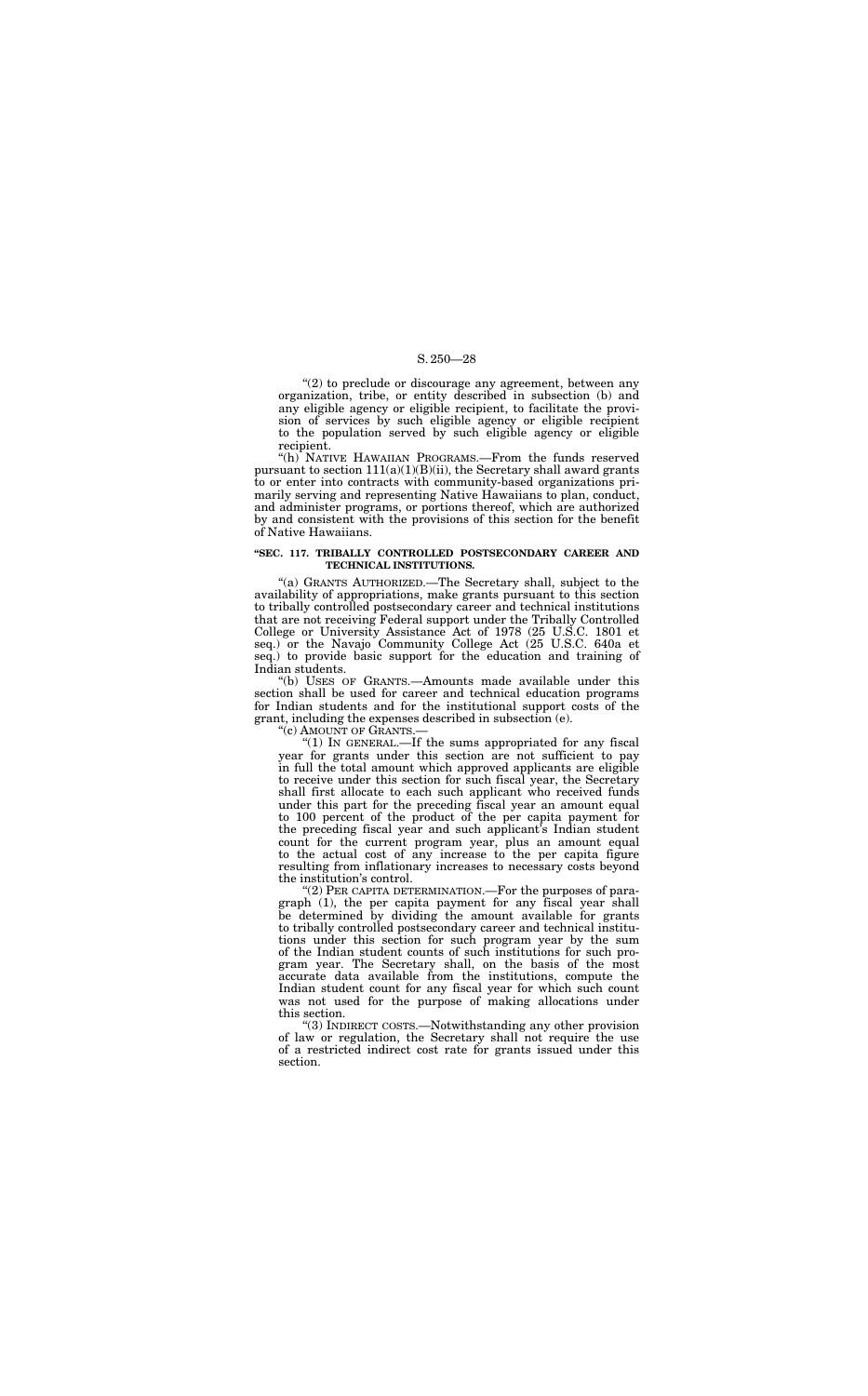"(2) to preclude or discourage any agreement, between any organization, tribe, or entity described in subsection (b) and any eligible agency or eligible recipient, to facilitate the provision of services by such eligible agency or eligible recipient to the population served by such eligible agency or eligible recipient.

"(h) NATIVE HAWAIIAN PROGRAMS.—From the funds reserved pursuant to section 111(a)(1)(B)(ii), the Secretary shall award grants to or enter into contracts with community-based organizations primarily serving and representing Native Hawaiians to plan, conduct, and administer programs, or portions thereof, which are authorized by and consistent with the provisions of this section for the benefit of Native Hawaiians.

**"SEC. 117. TRIBALLY CONTROLLED POSTSECONDARY CAREER AND TECHNICAL INSTITUTIONS.**

"(a) GRANTS AUTHORIZED.—The Secretary shall, subject to the availability of appropriations, make grants pursuant to this section to tribally controlled postsecondary career and technical institutions that are not receiving Federal support under the Tribally Controlled College or University Assistance Act of 1978 (25 U.S.C. 1801 et seq.) or the Navajo Community College Act (25 U.S.C. 640a et seq.) to provide basic support for the education and training of Indian students.

"(b) USES OF GRANTS.—Amounts made available under this section shall be used for career and technical education programs for Indian students and for the institutional support costs of the grant, including the expenses described in subsection (e).

"(c) AMOUNT OF GRANTS.—

"(1) IN GENERAL.—If the sums appropriated for any fiscal year for grants under this section are not sufficient to pay in full the total amount which approved applicants are eligible to receive under this section for such fiscal year, the Secretary shall first allocate to each such applicant who received funds under this part for the preceding fiscal year an amount equal to 100 percent of the product of the per capita payment for the preceding fiscal year and such applicant's Indian student count for the current program year, plus an amount equal to the actual cost of any increase to the per capita figure resulting from inflationary increases to necessary costs beyond the institution's control.

"(2) PER CAPITA DETERMINATION.—For the purposes of paragraph (1), the per capita payment for any fiscal year shall be determined by dividing the amount available for grants to tribally controlled postsecondary career and technical institutions under this section for such program year by the sum of the Indian student counts of such institutions for such program year. The Secretary shall, on the basis of the most accurate data available from the institutions, compute the Indian student count for any fiscal year for which such count was not used for the purpose of making allocations under this section.

"(3) INDIRECT COSTS.—Notwithstanding any other provision of law or regulation, the Secretary shall not require the use of a restricted indirect cost rate for grants issued under this section.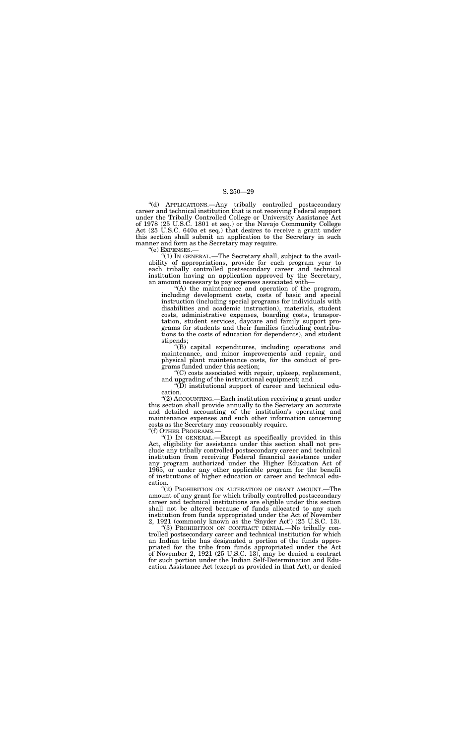"(d) APPLICATIONS.—Any tribally controlled postsecondary career and technical institution that is not receiving Federal support under the Tribally Controlled College or University Assistance Act of 1978 (25 U.S.C. 1801 et seq.) or the Navajo Community College Act (25 U.S.C. 640a et seq.) that desires to receive a grant under this section shall submit an application to the Secretary in such manner and form as the Secretary may require.

"(e) EXPENSES.—

"(1) IN GENERAL.—The Secretary shall, subject to the availability of appropriations, provide for each program year to each tribally controlled postsecondary career and technical institution having an application approved by the Secretary, an amount necessary to pay expenses associated with—

"(A) the maintenance and operation of the program, including development costs, costs of basic and special instruction (including special programs for individuals with disabilities and academic instruction), materials, student costs, administrative expenses, boarding costs, transportation, student services, daycare and family support programs for students and their families (including contributions to the costs of education for dependents), and student stipends;

"(B) capital expenditures, including operations and maintenance, and minor improvements and repair, and physical plant maintenance costs, for the conduct of programs funded under this section;

"(C) costs associated with repair, upkeep, replacement, and upgrading of the instructional equipment; and

"(D) institutional support of career and technical education.

"(2) ACCOUNTING.—Each institution receiving a grant under this section shall provide annually to the Secretary an accurate and detailed accounting of the institution's operating and maintenance expenses and such other information concerning costs as the Secretary may reasonably require.

"(f) OTHER PROGRAMS.—

"(1) IN GENERAL.—Except as specifically provided in this Act, eligibility for assistance under this section shall not preclude any tribally controlled postsecondary career and technical institution from receiving Federal financial assistance under any program authorized under the Higher Education Act of 1965, or under any other applicable program for the benefit of institutions of higher education or career and technical education.

"(2) PROHIBITION ON ALTERATION OF GRANT AMOUNT.—The amount of any grant for which tribally controlled postsecondary career and technical institutions are eligible under this section shall not be altered because of funds allocated to any such institution from funds appropriated under the Act of November 2, 1921 (commonly known as the 'Snyder Act') (25 U.S.C. 13).

"(3) PROHIBITION ON CONTRACT DENIAL.—No tribally controlled postsecondary career and technical institution for which an Indian tribe has designated a portion of the funds appropriated for the tribe from funds appropriated under the Act of November 2, 1921 (25 U.S.C. 13), may be denied a contract for such portion under the Indian Self-Determination and Education Assistance Act (except as provided in that Act), or denied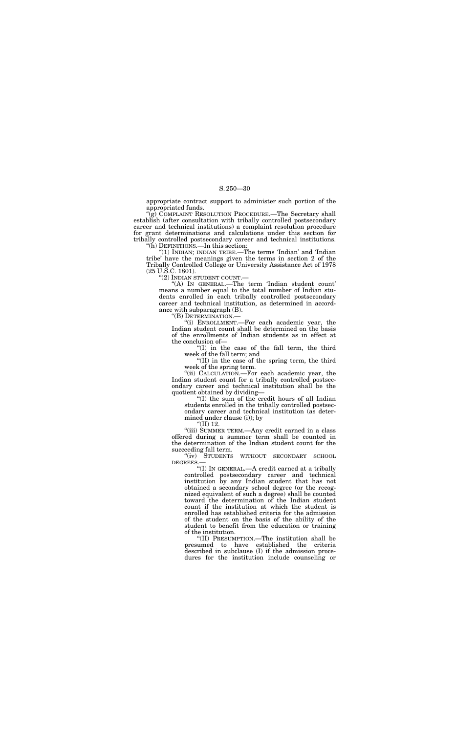appropriate contract support to administer such portion of the appropriated funds.

"(g) COMPLAINT RESOLUTION PROCEDURE.—The Secretary shall establish (after consultation with tribally controlled postsecondary career and technical institutions) a complaint resolution procedure for grant determinations and calculations under this section for tribally controlled postsecondary career and technical institutions.

"(h) DEFINITIONS.—In this section:

"(1) INDIAN; INDIAN TRIBE.—The terms 'Indian' and 'Indian tribe' have the meanings given the terms in section 2 of the Tribally Controlled College or University Assistance Act of 1978 (25 U.S.C. 1801).

"(2) INDIAN STUDENT COUNT.—

"(A) IN GENERAL.—The term 'Indian student count' means a number equal to the total number of Indian students enrolled in each tribally controlled postsecondary career and technical institution, as determined in accordance with subparagraph (B).

"(B) DETERMINATION.—

"(i) ENROLLMENT.—For each academic year, the Indian student count shall be determined on the basis of the enrollments of Indian students as in effect at the conclusion of—

"(I) in the case of the fall term, the third week of the fall term; and

"(II) in the case of the spring term, the third week of the spring term.

"(ii) CALCULATION.—For each academic year, the Indian student count for a tribally controlled postsecondary career and technical institution shall be the quotient obtained by dividing—

"(I) the sum of the credit hours of all Indian students enrolled in the tribally controlled postsecondary career and technical institution (as determined under clause (i)); by

"(II) 12.

"(iii) SUMMER TERM.—Any credit earned in a class offered during a summer term shall be counted in the determination of the Indian student count for the succeeding fall term.

"(iv) STUDENTS WITHOUT SECONDARY SCHOOL DEGREES.—

"(I) IN GENERAL.—A credit earned at a tribally controlled postsecondary career and technical institution by any Indian student that has not obtained a secondary school degree (or the recognized equivalent of such a degree) shall be counted toward the determination of the Indian student count if the institution at which the student is enrolled has established criteria for the admission of the student on the basis of the ability of the student to benefit from the education or training of the institution.

"(II) PRESUMPTION.—The institution shall be presumed to have established the criteria described in subclause (I) if the admission procedures for the institution include counseling or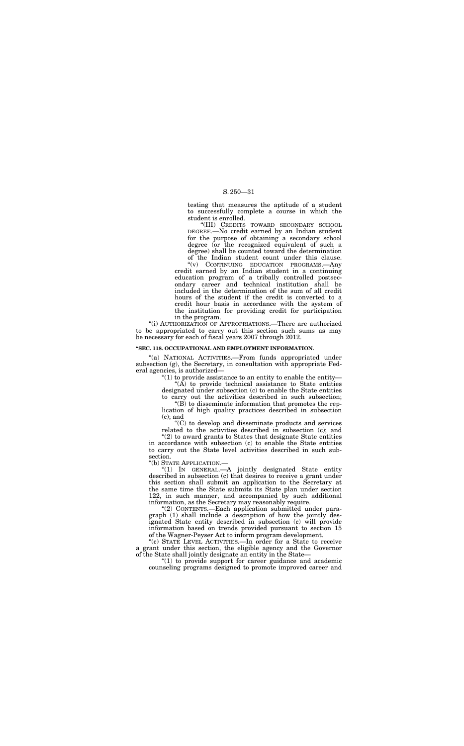testing that measures the aptitude of a student to successfully complete a course in which the student is enrolled.

"(III) CREDITS TOWARD SECONDARY SCHOOL DEGREE.—No credit earned by an Indian student for the purpose of obtaining a secondary school degree (or the recognized equivalent of such a degree) shall be counted toward the determination of the Indian student count under this clause.

"(v) CONTINUING EDUCATION PROGRAMS.—Any credit earned by an Indian student in a continuing education program of a tribally controlled postsecondary career and technical institution shall be included in the determination of the sum of all credit hours of the student if the credit is converted to a credit hour basis in accordance with the system of the institution for providing credit for participation in the program.

"(i) AUTHORIZATION OF APPROPRIATIONS.—There are authorized to be appropriated to carry out this section such sums as may be necessary for each of fiscal years 2007 through 2012.

**"SEC. 118. OCCUPATIONAL AND EMPLOYMENT INFORMATION.**

"(a) NATIONAL ACTIVITIES.—From funds appropriated under subsection (g), the Secretary, in consultation with appropriate Federal agencies, is authorized—

"(1) to provide assistance to an entity to enable the entity—

"(A) to provide technical assistance to State entities designated under subsection (c) to enable the State entities to carry out the activities described in such subsection;

"(B) to disseminate information that promotes the replication of high quality practices described in subsection (c); and

"(C) to develop and disseminate products and services related to the activities described in subsection (c); and

"(2) to award grants to States that designate State entities in accordance with subsection (c) to enable the State entities to carry out the State level activities described in such subsection.

"(b) STATE APPLICATION.—

"(1) IN GENERAL.—A jointly designated State entity described in subsection (c) that desires to receive a grant under this section shall submit an application to the Secretary at the same time the State submits its State plan under section 122, in such manner, and accompanied by such additional information, as the Secretary may reasonably require.

"(2) CONTENTS.—Each application submitted under paragraph (1) shall include a description of how the jointly designated State entity described in subsection (c) will provide information based on trends provided pursuant to section 15 of the Wagner-Peyser Act to inform program development.

"(c) STATE LEVEL ACTIVITIES.—In order for a State to receive a grant under this section, the eligible agency and the Governor of the State shall jointly designate an entity in the State—

"(1) to provide support for career guidance and academic counseling programs designed to promote improved career and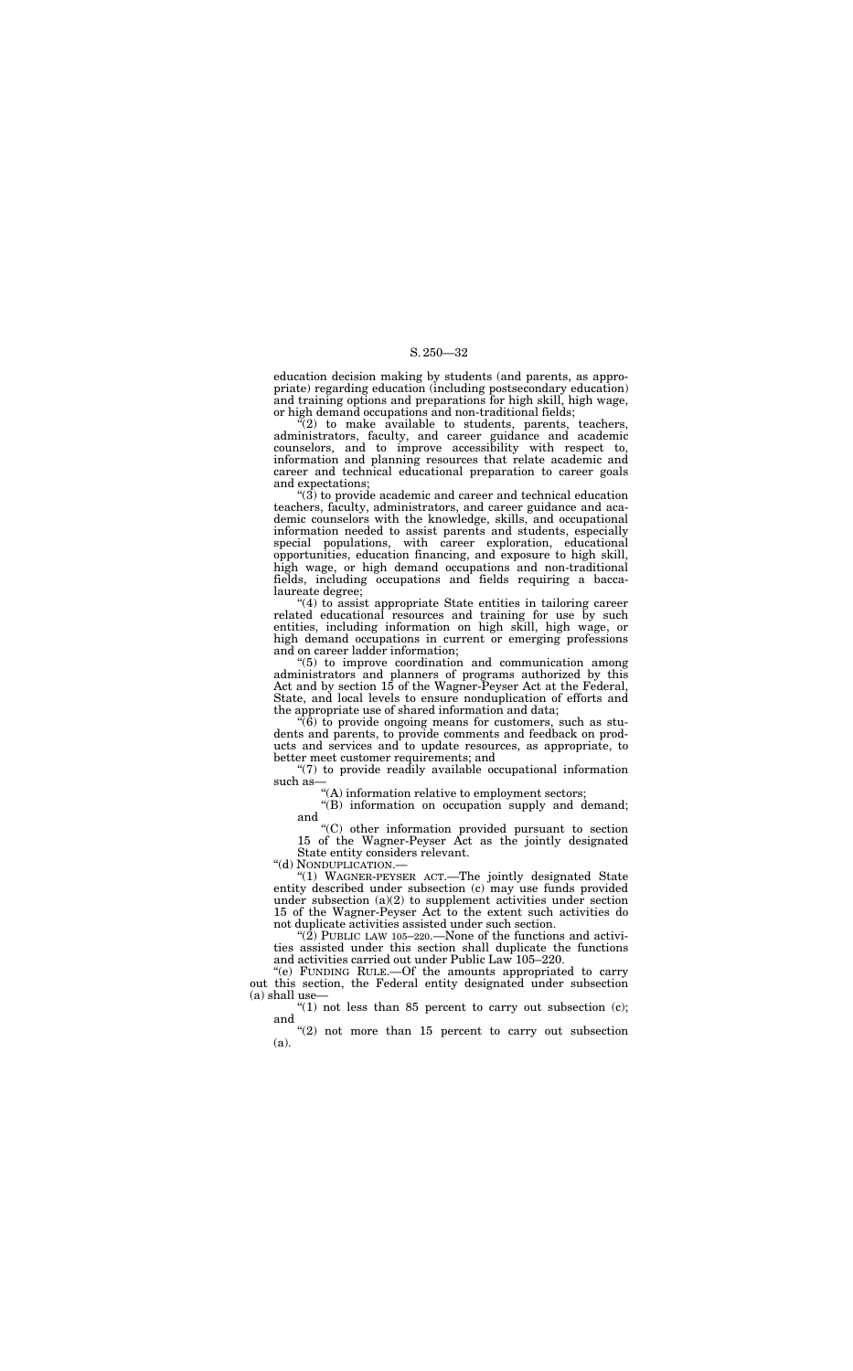education decision making by students (and parents, as appropriate) regarding education (including postsecondary education) and training options and preparations for high skill, high wage, or high demand occupations and non-traditional fields;

"(2) to make available to students, parents, teachers, administrators, faculty, and career guidance and academic counselors, and to improve accessibility with respect to, information and planning resources that relate academic and career and technical educational preparation to career goals and expectations;

"(3) to provide academic and career and technical education teachers, faculty, administrators, and career guidance and academic counselors with the knowledge, skills, and occupational information needed to assist parents and students, especially special populations, with career exploration, educational opportunities, education financing, and exposure to high skill, high wage, or high demand occupations and non-traditional fields, including occupations and fields requiring a baccalaureate degree;

"(4) to assist appropriate State entities in tailoring career related educational resources and training for use by such entities, including information on high skill, high wage, or high demand occupations in current or emerging professions and on career ladder information;

"(5) to improve coordination and communication among administrators and planners of programs authorized by this Act and by section 15 of the Wagner-Peyser Act at the Federal, State, and local levels to ensure nonduplication of efforts and the appropriate use of shared information and data;

"(6) to provide ongoing means for customers, such as students and parents, to provide comments and feedback on products and services and to update resources, as appropriate, to better meet customer requirements; and

"(7) to provide readily available occupational information such as—

"(A) information relative to employment sectors;

"(B) information on occupation supply and demand; and

"(C) other information provided pursuant to section 15 of the Wagner-Peyser Act as the jointly designated State entity considers relevant.

"(d) NONDUPLICATION.—

"(1) WAGNER-PEYSER ACT.—The jointly designated State entity described under subsection (c) may use funds provided under subsection (a)(2) to supplement activities under section 15 of the Wagner-Peyser Act to the extent such activities do not duplicate activities assisted under such section.

"(2) PUBLIC LAW 105–220.—None of the functions and activities assisted under this section shall duplicate the functions and activities carried out under Public Law 105–220.

"(e) FUNDING RULE.—Of the amounts appropriated to carry out this section, the Federal entity designated under subsection (a) shall use—

"(1) not less than 85 percent to carry out subsection (c); and

"(2) not more than 15 percent to carry out subsection (a).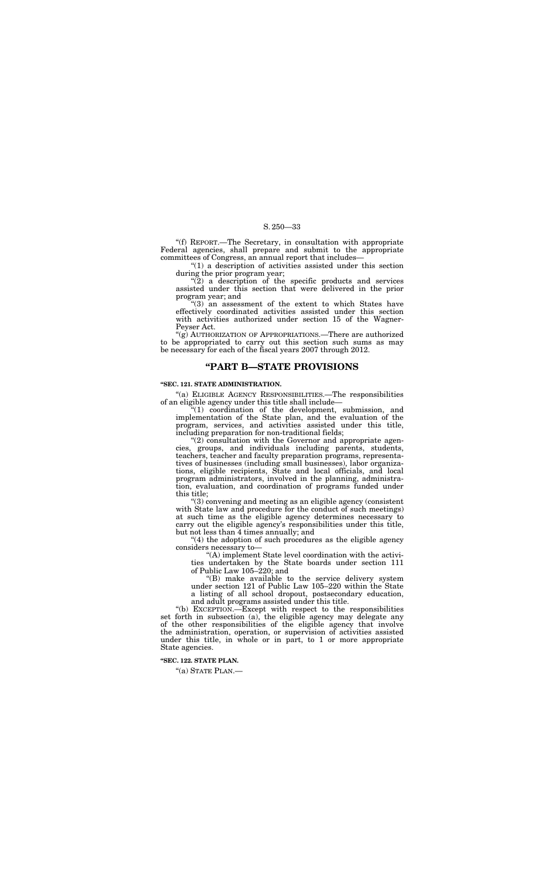"(f) REPORT.—The Secretary, in consultation with appropriate Federal agencies, shall prepare and submit to the appropriate committees of Congress, an annual report that includes—

"(1) a description of activities assisted under this section during the prior program year;

"(2) a description of the specific products and services assisted under this section that were delivered in the prior program year; and

"(3) an assessment of the extent to which States have effectively coordinated activities assisted under this section with activities authorized under section 15 of the Wagner-Peyser Act.

"(g) AUTHORIZATION OF APPROPRIATIONS.—There are authorized to be appropriated to carry out this section such sums as may be necessary for each of the fiscal years 2007 through 2012.

## "PART B—STATE PROVISIONS

**"SEC. 121. STATE ADMINISTRATION.**

"(a) ELIGIBLE AGENCY RESPONSIBILITIES.—The responsibilities of an eligible agency under this title shall include—

"(1) coordination of the development, submission, and implementation of the State plan, and the evaluation of the program, services, and activities assisted under this title, including preparation for non-traditional fields;

"(2) consultation with the Governor and appropriate agencies, groups, and individuals including parents, students, teachers, teacher and faculty preparation programs, representatives of businesses (including small businesses), labor organizations, eligible recipients, State and local officials, and local program administrators, involved in the planning, administration, evaluation, and coordination of programs funded under this title;

"(3) convening and meeting as an eligible agency (consistent with State law and procedure for the conduct of such meetings) at such time as the eligible agency determines necessary to carry out the eligible agency's responsibilities under this title, but not less than 4 times annually; and

"(4) the adoption of such procedures as the eligible agency considers necessary to—

"(A) implement State level coordination with the activities undertaken by the State boards under section 111 of Public Law 105–220; and

"(B) make available to the service delivery system under section 121 of Public Law 105–220 within the State a listing of all school dropout, postsecondary education, and adult programs assisted under this title.

"(b) EXCEPTION.—Except with respect to the responsibilities set forth in subsection (a), the eligible agency may delegate any of the other responsibilities of the eligible agency that involve the administration, operation, or supervision of activities assisted under this title, in whole or in part, to 1 or more appropriate State agencies.

**"SEC. 122. STATE PLAN.**

"(a) STATE PLAN.—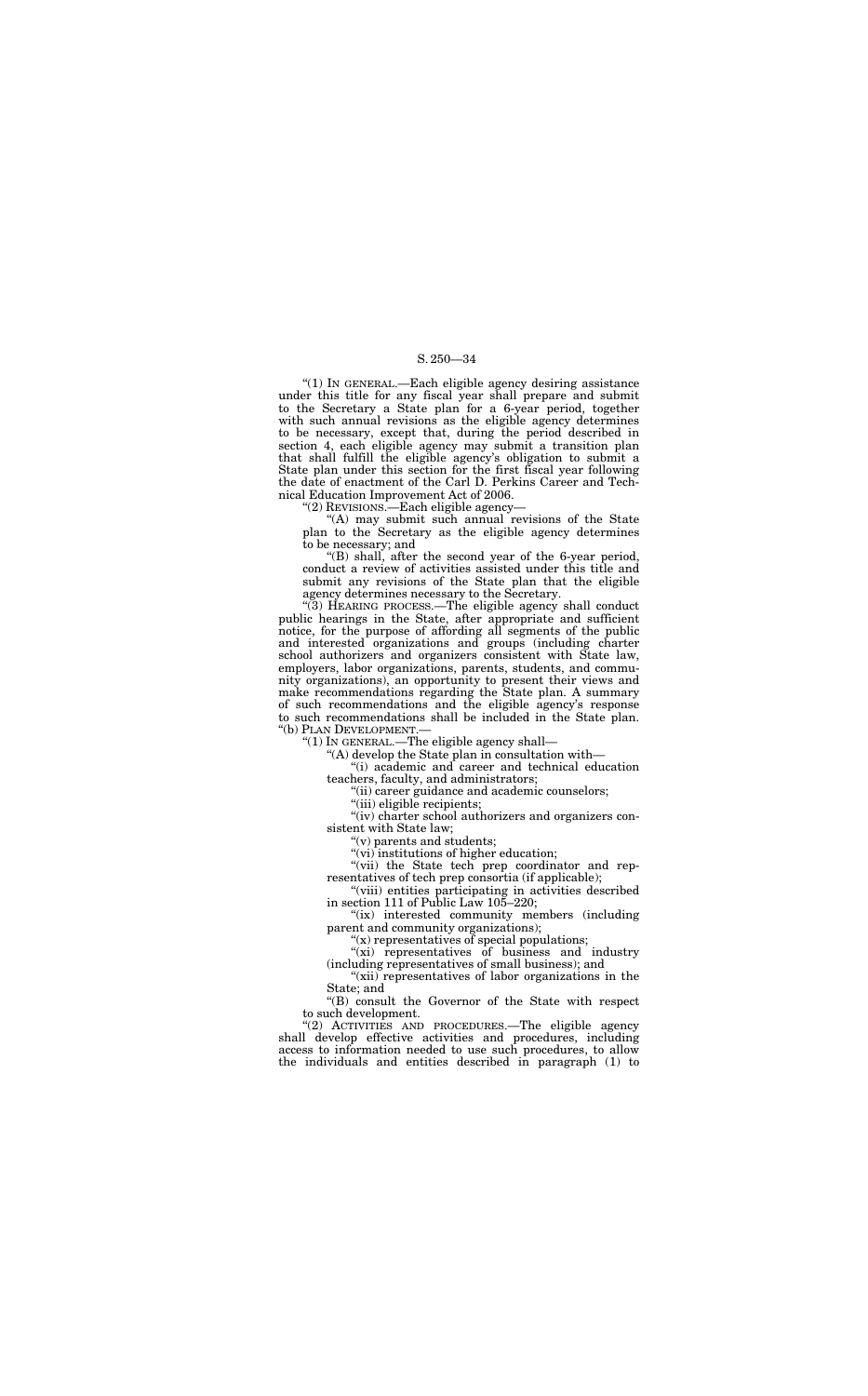"(1) IN GENERAL.—Each eligible agency desiring assistance under this title for any fiscal year shall prepare and submit to the Secretary a State plan for a 6-year period, together with such annual revisions as the eligible agency determines to be necessary, except that, during the period described in section 4, each eligible agency may submit a transition plan that shall fulfill the eligible agency's obligation to submit a State plan under this section for the first fiscal year following the date of enactment of the Carl D. Perkins Career and Technical Education Improvement Act of 2006.

"(2) REVISIONS.—Each eligible agency—

"(A) may submit such annual revisions of the State plan to the Secretary as the eligible agency determines to be necessary; and

"(B) shall, after the second year of the 6-year period, conduct a review of activities assisted under this title and submit any revisions of the State plan that the eligible agency determines necessary to the Secretary.

"(3) HEARING PROCESS.—The eligible agency shall conduct public hearings in the State, after appropriate and sufficient notice, for the purpose of affording all segments of the public and interested organizations and groups (including charter school authorizers and organizers consistent with State law, employers, labor organizations, parents, students, and community organizations), an opportunity to present their views and make recommendations regarding the State plan. A summary of such recommendations and the eligible agency's response to such recommendations shall be included in the State plan.

"(b) PLAN DEVELOPMENT.—

"(1) IN GENERAL.—The eligible agency shall—

"(A) develop the State plan in consultation with—

"(i) academic and career and technical education teachers, faculty, and administrators;

"(ii) career guidance and academic counselors;

"(iii) eligible recipients;

"(iv) charter school authorizers and organizers consistent with State law;

"(v) parents and students;

"(vi) institutions of higher education;

"(vii) the State tech prep coordinator and representatives of tech prep consortia (if applicable);

"(viii) entities participating in activities described in section 111 of Public Law 105–220;

"(ix) interested community members (including parent and community organizations);

"(x) representatives of special populations;

"(xi) representatives of business and industry (including representatives of small business); and

"(xii) representatives of labor organizations in the State; and

"(B) consult the Governor of the State with respect to such development.

"(2) ACTIVITIES AND PROCEDURES.—The eligible agency shall develop effective activities and procedures, including access to information needed to use such procedures, to allow the individuals and entities described in paragraph (1) to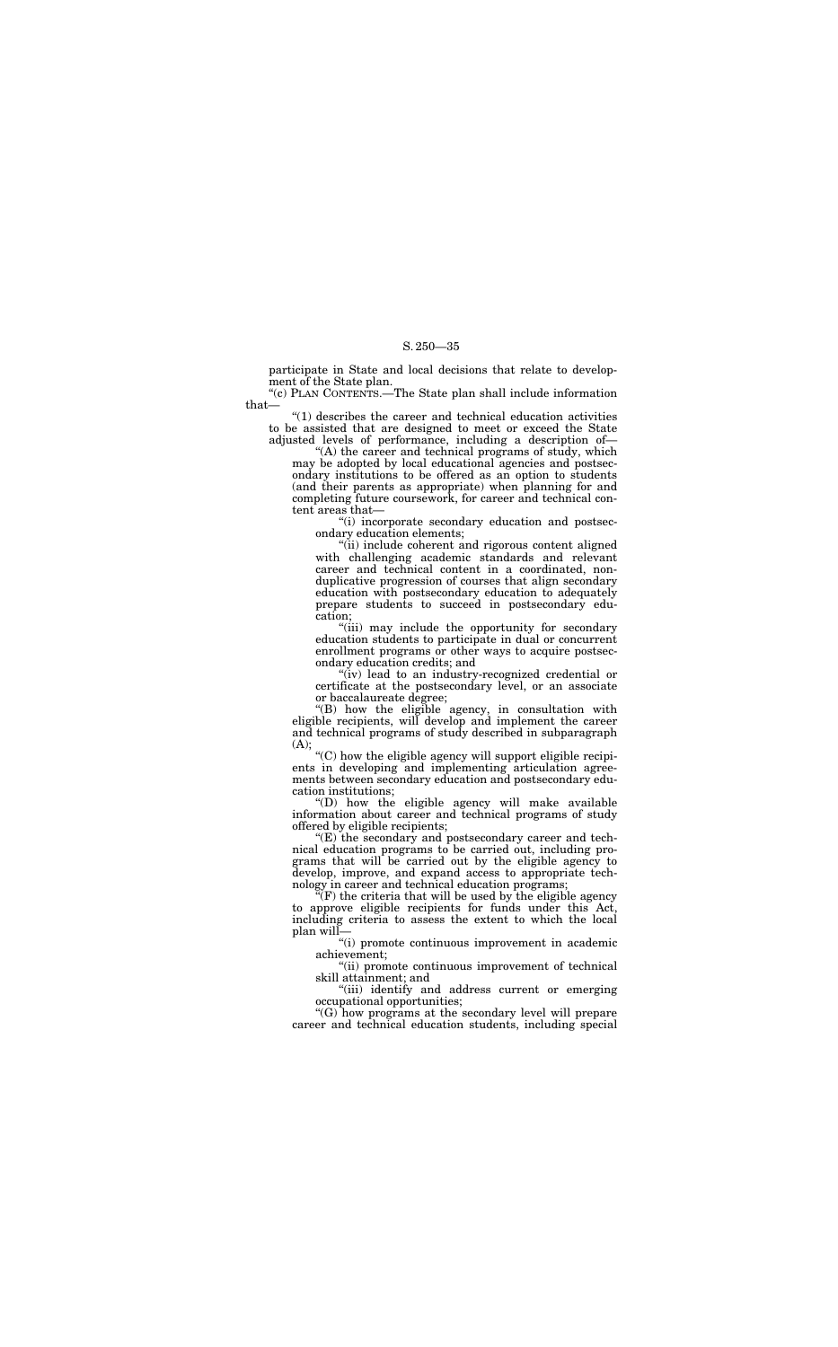participate in State and local decisions that relate to development of the State plan.

"(c) PLAN CONTENTS.—The State plan shall include information that—

"(1) describes the career and technical education activities to be assisted that are designed to meet or exceed the State adjusted levels of performance, including a description of—

"(A) the career and technical programs of study, which may be adopted by local educational agencies and postsecondary institutions to be offered as an option to students (and their parents as appropriate) when planning for and completing future coursework, for career and technical content areas that—

"(i) incorporate secondary education and postsecondary education elements;

"(ii) include coherent and rigorous content aligned with challenging academic standards and relevant career and technical content in a coordinated, nonduplicative progression of courses that align secondary education with postsecondary education to adequately prepare students to succeed in postsecondary education;

"(iii) may include the opportunity for secondary education students to participate in dual or concurrent enrollment programs or other ways to acquire postsecondary education credits; and

"(iv) lead to an industry-recognized credential or certificate at the postsecondary level, or an associate or baccalaureate degree;

"(B) how the eligible agency, in consultation with eligible recipients, will develop and implement the career and technical programs of study described in subparagraph (A);

"(C) how the eligible agency will support eligible recipients in developing and implementing articulation agreements between secondary education and postsecondary education institutions;

"(D) how the eligible agency will make available information about career and technical programs of study offered by eligible recipients;

"(E) the secondary and postsecondary career and technical education programs to be carried out, including programs that will be carried out by the eligible agency to develop, improve, and expand access to appropriate technology in career and technical education programs;

"(F) the criteria that will be used by the eligible agency to approve eligible recipients for funds under this Act, including criteria to assess the extent to which the local plan will—

"(i) promote continuous improvement in academic achievement;

"(ii) promote continuous improvement of technical skill attainment; and

"(iii) identify and address current or emerging occupational opportunities;

"(G) how programs at the secondary level will prepare career and technical education students, including special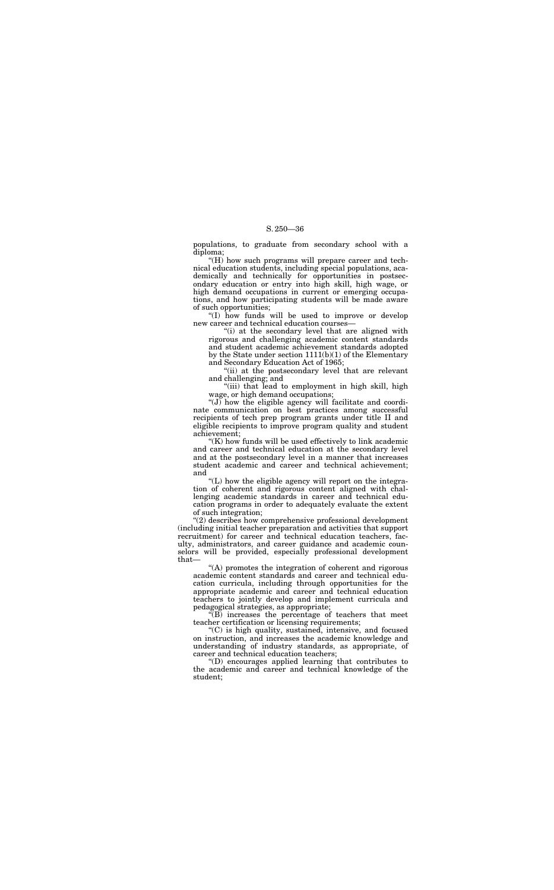populations, to graduate from secondary school with a diploma;

"(H) how such programs will prepare career and technical education students, including special populations, academically and technically for opportunities in postsecondary education or entry into high skill, high wage, or high demand occupations in current or emerging occupations, and how participating students will be made aware of such opportunities;

"(I) how funds will be used to improve or develop new career and technical education courses—

"(i) at the secondary level that are aligned with rigorous and challenging academic content standards and student academic achievement standards adopted by the State under section 1111(b)(1) of the Elementary and Secondary Education Act of 1965;

"(ii) at the postsecondary level that are relevant and challenging; and

"(iii) that lead to employment in high skill, high wage, or high demand occupations;

"(J) how the eligible agency will facilitate and coordinate communication on best practices among successful recipients of tech prep program grants under title II and eligible recipients to improve program quality and student achievement;

"(K) how funds will be used effectively to link academic and career and technical education at the secondary level and at the postsecondary level in a manner that increases student academic and career and technical achievement; and

"(L) how the eligible agency will report on the integration of coherent and rigorous content aligned with challenging academic standards in career and technical education programs in order to adequately evaluate the extent of such integration;

"(2) describes how comprehensive professional development (including initial teacher preparation and activities that support recruitment) for career and technical education teachers, faculty, administrators, and career guidance and academic counselors will be provided, especially professional development that—

"(A) promotes the integration of coherent and rigorous academic content standards and career and technical education curricula, including through opportunities for the appropriate academic and career and technical education teachers to jointly develop and implement curricula and pedagogical strategies, as appropriate;

"(B) increases the percentage of teachers that meet teacher certification or licensing requirements;

"(C) is high quality, sustained, intensive, and focused on instruction, and increases the academic knowledge and understanding of industry standards, as appropriate, of career and technical education teachers;

"(D) encourages applied learning that contributes to the academic and career and technical knowledge of the student;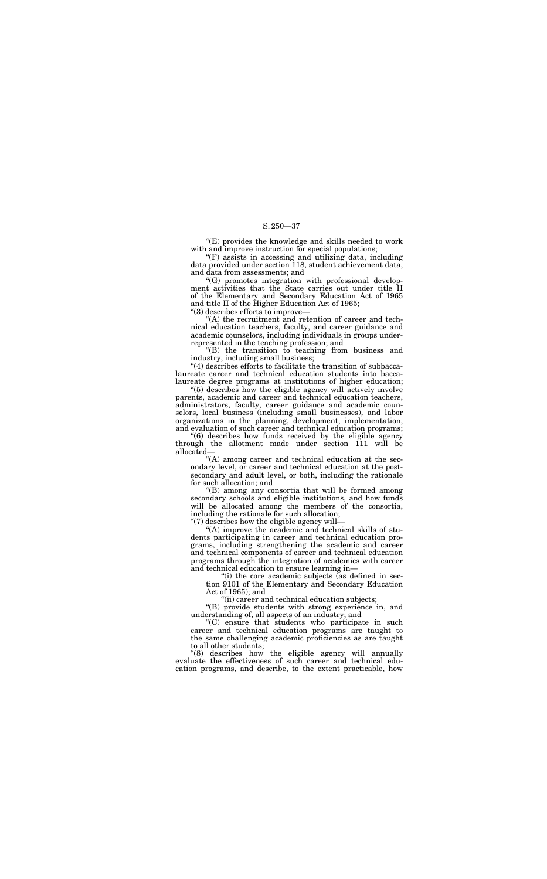"(E) provides the knowledge and skills needed to work with and improve instruction for special populations;

"(F) assists in accessing and utilizing data, including data provided under section 118, student achievement data, and data from assessments; and

"(G) promotes integration with professional development activities that the State carries out under title II of the Elementary and Secondary Education Act of 1965 and title II of the Higher Education Act of 1965;

"(3) describes efforts to improve—

"(A) the recruitment and retention of career and technical education teachers, faculty, and career guidance and academic counselors, including individuals in groups underrepresented in the teaching profession; and

"(B) the transition to teaching from business and industry, including small business;

"(4) describes efforts to facilitate the transition of subbaccalaureate career and technical education students into baccalaureate degree programs at institutions of higher education;

"(5) describes how the eligible agency will actively involve parents, academic and career and technical education teachers, administrators, faculty, career guidance and academic counselors, local business (including small businesses), and labor organizations in the planning, development, implementation, and evaluation of such career and technical education programs;

"(6) describes how funds received by the eligible agency through the allotment made under section 111 will be allocated—

"(A) among career and technical education at the secondary level, or career and technical education at the postsecondary and adult level, or both, including the rationale for such allocation; and

"(B) among any consortia that will be formed among secondary schools and eligible institutions, and how funds will be allocated among the members of the consortia, including the rationale for such allocation;

"(7) describes how the eligible agency will—

"(A) improve the academic and technical skills of students participating in career and technical education programs, including strengthening the academic and career and technical components of career and technical education programs through the integration of academics with career and technical education to ensure learning in—

"(i) the core academic subjects (as defined in section 9101 of the Elementary and Secondary Education Act of 1965); and

"(ii) career and technical education subjects;

"(B) provide students with strong experience in, and understanding of, all aspects of an industry; and

"(C) ensure that students who participate in such career and technical education programs are taught to the same challenging academic proficiencies as are taught to all other students;

"(8) describes how the eligible agency will annually evaluate the effectiveness of such career and technical education programs, and describe, to the extent practicable, how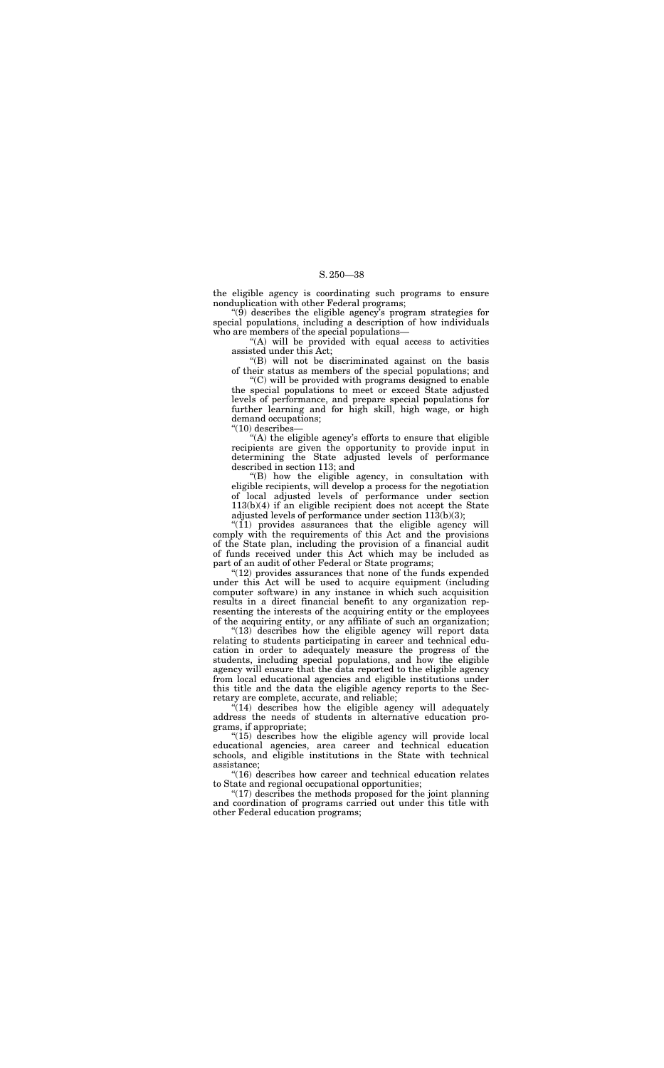the eligible agency is coordinating such programs to ensure nonduplication with other Federal programs;

"(9) describes the eligible agency's program strategies for special populations, including a description of how individuals who are members of the special populations—

"(A) will be provided with equal access to activities assisted under this Act;

"(B) will not be discriminated against on the basis of their status as members of the special populations; and

"(C) will be provided with programs designed to enable the special populations to meet or exceed State adjusted levels of performance, and prepare special populations for further learning and for high skill, high wage, or high demand occupations;

"(10) describes—

"(A) the eligible agency's efforts to ensure that eligible recipients are given the opportunity to provide input in determining the State adjusted levels of performance described in section 113; and

"(B) how the eligible agency, in consultation with eligible recipients, will develop a process for the negotiation of local adjusted levels of performance under section 113(b)(4) if an eligible recipient does not accept the State adjusted levels of performance under section 113(b)(3);

"(11) provides assurances that the eligible agency will comply with the requirements of this Act and the provisions of the State plan, including the provision of a financial audit of funds received under this Act which may be included as part of an audit of other Federal or State programs;

"(12) provides assurances that none of the funds expended under this Act will be used to acquire equipment (including computer software) in any instance in which such acquisition results in a direct financial benefit to any organization representing the interests of the acquiring entity or the employees of the acquiring entity, or any affiliate of such an organization;

"(13) describes how the eligible agency will report data relating to students participating in career and technical education in order to adequately measure the progress of the students, including special populations, and how the eligible agency will ensure that the data reported to the eligible agency from local educational agencies and eligible institutions under this title and the data the eligible agency reports to the Secretary are complete, accurate, and reliable;

"(14) describes how the eligible agency will adequately address the needs of students in alternative education programs, if appropriate;

"(15) describes how the eligible agency will provide local educational agencies, area career and technical education schools, and eligible institutions in the State with technical assistance;

"(16) describes how career and technical education relates to State and regional occupational opportunities;

"(17) describes the methods proposed for the joint planning and coordination of programs carried out under this title with other Federal education programs;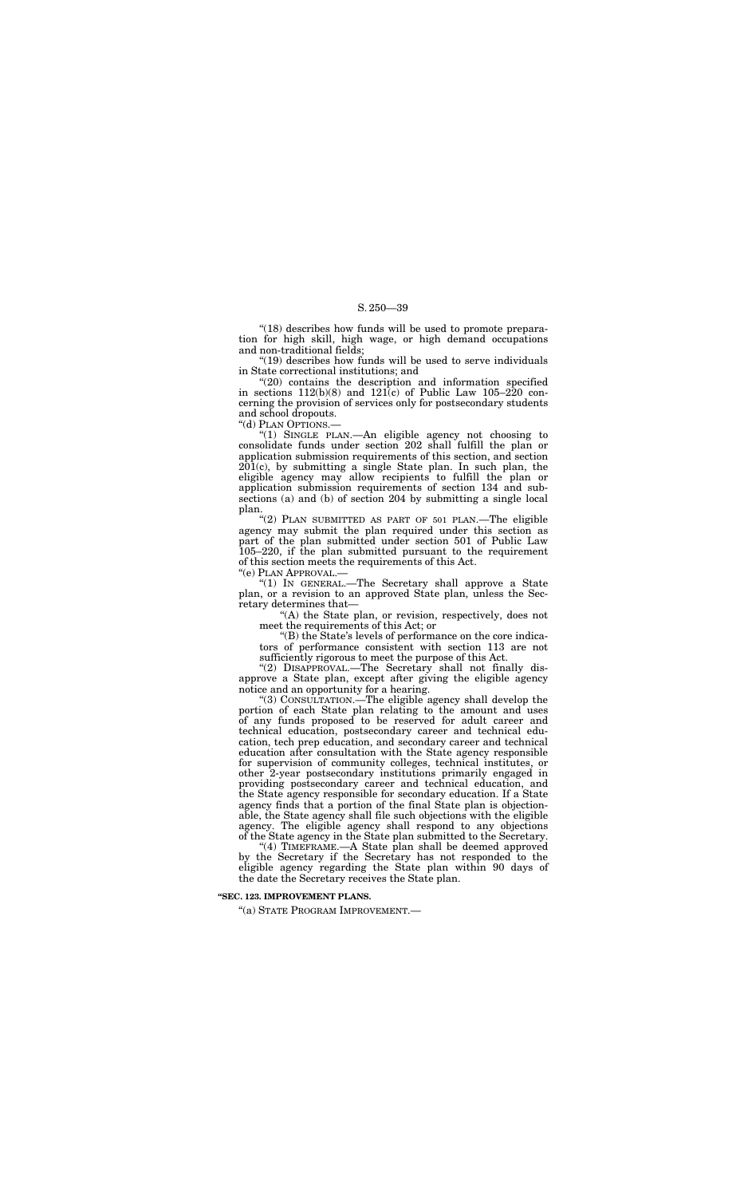"(18) describes how funds will be used to promote preparation for high skill, high wage, or high demand occupations and non-traditional fields;

"(19) describes how funds will be used to serve individuals in State correctional institutions; and

"(20) contains the description and information specified in sections 112(b)(8) and 121(c) of Public Law 105–220 concerning the provision of services only for postsecondary students and school dropouts.

"(d) PLAN OPTIONS.—

"(1) SINGLE PLAN.—An eligible agency not choosing to consolidate funds under section 202 shall fulfill the plan or application submission requirements of this section, and section 201(c), by submitting a single State plan. In such plan, the eligible agency may allow recipients to fulfill the plan or application submission requirements of section 134 and subsections (a) and (b) of section 204 by submitting a single local plan.

"(2) PLAN SUBMITTED AS PART OF 501 PLAN.—The eligible agency may submit the plan required under this section as part of the plan submitted under section 501 of Public Law 105–220, if the plan submitted pursuant to the requirement of this section meets the requirements of this Act.

"(e) PLAN APPROVAL.—

"(1) IN GENERAL.—The Secretary shall approve a State plan, or a revision to an approved State plan, unless the Secretary determines that—

"(A) the State plan, or revision, respectively, does not meet the requirements of this Act; or

"(B) the State's levels of performance on the core indicators of performance consistent with section 113 are not sufficiently rigorous to meet the purpose of this Act.

"(2) DISAPPROVAL.—The Secretary shall not finally disapprove a State plan, except after giving the eligible agency notice and an opportunity for a hearing.

"(3) CONSULTATION.—The eligible agency shall develop the portion of each State plan relating to the amount and uses of any funds proposed to be reserved for adult career and technical education, postsecondary career and technical education, tech prep education, and secondary career and technical education after consultation with the State agency responsible for supervision of community colleges, technical institutes, or other 2-year postsecondary institutions primarily engaged in providing postsecondary career and technical education, and the State agency responsible for secondary education. If a State agency finds that a portion of the final State plan is objectionable, the State agency shall file such objections with the eligible agency. The eligible agency shall respond to any objections of the State agency in the State plan submitted to the Secretary.

"(4) TIMEFRAME.—A State plan shall be deemed approved by the Secretary if the Secretary has not responded to the eligible agency regarding the State plan within 90 days of the date the Secretary receives the State plan.

**"SEC. 123. IMPROVEMENT PLANS.**

"(a) STATE PROGRAM IMPROVEMENT.—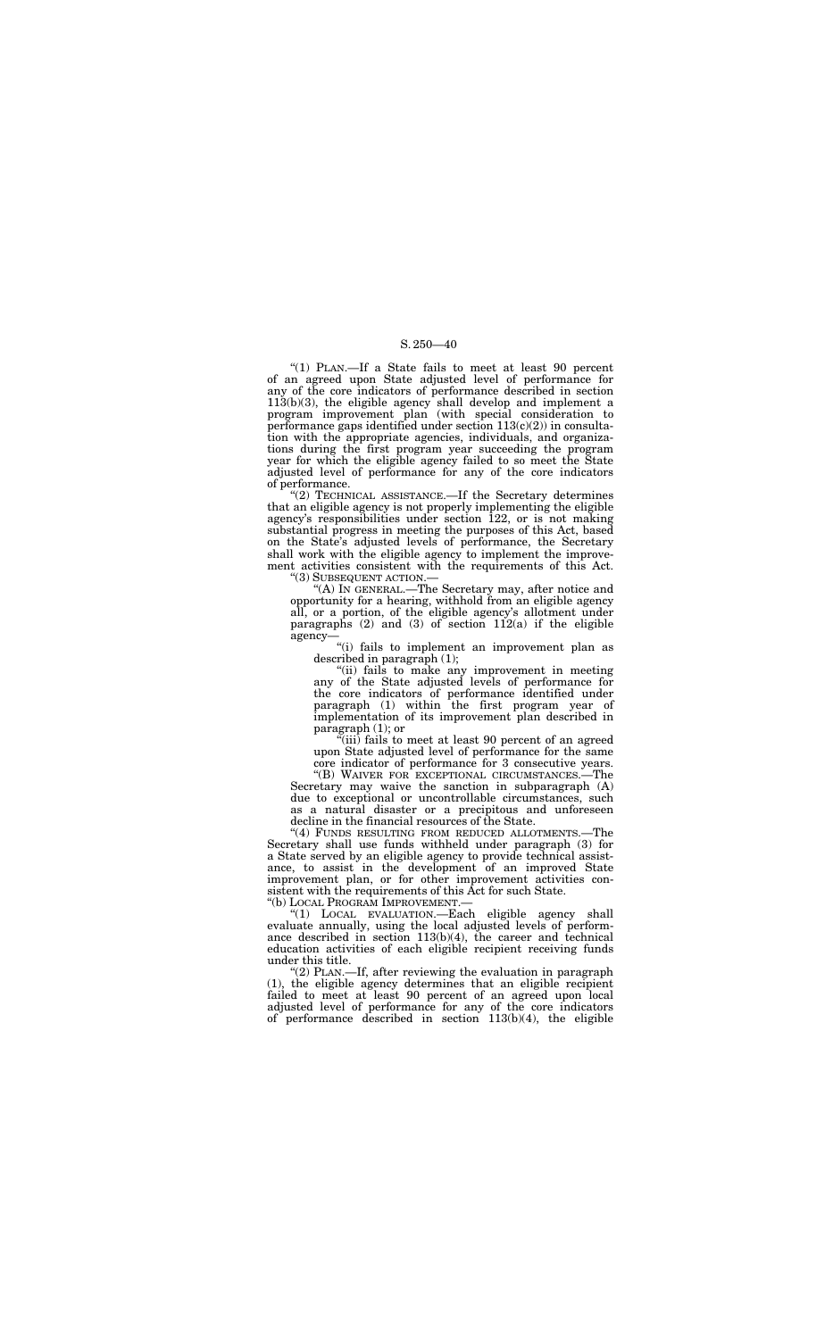"(1) PLAN.—If a State fails to meet at least 90 percent of an agreed upon State adjusted level of performance for any of the core indicators of performance described in section 113(b)(3), the eligible agency shall develop and implement a program improvement plan (with special consideration to performance gaps identified under section 113(c)(2)) in consultation with the appropriate agencies, individuals, and organizations during the first program year succeeding the program year for which the eligible agency failed to so meet the State adjusted level of performance for any of the core indicators of performance.

"(2) TECHNICAL ASSISTANCE.—If the Secretary determines that an eligible agency is not properly implementing the eligible agency's responsibilities under section 122, or is not making substantial progress in meeting the purposes of this Act, based on the State's adjusted levels of performance, the Secretary shall work with the eligible agency to implement the improvement activities consistent with the requirements of this Act.

"(3) SUBSEQUENT ACTION.—

"(A) IN GENERAL.—The Secretary may, after notice and opportunity for a hearing, withhold from an eligible agency all, or a portion, of the eligible agency's allotment under paragraphs (2) and (3) of section 112(a) if the eligible agency—

"(i) fails to implement an improvement plan as described in paragraph (1);

"(ii) fails to make any improvement in meeting any of the State adjusted levels of performance for the core indicators of performance identified under paragraph (1) within the first program year of implementation of its improvement plan described in paragraph (1); or

"(iii) fails to meet at least 90 percent of an agreed upon State adjusted level of performance for the same core indicator of performance for 3 consecutive years.

"(B) WAIVER FOR EXCEPTIONAL CIRCUMSTANCES.—The Secretary may waive the sanction in subparagraph (A) due to exceptional or uncontrollable circumstances, such as a natural disaster or a precipitous and unforeseen decline in the financial resources of the State.

"(4) FUNDS RESULTING FROM REDUCED ALLOTMENTS.—The Secretary shall use funds withheld under paragraph (3) for a State served by an eligible agency to provide technical assistance, to assist in the development of an improved State improvement plan, or for other improvement activities consistent with the requirements of this Act for such State.

"(b) LOCAL PROGRAM IMPROVEMENT.—

"(1) LOCAL EVALUATION.—Each eligible agency shall evaluate annually, using the local adjusted levels of performance described in section 113(b)(4), the career and technical education activities of each eligible recipient receiving funds under this title.

"(2) PLAN.—If, after reviewing the evaluation in paragraph (1), the eligible agency determines that an eligible recipient failed to meet at least 90 percent of an agreed upon local adjusted level of performance for any of the core indicators of performance described in section 113(b)(4), the eligible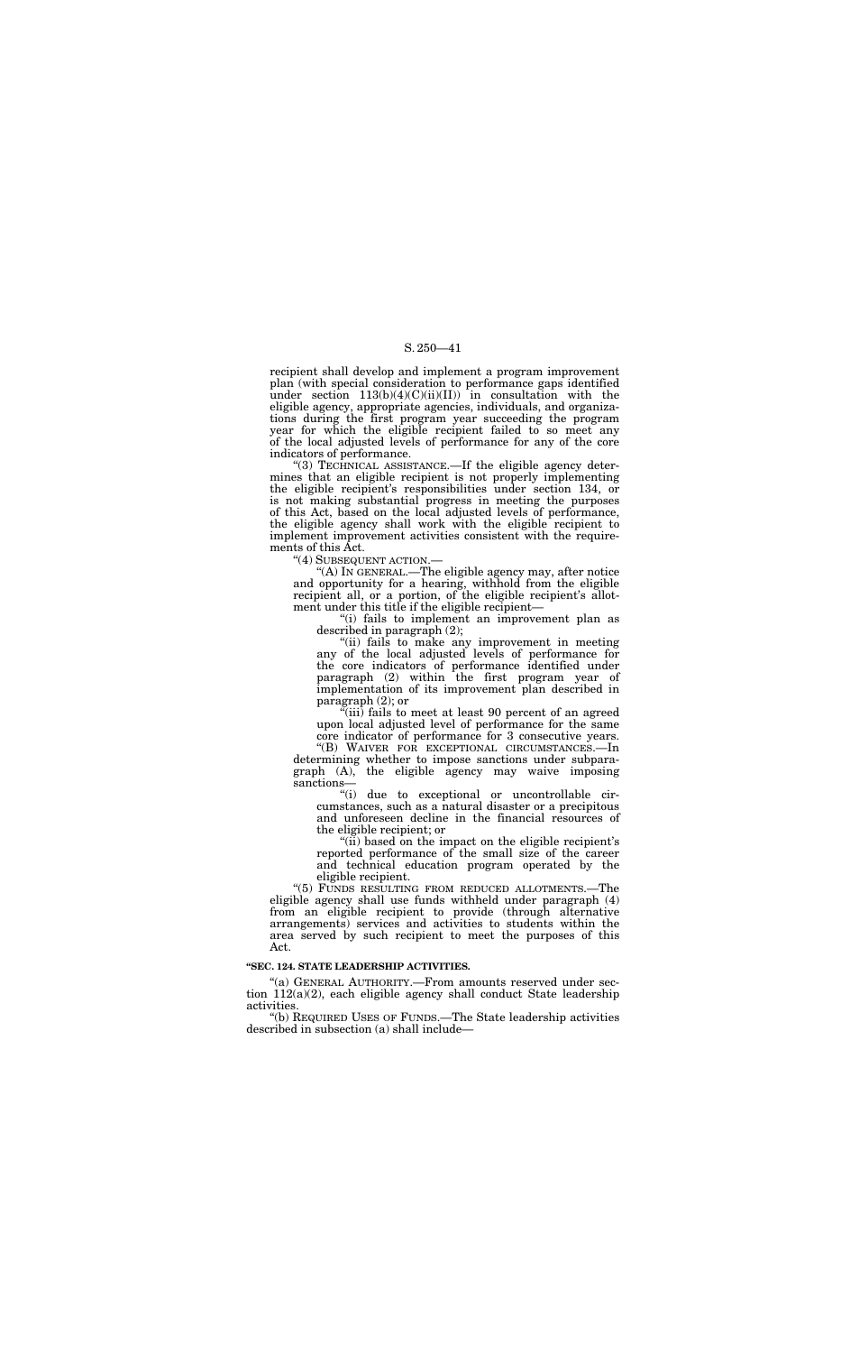recipient shall develop and implement a program improvement plan (with special consideration to performance gaps identified under section 113(b)(4)(C)(ii)(II)) in consultation with the eligible agency, appropriate agencies, individuals, and organizations during the first program year succeeding the program year for which the eligible recipient failed to so meet any of the local adjusted levels of performance for any of the core indicators of performance.

"(3) TECHNICAL ASSISTANCE.—If the eligible agency determines that an eligible recipient is not properly implementing the eligible recipient's responsibilities under section 134, or is not making substantial progress in meeting the purposes of this Act, based on the local adjusted levels of performance, the eligible agency shall work with the eligible recipient to implement improvement activities consistent with the requirements of this Act.

"(4) SUBSEQUENT ACTION.—

"(A) IN GENERAL.—The eligible agency may, after notice and opportunity for a hearing, withhold from the eligible recipient all, or a portion, of the eligible recipient's allotment under this title if the eligible recipient—

"(i) fails to implement an improvement plan as described in paragraph (2);

"(ii) fails to make any improvement in meeting any of the local adjusted levels of performance for the core indicators of performance identified under paragraph (2) within the first program year of implementation of its improvement plan described in paragraph (2); or

"(iii) fails to meet at least 90 percent of an agreed upon local adjusted level of performance for the same core indicator of performance for 3 consecutive years.

"(B) WAIVER FOR EXCEPTIONAL CIRCUMSTANCES.—In determining whether to impose sanctions under subparagraph (A), the eligible agency may waive imposing sanctions—

"(i) due to exceptional or uncontrollable circumstances, such as a natural disaster or a precipitous and unforeseen decline in the financial resources of the eligible recipient; or

"(ii) based on the impact on the eligible recipient's reported performance of the small size of the career and technical education program operated by the eligible recipient.

"(5) FUNDS RESULTING FROM REDUCED ALLOTMENTS.—The eligible agency shall use funds withheld under paragraph (4) from an eligible recipient to provide (through alternative arrangements) services and activities to students within the area served by such recipient to meet the purposes of this Act.

**"SEC. 124. STATE LEADERSHIP ACTIVITIES.**

"(a) GENERAL AUTHORITY.—From amounts reserved under section 112(a)(2), each eligible agency shall conduct State leadership activities.

"(b) REQUIRED USES OF FUNDS.—The State leadership activities described in subsection (a) shall include—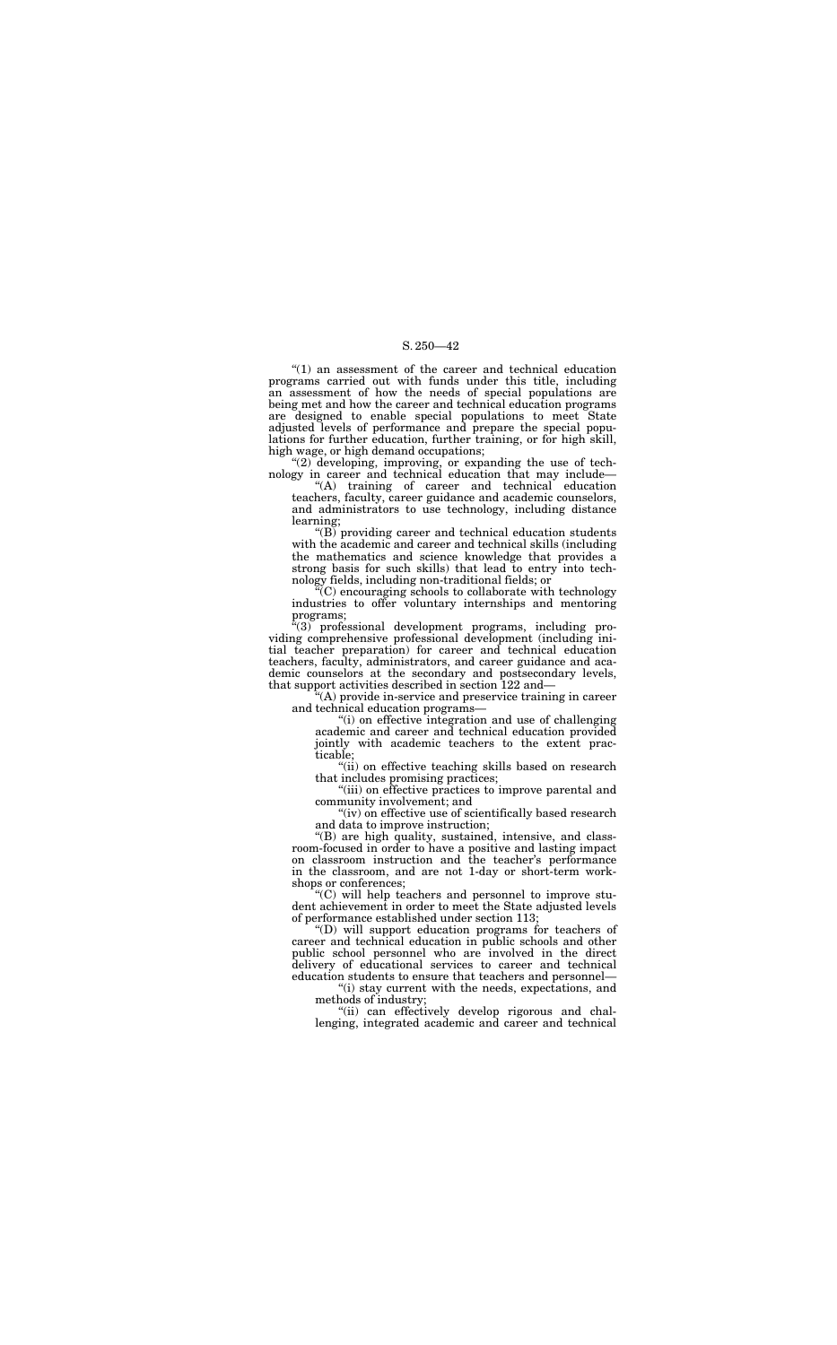"(1) an assessment of the career and technical education programs carried out with funds under this title, including an assessment of how the needs of special populations are being met and how the career and technical education programs are designed to enable special populations to meet State adjusted levels of performance and prepare the special populations for further education, further training, or for high skill, high wage, or high demand occupations;

"(2) developing, improving, or expanding the use of technology in career and technical education that may include—

"(A) training of career and technical education teachers, faculty, career guidance and academic counselors, and administrators to use technology, including distance learning;

"(B) providing career and technical education students with the academic and career and technical skills (including the mathematics and science knowledge that provides a strong basis for such skills) that lead to entry into technology fields, including non-traditional fields; or

"(C) encouraging schools to collaborate with technology industries to offer voluntary internships and mentoring programs;

"(3) professional development programs, including providing comprehensive professional development (including initial teacher preparation) for career and technical education teachers, faculty, administrators, and career guidance and academic counselors at the secondary and postsecondary levels, that support activities described in section 122 and—

"(A) provide in-service and preservice training in career and technical education programs—

"(i) on effective integration and use of challenging academic and career and technical education provided jointly with academic teachers to the extent practicable;

"(ii) on effective teaching skills based on research that includes promising practices;

"(iii) on effective practices to improve parental and community involvement; and

"(iv) on effective use of scientifically based research and data to improve instruction;

"(B) are high quality, sustained, intensive, and classroom-focused in order to have a positive and lasting impact on classroom instruction and the teacher's performance in the classroom, and are not 1-day or short-term workshops or conferences;

"(C) will help teachers and personnel to improve student achievement in order to meet the State adjusted levels of performance established under section 113;

"(D) will support education programs for teachers of career and technical education in public schools and other public school personnel who are involved in the direct delivery of educational services to career and technical education students to ensure that teachers and personnel—

"(i) stay current with the needs, expectations, and methods of industry;

"(ii) can effectively develop rigorous and challenging, integrated academic and career and technical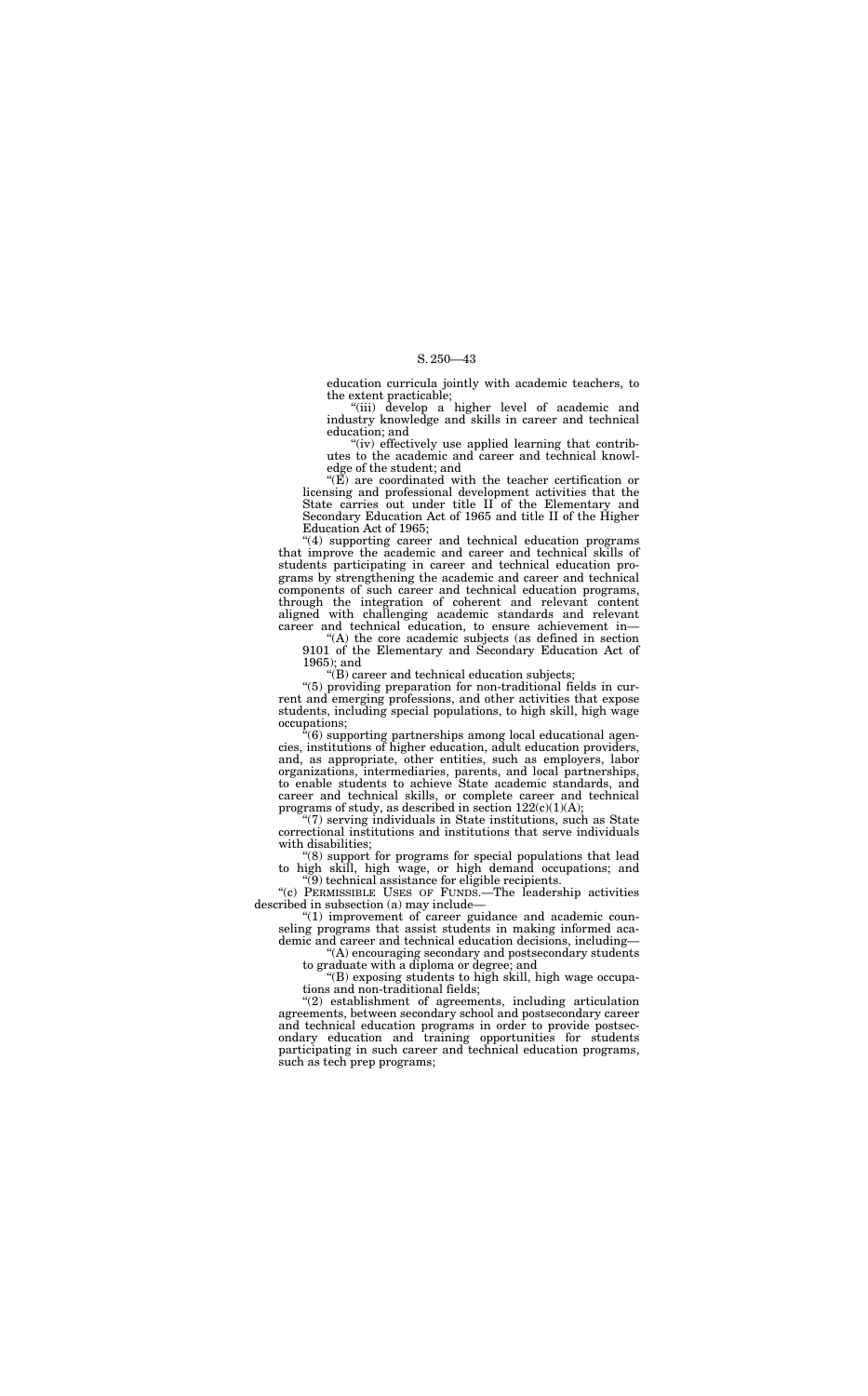education curricula jointly with academic teachers, to the extent practicable;

"(iii) develop a higher level of academic and industry knowledge and skills in career and technical education; and

"(iv) effectively use applied learning that contributes to the academic and career and technical knowledge of the student; and

"(E) are coordinated with the teacher certification or licensing and professional development activities that the State carries out under title II of the Elementary and Secondary Education Act of 1965 and title II of the Higher Education Act of 1965;

"(4) supporting career and technical education programs that improve the academic and career and technical skills of students participating in career and technical education programs by strengthening the academic and career and technical components of such career and technical education programs, through the integration of coherent and relevant content aligned with challenging academic standards and relevant career and technical education, to ensure achievement in—

"(A) the core academic subjects (as defined in section 9101 of the Elementary and Secondary Education Act of 1965); and

"(B) career and technical education subjects;

"(5) providing preparation for non-traditional fields in current and emerging professions, and other activities that expose students, including special populations, to high skill, high wage occupations;

"(6) supporting partnerships among local educational agencies, institutions of higher education, adult education providers, and, as appropriate, other entities, such as employers, labor organizations, intermediaries, parents, and local partnerships, to enable students to achieve State academic standards, and career and technical skills, or complete career and technical programs of study, as described in section 122(c)(1)(A);

"(7) serving individuals in State institutions, such as State correctional institutions and institutions that serve individuals with disabilities;

"(8) support for programs for special populations that lead to high skill, high wage, or high demand occupations; and

"(9) technical assistance for eligible recipients.

"(c) PERMISSIBLE USES OF FUNDS.—The leadership activities described in subsection (a) may include—

"(1) improvement of career guidance and academic counseling programs that assist students in making informed academic and career and technical education decisions, including—

"(A) encouraging secondary and postsecondary students to graduate with a diploma or degree; and

"(B) exposing students to high skill, high wage occupations and non-traditional fields;

"(2) establishment of agreements, including articulation agreements, between secondary school and postsecondary career and technical education programs in order to provide postsecondary education and training opportunities for students participating in such career and technical education programs, such as tech prep programs;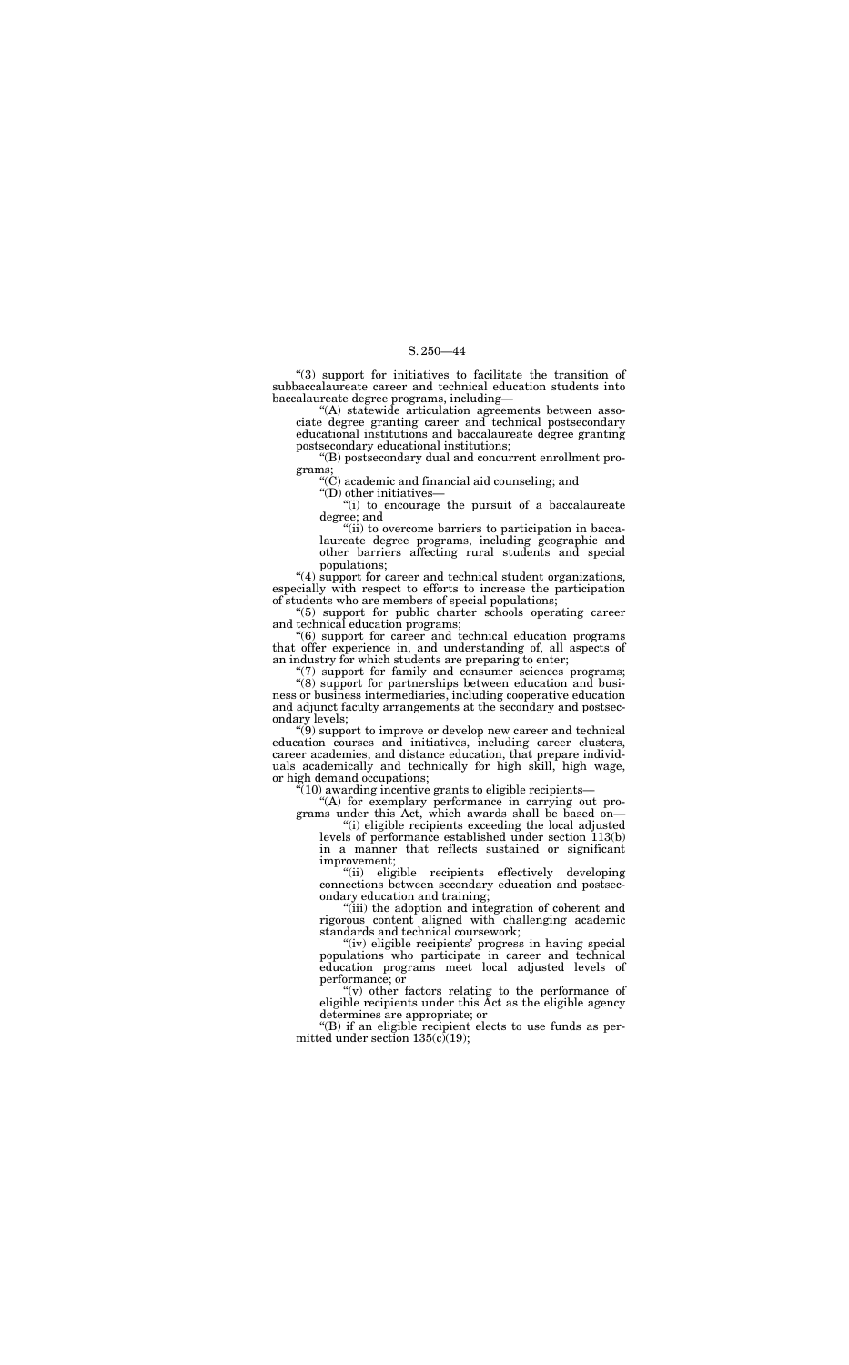"(3) support for initiatives to facilitate the transition of subbaccalaureate career and technical education students into baccalaureate degree programs, including—

"(A) statewide articulation agreements between associate degree granting career and technical postsecondary educational institutions and baccalaureate degree granting postsecondary educational institutions;

"(B) postsecondary dual and concurrent enrollment programs;

"(C) academic and financial aid counseling; and

"(D) other initiatives—

"(i) to encourage the pursuit of a baccalaureate degree; and

"(ii) to overcome barriers to participation in baccalaureate degree programs, including geographic and other barriers affecting rural students and special populations;

"(4) support for career and technical student organizations, especially with respect to efforts to increase the participation of students who are members of special populations;

"(5) support for public charter schools operating career and technical education programs;

"(6) support for career and technical education programs that offer experience in, and understanding of, all aspects of an industry for which students are preparing to enter;

"(7) support for family and consumer sciences programs;

"(8) support for partnerships between education and business or business intermediaries, including cooperative education and adjunct faculty arrangements at the secondary and postsecondary levels;

"(9) support to improve or develop new career and technical education courses and initiatives, including career clusters, career academies, and distance education, that prepare individuals academically and technically for high skill, high wage, or high demand occupations;

"(10) awarding incentive grants to eligible recipients—

"(A) for exemplary performance in carrying out programs under this Act, which awards shall be based on—

"(i) eligible recipients exceeding the local adjusted levels of performance established under section 113(b) in a manner that reflects sustained or significant improvement;

"(ii) eligible recipients effectively developing connections between secondary education and postsecondary education and training;

"(iii) the adoption and integration of coherent and rigorous content aligned with challenging academic standards and technical coursework;

"(iv) eligible recipients' progress in having special populations who participate in career and technical education programs meet local adjusted levels of performance; or

"(v) other factors relating to the performance of eligible recipients under this Act as the eligible agency determines are appropriate; or

"(B) if an eligible recipient elects to use funds as permitted under section 135(c)(19);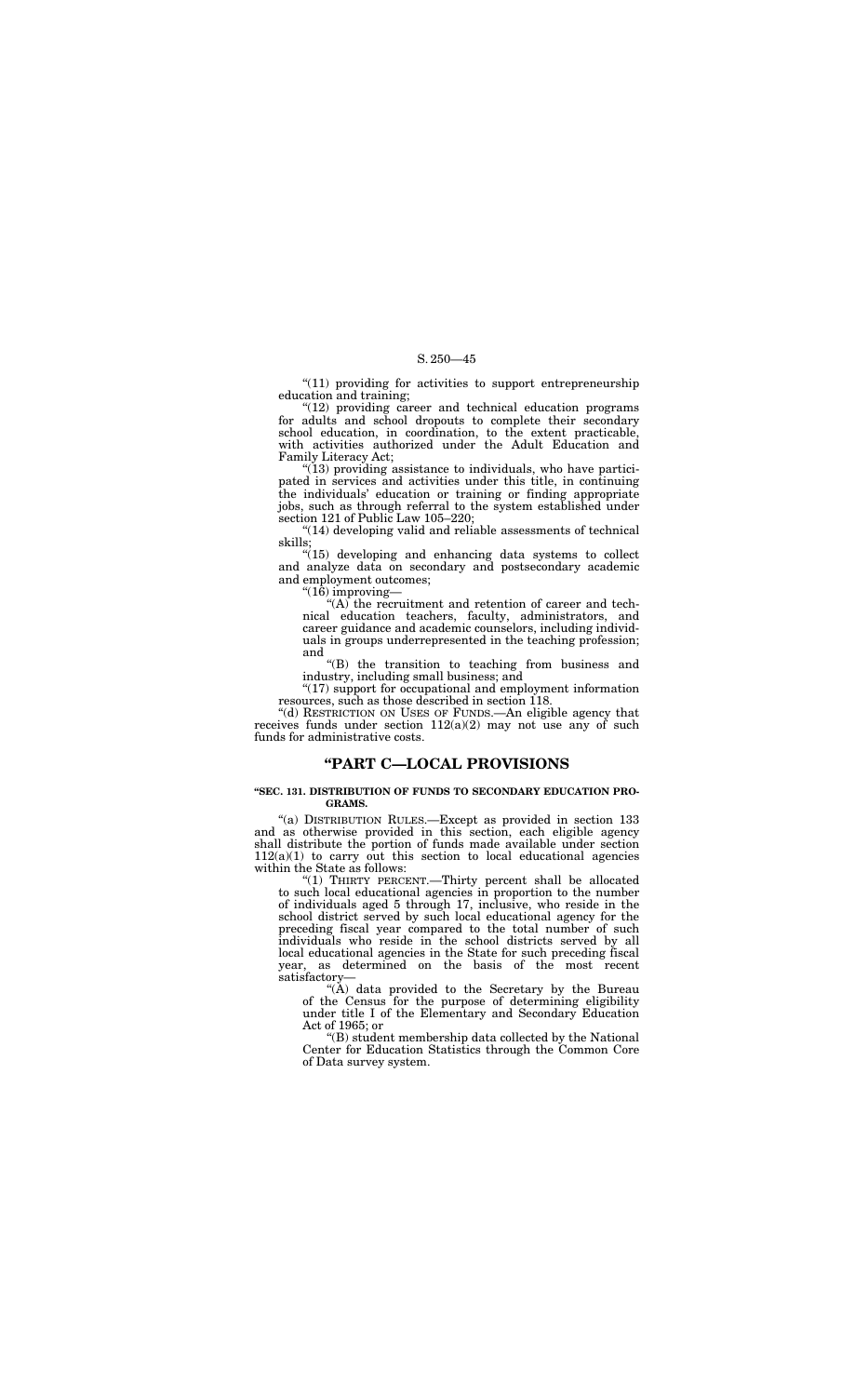"(11) providing for activities to support entrepreneurship education and training;

"(12) providing career and technical education programs for adults and school dropouts to complete their secondary school education, in coordination, to the extent practicable, with activities authorized under the Adult Education and Family Literacy Act;

"(13) providing assistance to individuals, who have participated in services and activities under this title, in continuing the individuals' education or training or finding appropriate jobs, such as through referral to the system established under section 121 of Public Law 105–220;

"(14) developing valid and reliable assessments of technical skills;

"(15) developing and enhancing data systems to collect and analyze data on secondary and postsecondary academic and employment outcomes;

"(16) improving—

"(A) the recruitment and retention of career and technical education teachers, faculty, administrators, and career guidance and academic counselors, including individuals in groups underrepresented in the teaching profession; and

"(B) the transition to teaching from business and industry, including small business; and

"(17) support for occupational and employment information resources, such as those described in section 118.

"(d) RESTRICTION ON USES OF FUNDS.—An eligible agency that receives funds under section 112(a)(2) may not use any of such funds for administrative costs.

## "PART C—LOCAL PROVISIONS

**"SEC. 131. DISTRIBUTION OF FUNDS TO SECONDARY EDUCATION PROGRAMS.**

"(a) DISTRIBUTION RULES.—Except as provided in section 133 and as otherwise provided in this section, each eligible agency shall distribute the portion of funds made available under section 112(a)(1) to carry out this section to local educational agencies within the State as follows:

"(1) THIRTY PERCENT.—Thirty percent shall be allocated to such local educational agencies in proportion to the number of individuals aged 5 through 17, inclusive, who reside in the school district served by such local educational agency for the preceding fiscal year compared to the total number of such individuals who reside in the school districts served by all local educational agencies in the State for such preceding fiscal year, as determined on the basis of the most recent satisfactory—

"(A) data provided to the Secretary by the Bureau of the Census for the purpose of determining eligibility under title I of the Elementary and Secondary Education Act of 1965; or

"(B) student membership data collected by the National Center for Education Statistics through the Common Core of Data survey system.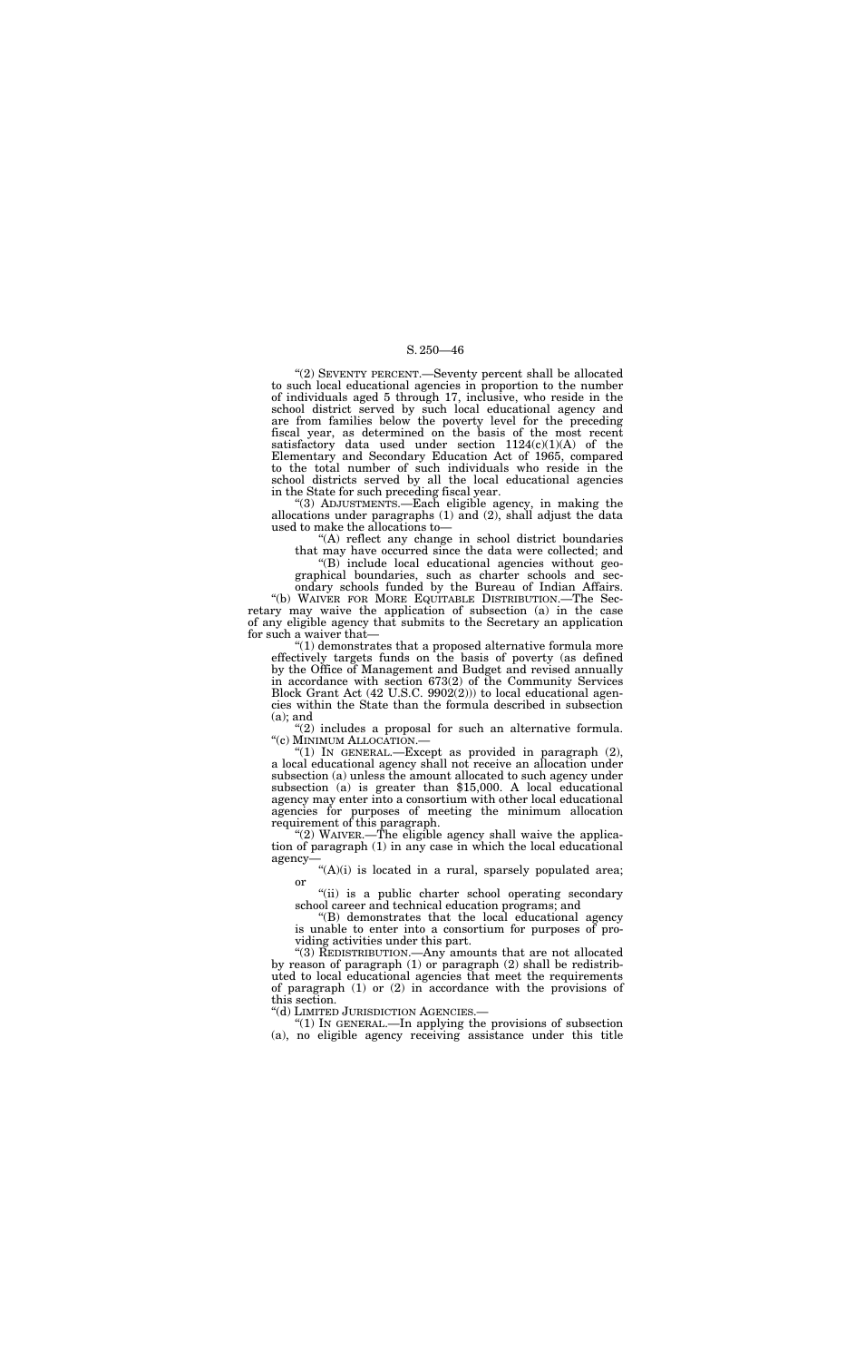"(2) SEVENTY PERCENT.—Seventy percent shall be allocated to such local educational agencies in proportion to the number of individuals aged 5 through 17, inclusive, who reside in the school district served by such local educational agency and are from families below the poverty level for the preceding fiscal year, as determined on the basis of the most recent satisfactory data used under section 1124(c)(1)(A) of the Elementary and Secondary Education Act of 1965, compared to the total number of such individuals who reside in the school districts served by all the local educational agencies in the State for such preceding fiscal year.

"(3) ADJUSTMENTS.—Each eligible agency, in making the allocations under paragraphs (1) and (2), shall adjust the data used to make the allocations to—

"(A) reflect any change in school district boundaries that may have occurred since the data were collected; and

"(B) include local educational agencies without geographical boundaries, such as charter schools and secondary schools funded by the Bureau of Indian Affairs.

"(b) WAIVER FOR MORE EQUITABLE DISTRIBUTION.—The Secretary may waive the application of subsection (a) in the case of any eligible agency that submits to the Secretary an application for such a waiver that—

"(1) demonstrates that a proposed alternative formula more effectively targets funds on the basis of poverty (as defined by the Office of Management and Budget and revised annually in accordance with section 673(2) of the Community Services Block Grant Act (42 U.S.C. 9902(2))) to local educational agencies within the State than the formula described in subsection (a); and

"(2) includes a proposal for such an alternative formula.

"(c) MINIMUM ALLOCATION.—

"(1) IN GENERAL.—Except as provided in paragraph (2), a local educational agency shall not receive an allocation under subsection (a) unless the amount allocated to such agency under subsection (a) is greater than $15,000. A local educational agency may enter into a consortium with other local educational agencies for purposes of meeting the minimum allocation requirement of this paragraph.

"(2) WAIVER.—The eligible agency shall waive the application of paragraph (1) in any case in which the local educational agency—

"(A)(i) is located in a rural, sparsely populated area; or

"(ii) is a public charter school operating secondary school career and technical education programs; and

"(B) demonstrates that the local educational agency is unable to enter into a consortium for purposes of providing activities under this part.

"(3) REDISTRIBUTION.—Any amounts that are not allocated by reason of paragraph (1) or paragraph (2) shall be redistributed to local educational agencies that meet the requirements of paragraph (1) or (2) in accordance with the provisions of this section.

"(d) LIMITED JURISDICTION AGENCIES.—

"(1) IN GENERAL.—In applying the provisions of subsection (a), no eligible agency receiving assistance under this title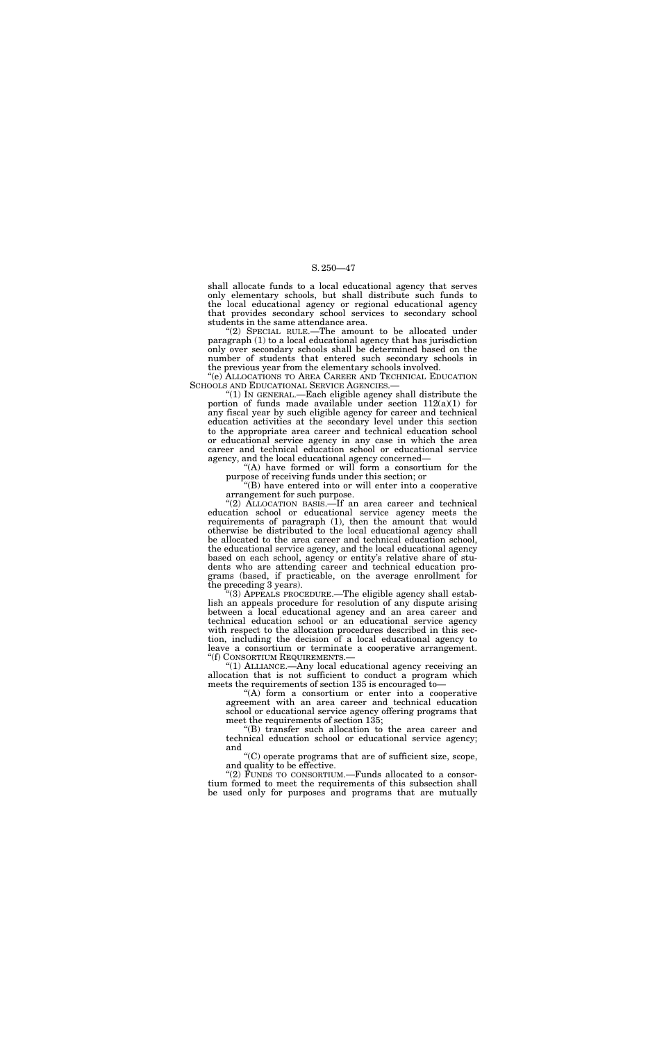shall allocate funds to a local educational agency that serves only elementary schools, but shall distribute such funds to the local educational agency or regional educational agency that provides secondary school services to secondary school students in the same attendance area.

"(2) SPECIAL RULE.—The amount to be allocated under paragraph (1) to a local educational agency that has jurisdiction only over secondary schools shall be determined based on the number of students that entered such secondary schools in the previous year from the elementary schools involved.

"(e) ALLOCATIONS TO AREA CAREER AND TECHNICAL EDUCATION SCHOOLS AND EDUCATIONAL SERVICE AGENCIES.—

"(1) IN GENERAL.—Each eligible agency shall distribute the portion of funds made available under section 112(a)(1) for any fiscal year by such eligible agency for career and technical education activities at the secondary level under this section to the appropriate area career and technical education school or educational service agency in any case in which the area career and technical education school or educational service agency, and the local educational agency concerned—

"(A) have formed or will form a consortium for the purpose of receiving funds under this section; or

"(B) have entered into or will enter into a cooperative arrangement for such purpose.

"(2) ALLOCATION BASIS.—If an area career and technical education school or educational service agency meets the requirements of paragraph (1), then the amount that would otherwise be distributed to the local educational agency shall be allocated to the area career and technical education school, the educational service agency, and the local educational agency based on each school, agency or entity's relative share of students who are attending career and technical education programs (based, if practicable, on the average enrollment for the preceding 3 years).

"(3) APPEALS PROCEDURE.—The eligible agency shall establish an appeals procedure for resolution of any dispute arising between a local educational agency and an area career and technical education school or an educational service agency with respect to the allocation procedures described in this section, including the decision of a local educational agency to leave a consortium or terminate a cooperative arrangement.

"(f) CONSORTIUM REQUIREMENTS.—

"(1) ALLIANCE.—Any local educational agency receiving an allocation that is not sufficient to conduct a program which meets the requirements of section 135 is encouraged to—

"(A) form a consortium or enter into a cooperative agreement with an area career and technical education school or educational service agency offering programs that meet the requirements of section 135;

"(B) transfer such allocation to the area career and technical education school or educational service agency; and

"(C) operate programs that are of sufficient size, scope, and quality to be effective.

"(2) FUNDS TO CONSORTIUM.—Funds allocated to a consortium formed to meet the requirements of this subsection shall be used only for purposes and programs that are mutually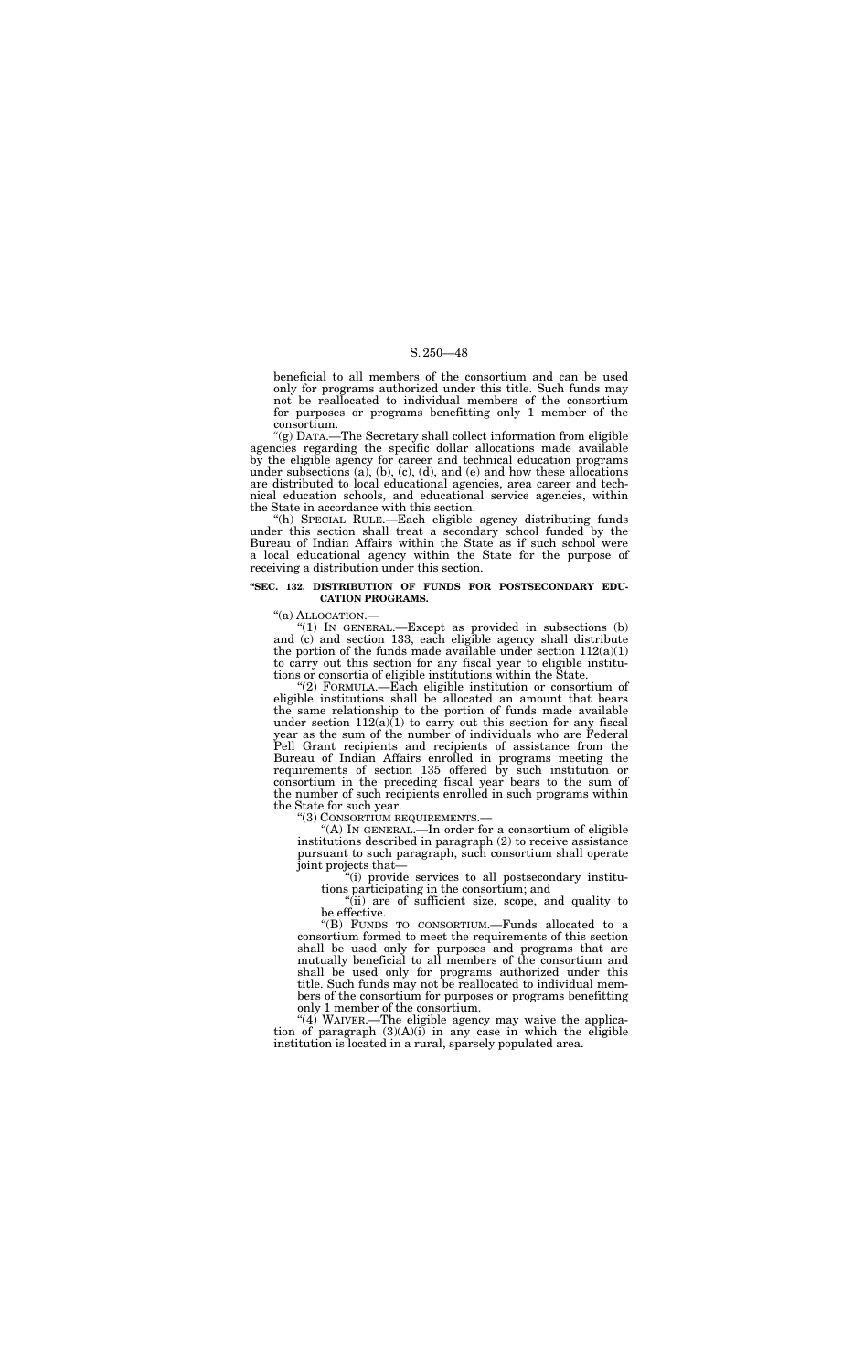beneficial to all members of the consortium and can be used only for programs authorized under this title. Such funds may not be reallocated to individual members of the consortium for purposes or programs benefitting only 1 member of the consortium.

"(g) DATA.—The Secretary shall collect information from eligible agencies regarding the specific dollar allocations made available by the eligible agency for career and technical education programs under subsections (a), (b), (c), (d), and (e) and how these allocations are distributed to local educational agencies, area career and technical education schools, and educational service agencies, within the State in accordance with this section.

"(h) SPECIAL RULE.—Each eligible agency distributing funds under this section shall treat a secondary school funded by the Bureau of Indian Affairs within the State as if such school were a local educational agency within the State for the purpose of receiving a distribution under this section.

**"SEC. 132. DISTRIBUTION OF FUNDS FOR POSTSECONDARY EDUCATION PROGRAMS.**

"(a) ALLOCATION.—

"(1) IN GENERAL.—Except as provided in subsections (b) and (c) and section 133, each eligible agency shall distribute the portion of the funds made available under section 112(a)(1) to carry out this section for any fiscal year to eligible institutions or consortia of eligible institutions within the State.

"(2) FORMULA.—Each eligible institution or consortium of eligible institutions shall be allocated an amount that bears the same relationship to the portion of funds made available under section 112(a)(1) to carry out this section for any fiscal year as the sum of the number of individuals who are Federal Pell Grant recipients and recipients of assistance from the Bureau of Indian Affairs enrolled in programs meeting the requirements of section 135 offered by such institution or consortium in the preceding fiscal year bears to the sum of the number of such recipients enrolled in such programs within the State for such year.

"(3) CONSORTIUM REQUIREMENTS.—

"(A) IN GENERAL.—In order for a consortium of eligible institutions described in paragraph (2) to receive assistance pursuant to such paragraph, such consortium shall operate joint projects that—

"(i) provide services to all postsecondary institutions participating in the consortium; and

"(ii) are of sufficient size, scope, and quality to be effective.

"(B) FUNDS TO CONSORTIUM.—Funds allocated to a consortium formed to meet the requirements of this section shall be used only for purposes and programs that are mutually beneficial to all members of the consortium and shall be used only for programs authorized under this title. Such funds may not be reallocated to individual members of the consortium for purposes or programs benefitting only 1 member of the consortium.

"(4) WAIVER.—The eligible agency may waive the application of paragraph (3)(A)(i) in any case in which the eligible institution is located in a rural, sparsely populated area.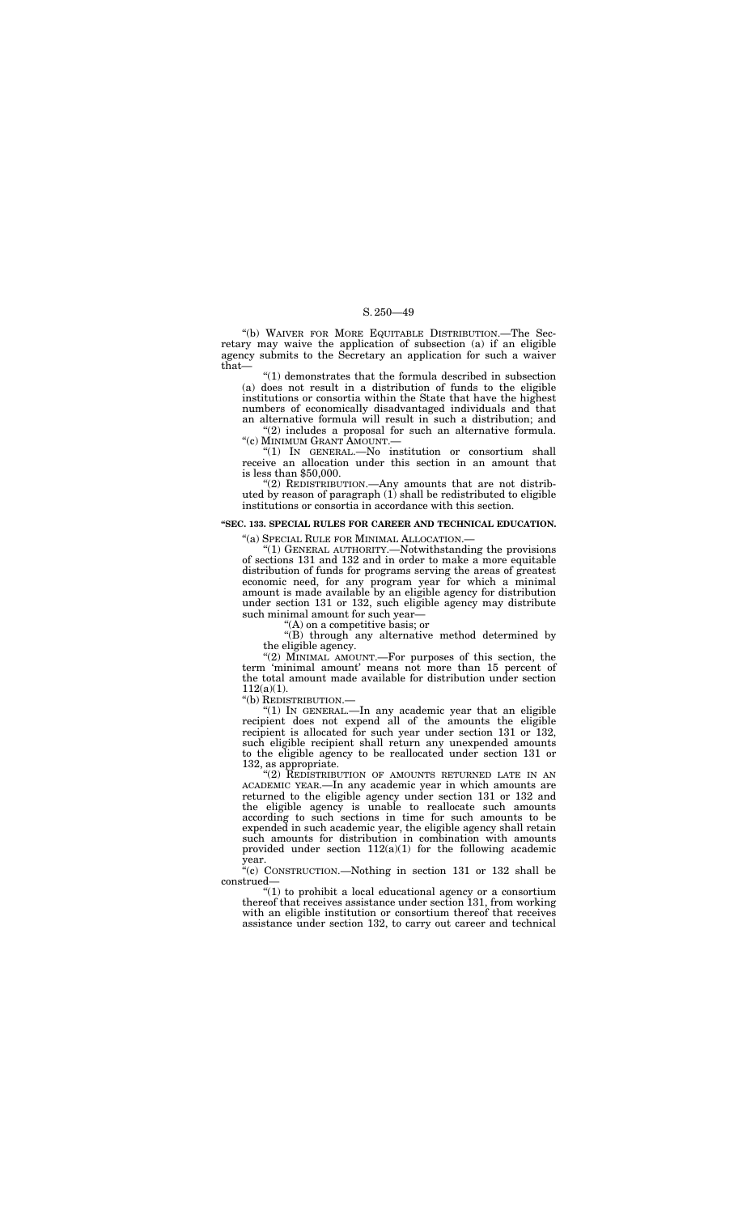"(b) WAIVER FOR MORE EQUITABLE DISTRIBUTION.—The Secretary may waive the application of subsection (a) if an eligible agency submits to the Secretary an application for such a waiver that—

"(1) demonstrates that the formula described in subsection (a) does not result in a distribution of funds to the eligible institutions or consortia within the State that have the highest numbers of economically disadvantaged individuals and that an alternative formula will result in such a distribution; and

"(2) includes a proposal for such an alternative formula.

"(c) MINIMUM GRANT AMOUNT.—

"(1) IN GENERAL.—No institution or consortium shall receive an allocation under this section in an amount that is less than $50,000.

"(2) REDISTRIBUTION.—Any amounts that are not distributed by reason of paragraph (1) shall be redistributed to eligible institutions or consortia in accordance with this section.

**"SEC. 133. SPECIAL RULES FOR CAREER AND TECHNICAL EDUCATION.**

"(a) SPECIAL RULE FOR MINIMAL ALLOCATION.—

"(1) GENERAL AUTHORITY.—Notwithstanding the provisions of sections 131 and 132 and in order to make a more equitable distribution of funds for programs serving the areas of greatest economic need, for any program year for which a minimal amount is made available by an eligible agency for distribution under section 131 or 132, such eligible agency may distribute such minimal amount for such year—

"(A) on a competitive basis; or

"(B) through any alternative method determined by the eligible agency.

"(2) MINIMAL AMOUNT.—For purposes of this section, the term 'minimal amount' means not more than 15 percent of the total amount made available for distribution under section 112(a)(1).

"(b) REDISTRIBUTION.—

"(1) IN GENERAL.—In any academic year that an eligible recipient does not expend all of the amounts the eligible recipient is allocated for such year under section 131 or 132, such eligible recipient shall return any unexpended amounts to the eligible agency to be reallocated under section 131 or 132, as appropriate.

"(2) REDISTRIBUTION OF AMOUNTS RETURNED LATE IN AN ACADEMIC YEAR.—In any academic year in which amounts are returned to the eligible agency under section 131 or 132 and the eligible agency is unable to reallocate such amounts according to such sections in time for such amounts to be expended in such academic year, the eligible agency shall retain such amounts for distribution in combination with amounts provided under section 112(a)(1) for the following academic year.

"(c) CONSTRUCTION.—Nothing in section 131 or 132 shall be construed—

"(1) to prohibit a local educational agency or a consortium thereof that receives assistance under section 131, from working with an eligible institution or consortium thereof that receives assistance under section 132, to carry out career and technical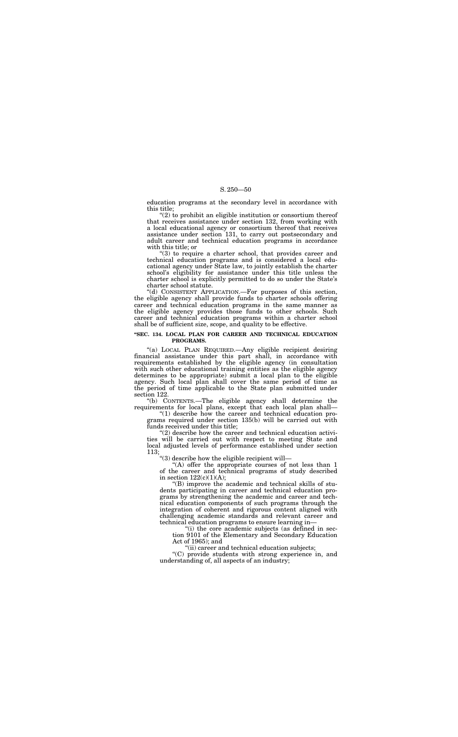education programs at the secondary level in accordance with this title;

"(2) to prohibit an eligible institution or consortium thereof that receives assistance under section 132, from working with a local educational agency or consortium thereof that receives assistance under section 131, to carry out postsecondary and adult career and technical education programs in accordance with this title; or

"(3) to require a charter school, that provides career and technical education programs and is considered a local educational agency under State law, to jointly establish the charter school's eligibility for assistance under this title unless the charter school is explicitly permitted to do so under the State's charter school statute.

"(d) CONSISTENT APPLICATION.—For purposes of this section, the eligible agency shall provide funds to charter schools offering career and technical education programs in the same manner as the eligible agency provides those funds to other schools. Such career and technical education programs within a charter school shall be of sufficient size, scope, and quality to be effective.

**"SEC. 134. LOCAL PLAN FOR CAREER AND TECHNICAL EDUCATION PROGRAMS.**

"(a) LOCAL PLAN REQUIRED.—Any eligible recipient desiring financial assistance under this part shall, in accordance with requirements established by the eligible agency (in consultation with such other educational training entities as the eligible agency determines to be appropriate) submit a local plan to the eligible agency. Such local plan shall cover the same period of time as the period of time applicable to the State plan submitted under section 122.

"(b) CONTENTS.—The eligible agency shall determine the requirements for local plans, except that each local plan shall—

"(1) describe how the career and technical education programs required under section 135(b) will be carried out with funds received under this title;

"(2) describe how the career and technical education activities will be carried out with respect to meeting State and local adjusted levels of performance established under section 113;

"(3) describe how the eligible recipient will—

"(A) offer the appropriate courses of not less than 1 of the career and technical programs of study described in section 122(c)(1)(A);

"(B) improve the academic and technical skills of students participating in career and technical education programs by strengthening the academic and career and technical education components of such programs through the integration of coherent and rigorous content aligned with challenging academic standards and relevant career and technical education programs to ensure learning in—

"(i) the core academic subjects (as defined in section 9101 of the Elementary and Secondary Education Act of 1965); and

"(ii) career and technical education subjects;

"(C) provide students with strong experience in, and understanding of, all aspects of an industry;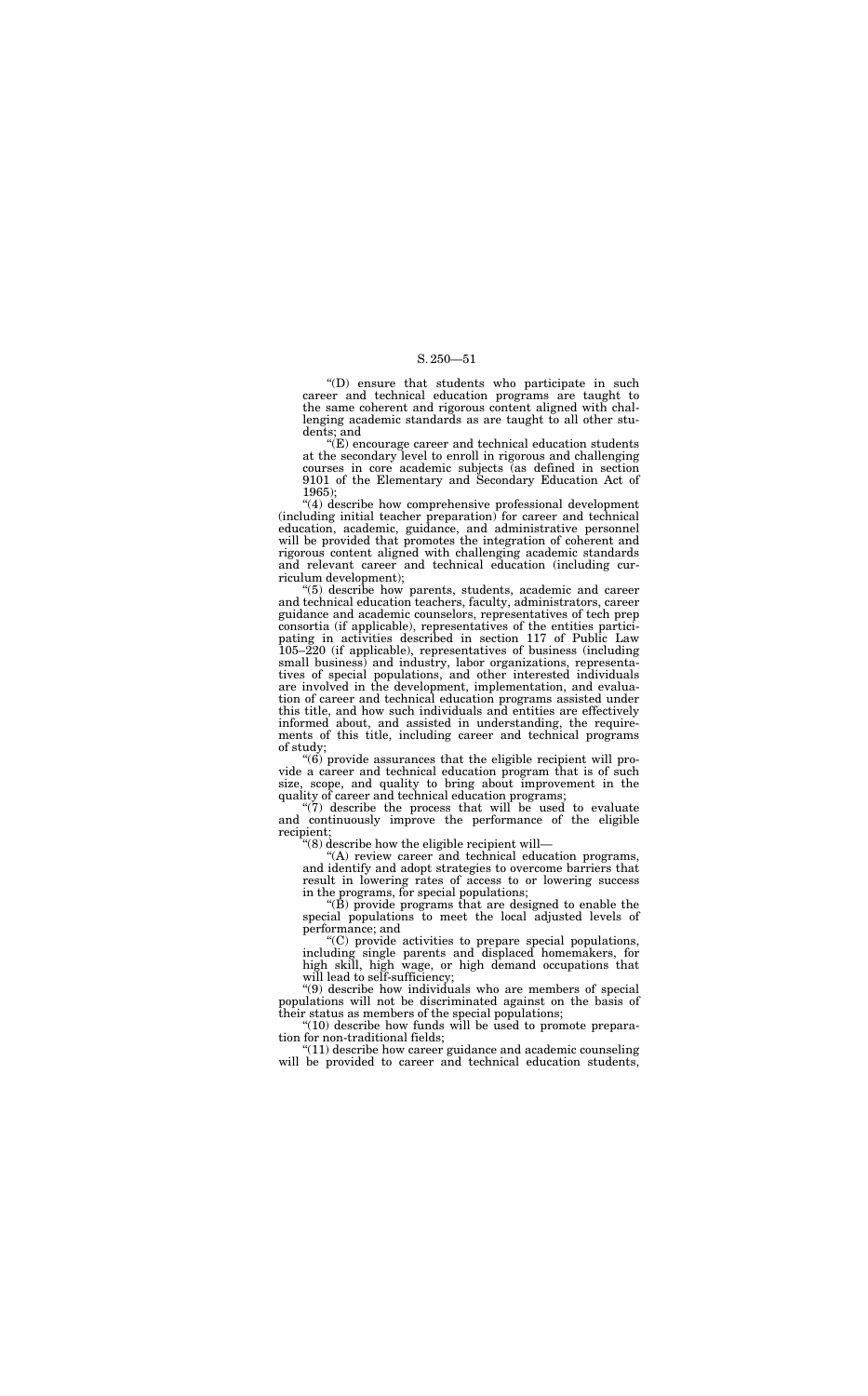“(D) ensure that students who participate in such career and technical education programs are taught to the same coherent and rigorous content aligned with challenging academic standards as are taught to all other students; and

“(E) encourage career and technical education students at the secondary level to enroll in rigorous and challenging courses in core academic subjects (as defined in section 9101 of the Elementary and Secondary Education Act of 1965);

“(4) describe how comprehensive professional development (including initial teacher preparation) for career and technical education, academic, guidance, and administrative personnel will be provided that promotes the integration of coherent and rigorous content aligned with challenging academic standards and relevant career and technical education (including curriculum development);

“(5) describe how parents, students, academic and career and technical education teachers, faculty, administrators, career guidance and academic counselors, representatives of tech prep consortia (if applicable), representatives of the entities participating in activities described in section 117 of Public Law 105–220 (if applicable), representatives of business (including small business) and industry, labor organizations, representatives of special populations, and other interested individuals are involved in the development, implementation, and evaluation of career and technical education programs assisted under this title, and how such individuals and entities are effectively informed about, and assisted in understanding, the requirements of this title, including career and technical programs of study;

“(6) provide assurances that the eligible recipient will provide a career and technical education program that is of such size, scope, and quality to bring about improvement in the quality of career and technical education programs;

“(7) describe the process that will be used to evaluate and continuously improve the performance of the eligible recipient;

“(8) describe how the eligible recipient will—

“(A) review career and technical education programs, and identify and adopt strategies to overcome barriers that result in lowering rates of access to or lowering success in the programs, for special populations;

“(B) provide programs that are designed to enable the special populations to meet the local adjusted levels of performance; and

“(C) provide activities to prepare special populations, including single parents and displaced homemakers, for high skill, high wage, or high demand occupations that will lead to self-sufficiency;

“(9) describe how individuals who are members of special populations will not be discriminated against on the basis of their status as members of the special populations;

“(10) describe how funds will be used to promote preparation for non-traditional fields;

“(11) describe how career guidance and academic counseling will be provided to career and technical education students,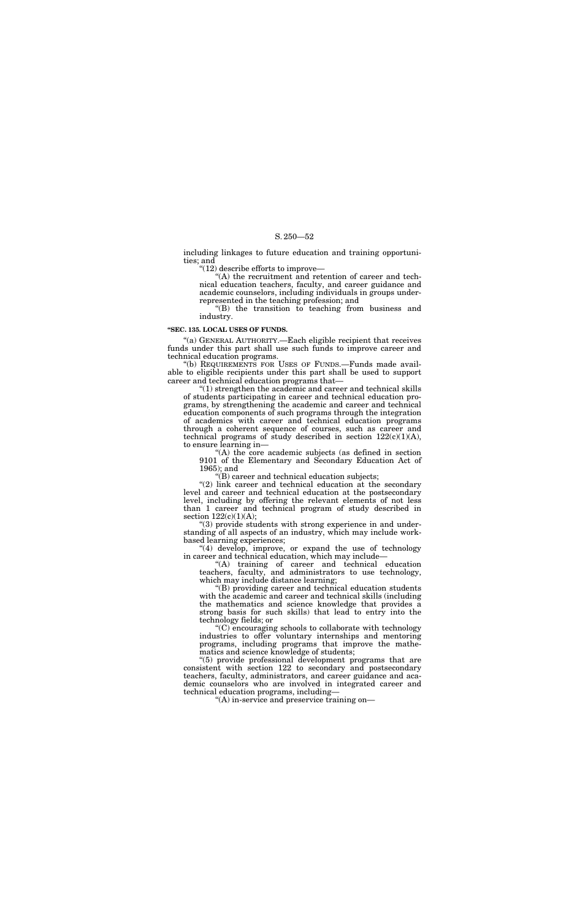including linkages to future education and training opportunities; and

"(12) describe efforts to improve—

"(A) the recruitment and retention of career and technical education teachers, faculty, and career guidance and academic counselors, including individuals in groups underrepresented in the teaching profession; and

"(B) the transition to teaching from business and industry.

**"SEC. 135. LOCAL USES OF FUNDS.**

"(a) GENERAL AUTHORITY.—Each eligible recipient that receives funds under this part shall use such funds to improve career and technical education programs.

"(b) REQUIREMENTS FOR USES OF FUNDS.—Funds made available to eligible recipients under this part shall be used to support career and technical education programs that—

"(1) strengthen the academic and career and technical skills of students participating in career and technical education programs, by strengthening the academic and career and technical education components of such programs through the integration of academics with career and technical education programs through a coherent sequence of courses, such as career and technical programs of study described in section 122(c)(1)(A), to ensure learning in—

"(A) the core academic subjects (as defined in section 9101 of the Elementary and Secondary Education Act of 1965); and

"(B) career and technical education subjects;

"(2) link career and technical education at the secondary level and career and technical education at the postsecondary level, including by offering the relevant elements of not less than 1 career and technical program of study described in section 122(c)(1)(A);

"(3) provide students with strong experience in and understanding of all aspects of an industry, which may include work-based learning experiences;

"(4) develop, improve, or expand the use of technology in career and technical education, which may include—

"(A) training of career and technical education teachers, faculty, and administrators to use technology, which may include distance learning;

"(B) providing career and technical education students with the academic and career and technical skills (including the mathematics and science knowledge that provides a strong basis for such skills) that lead to entry into the technology fields; or

"(C) encouraging schools to collaborate with technology industries to offer voluntary internships and mentoring programs, including programs that improve the mathematics and science knowledge of students;

"(5) provide professional development programs that are consistent with section 122 to secondary and postsecondary teachers, faculty, administrators, and career guidance and academic counselors who are involved in integrated career and technical education programs, including—

"(A) in-service and preservice training on—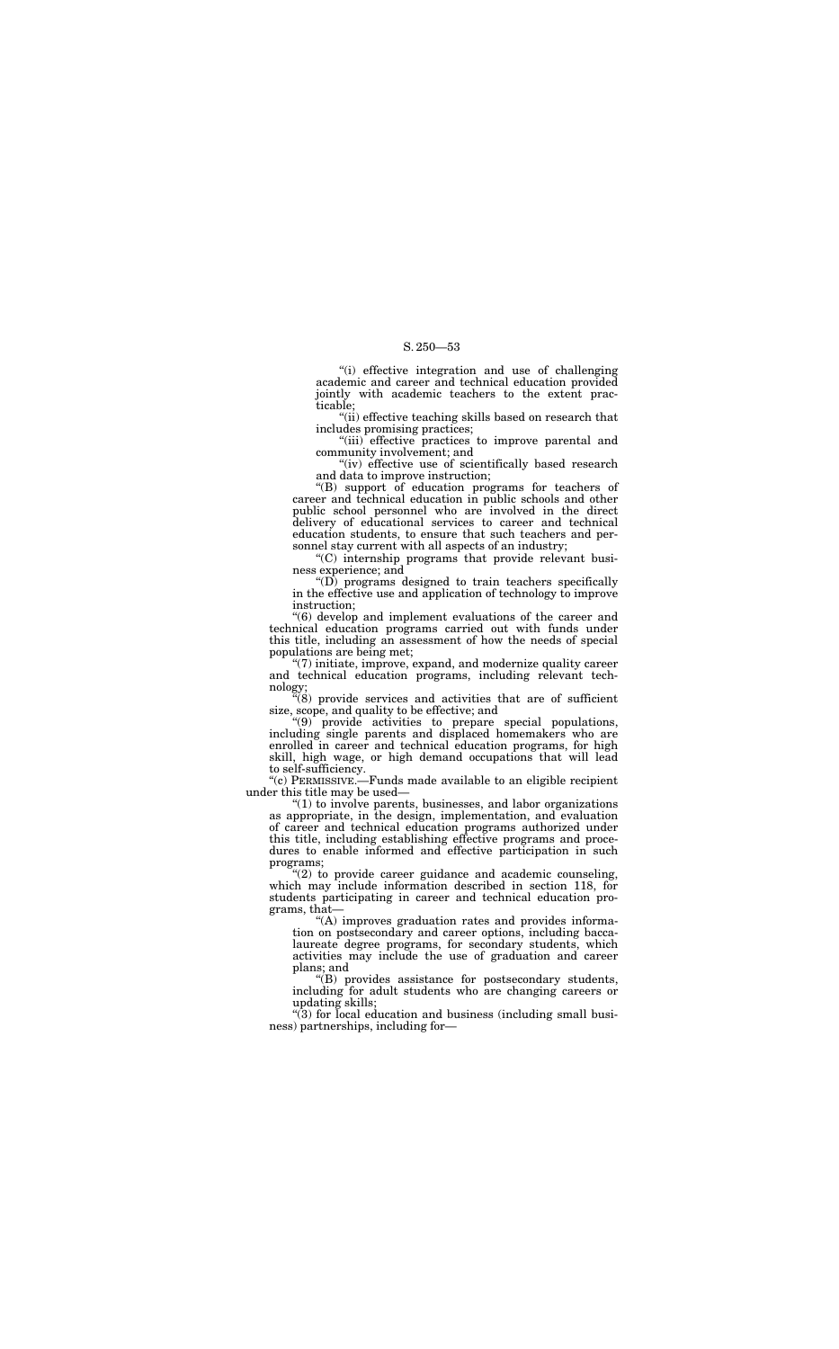"(i) effective integration and use of challenging academic and career and technical education provided jointly with academic teachers to the extent practicable;

"(ii) effective teaching skills based on research that includes promising practices;

"(iii) effective practices to improve parental and community involvement; and

"(iv) effective use of scientifically based research and data to improve instruction;

"(B) support of education programs for teachers of career and technical education in public schools and other public school personnel who are involved in the direct delivery of educational services to career and technical education students, to ensure that such teachers and personnel stay current with all aspects of an industry;

"(C) internship programs that provide relevant business experience; and

"(D) programs designed to train teachers specifically in the effective use and application of technology to improve instruction;

"(6) develop and implement evaluations of the career and technical education programs carried out with funds under this title, including an assessment of how the needs of special populations are being met;

"(7) initiate, improve, expand, and modernize quality career and technical education programs, including relevant technology;

"(8) provide services and activities that are of sufficient size, scope, and quality to be effective; and

"(9) provide activities to prepare special populations, including single parents and displaced homemakers who are enrolled in career and technical education programs, for high skill, high wage, or high demand occupations that will lead to self-sufficiency.

"(c) PERMISSIVE.—Funds made available to an eligible recipient under this title may be used—

"(1) to involve parents, businesses, and labor organizations as appropriate, in the design, implementation, and evaluation of career and technical education programs authorized under this title, including establishing effective programs and procedures to enable informed and effective participation in such programs;

"(2) to provide career guidance and academic counseling, which may include information described in section 118, for students participating in career and technical education programs, that—

"(A) improves graduation rates and provides information on postsecondary and career options, including baccalaureate degree programs, for secondary students, which activities may include the use of graduation and career plans; and

"(B) provides assistance for postsecondary students, including for adult students who are changing careers or updating skills;

"(3) for local education and business (including small business) partnerships, including for—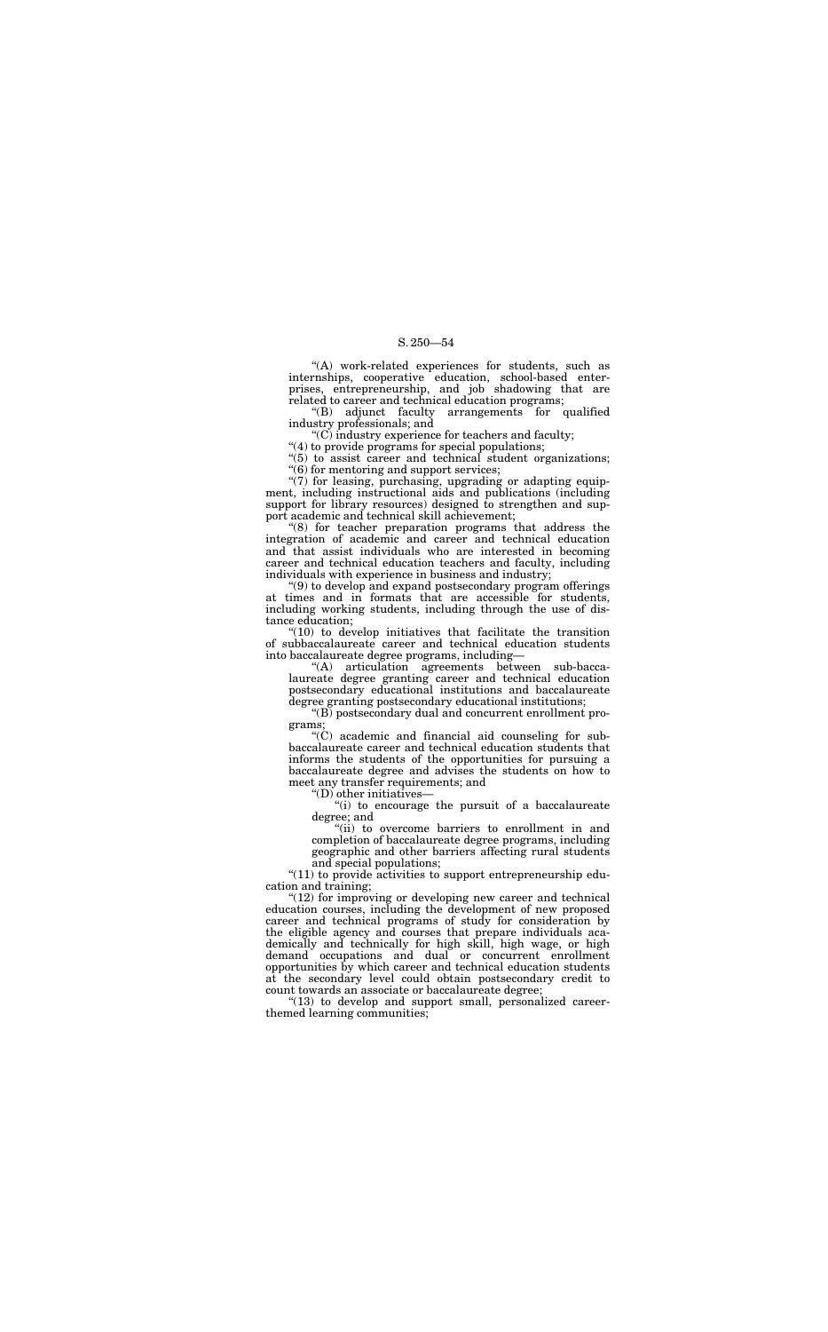"(A) work-related experiences for students, such as internships, cooperative education, school-based enterprises, entrepreneurship, and job shadowing that are related to career and technical education programs;

"(B) adjunct faculty arrangements for qualified industry professionals; and

"(C) industry experience for teachers and faculty;

"(4) to provide programs for special populations;

"(5) to assist career and technical student organizations;

"(6) for mentoring and support services;

"(7) for leasing, purchasing, upgrading or adapting equipment, including instructional aids and publications (including support for library resources) designed to strengthen and support academic and technical skill achievement;

"(8) for teacher preparation programs that address the integration of academic and career and technical education and that assist individuals who are interested in becoming career and technical education teachers and faculty, including individuals with experience in business and industry;

"(9) to develop and expand postsecondary program offerings at times and in formats that are accessible for students, including working students, including through the use of distance education;

"(10) to develop initiatives that facilitate the transition of subbaccalaureate career and technical education students into baccalaureate degree programs, including—

"(A) articulation agreements between sub-baccalaureate degree granting career and technical education postsecondary educational institutions and baccalaureate degree granting postsecondary educational institutions;

"(B) postsecondary dual and concurrent enrollment programs;

"(C) academic and financial aid counseling for subbaccalaureate career and technical education students that informs the students of the opportunities for pursuing a baccalaureate degree and advises the students on how to meet any transfer requirements; and

"(D) other initiatives—

"(i) to encourage the pursuit of a baccalaureate degree; and

"(ii) to overcome barriers to enrollment in and completion of baccalaureate degree programs, including geographic and other barriers affecting rural students and special populations;

"(11) to provide activities to support entrepreneurship education and training;

"(12) for improving or developing new career and technical education courses, including the development of new proposed career and technical programs of study for consideration by the eligible agency and courses that prepare individuals academically and technically for high skill, high wage, or high demand occupations and dual or concurrent enrollment opportunities by which career and technical education students at the secondary level could obtain postsecondary credit to count towards an associate or baccalaureate degree;

"(13) to develop and support small, personalized career-themed learning communities;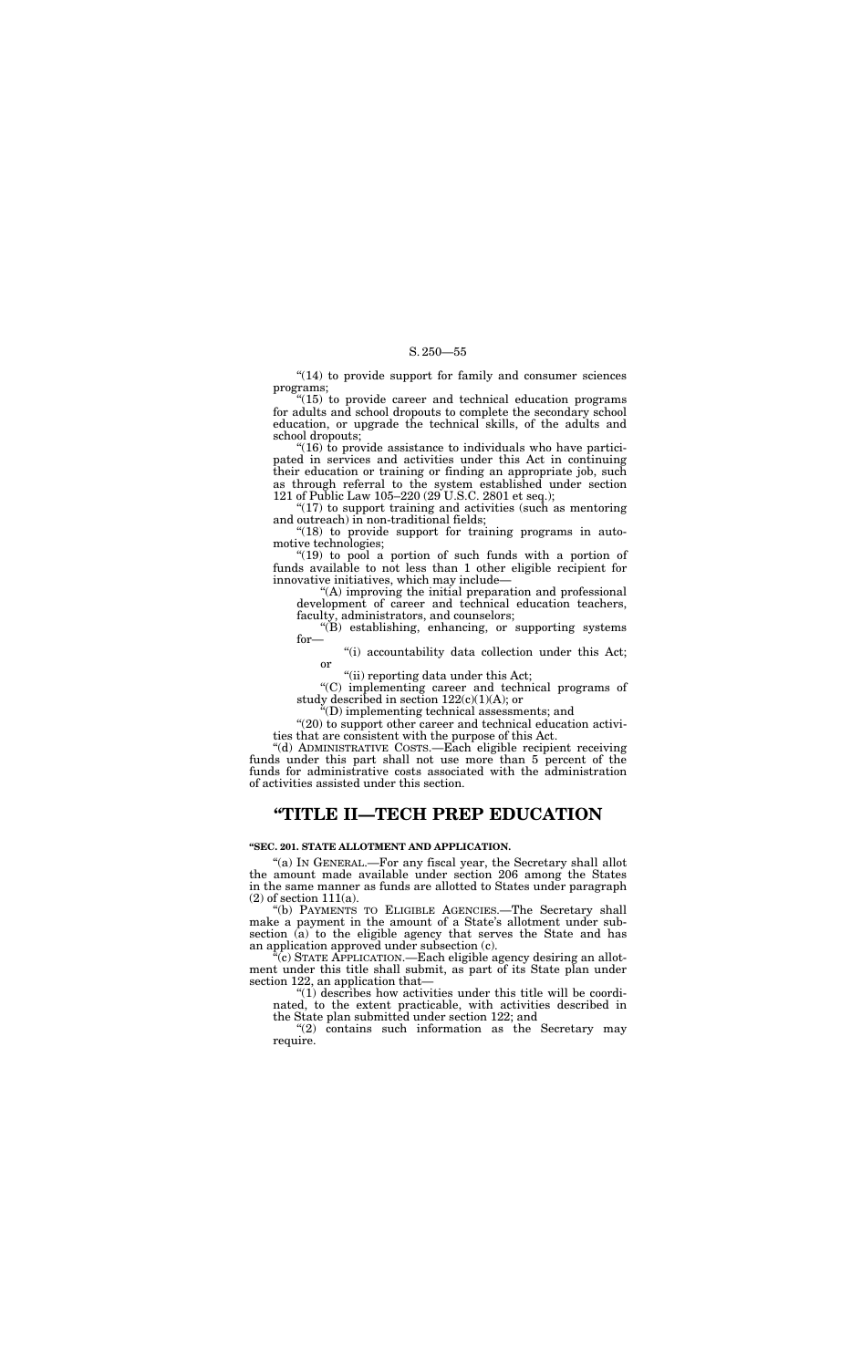"(14) to provide support for family and consumer sciences programs;

"(15) to provide career and technical education programs for adults and school dropouts to complete the secondary school education, or upgrade the technical skills, of the adults and school dropouts;

"(16) to provide assistance to individuals who have participated in services and activities under this Act in continuing their education or training or finding an appropriate job, such as through referral to the system established under section 121 of Public Law 105–220 (29 U.S.C. 2801 et seq.);

"(17) to support training and activities (such as mentoring and outreach) in non-traditional fields;

"(18) to provide support for training programs in automotive technologies;

"(19) to pool a portion of such funds with a portion of funds available to not less than 1 other eligible recipient for innovative initiatives, which may include—

"(A) improving the initial preparation and professional development of career and technical education teachers, faculty, administrators, and counselors;

"(B) establishing, enhancing, or supporting systems for—

"(i) accountability data collection under this Act; or

"(ii) reporting data under this Act;

"(C) implementing career and technical programs of study described in section 122(c)(1)(A); or

"(D) implementing technical assessments; and

"(20) to support other career and technical education activities that are consistent with the purpose of this Act.

"(d) ADMINISTRATIVE COSTS.—Each eligible recipient receiving funds under this part shall not use more than 5 percent of the funds for administrative costs associated with the administration of activities assisted under this section.

# "TITLE II—TECH PREP EDUCATION

**"SEC. 201. STATE ALLOTMENT AND APPLICATION.**

"(a) IN GENERAL.—For any fiscal year, the Secretary shall allot the amount made available under section 206 among the States in the same manner as funds are allotted to States under paragraph (2) of section 111(a).

"(b) PAYMENTS TO ELIGIBLE AGENCIES.—The Secretary shall make a payment in the amount of a State's allotment under subsection (a) to the eligible agency that serves the State and has an application approved under subsection (c).

"(c) STATE APPLICATION.—Each eligible agency desiring an allotment under this title shall submit, as part of its State plan under section 122, an application that—

"(1) describes how activities under this title will be coordinated, to the extent practicable, with activities described in the State plan submitted under section 122; and

"(2) contains such information as the Secretary may require.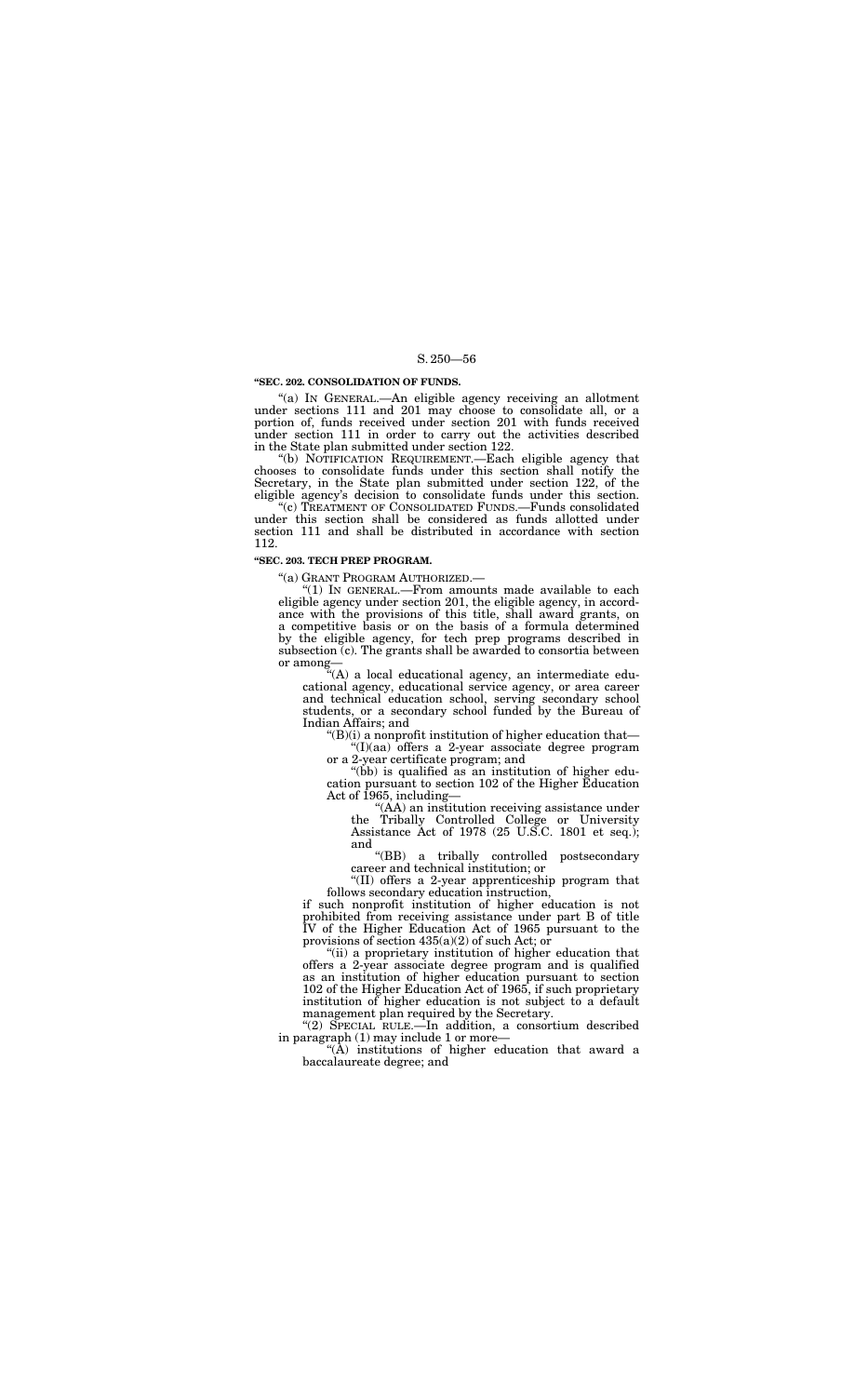**"SEC. 202. CONSOLIDATION OF FUNDS.**

"(a) IN GENERAL.—An eligible agency receiving an allotment under sections 111 and 201 may choose to consolidate all, or a portion of, funds received under section 201 with funds received under section 111 in order to carry out the activities described in the State plan submitted under section 122.

"(b) NOTIFICATION REQUIREMENT.—Each eligible agency that chooses to consolidate funds under this section shall notify the Secretary, in the State plan submitted under section 122, of the eligible agency's decision to consolidate funds under this section.

"(c) TREATMENT OF CONSOLIDATED FUNDS.—Funds consolidated under this section shall be considered as funds allotted under section 111 and shall be distributed in accordance with section 112.

**"SEC. 203. TECH PREP PROGRAM.**

"(a) GRANT PROGRAM AUTHORIZED.—

"(1) IN GENERAL.—From amounts made available to each eligible agency under section 201, the eligible agency, in accordance with the provisions of this title, shall award grants, on a competitive basis or on the basis of a formula determined by the eligible agency, for tech prep programs described in subsection (c). The grants shall be awarded to consortia between or among—

"(A) a local educational agency, an intermediate educational agency, educational service agency, or area career and technical education school, serving secondary school students, or a secondary school funded by the Bureau of Indian Affairs; and

"(B)(i) a nonprofit institution of higher education that—

"(I)(aa) offers a 2-year associate degree program or a 2-year certificate program; and

"(bb) is qualified as an institution of higher education pursuant to section 102 of the Higher Education Act of 1965, including—

"(AA) an institution receiving assistance under the Tribally Controlled College or University Assistance Act of 1978 (25 U.S.C. 1801 et seq.); and

"(BB) a tribally controlled postsecondary career and technical institution; or

"(II) offers a 2-year apprenticeship program that follows secondary education instruction,

if such nonprofit institution of higher education is not prohibited from receiving assistance under part B of title IV of the Higher Education Act of 1965 pursuant to the provisions of section 435(a)(2) of such Act; or

"(ii) a proprietary institution of higher education that offers a 2-year associate degree program and is qualified as an institution of higher education pursuant to section 102 of the Higher Education Act of 1965, if such proprietary institution of higher education is not subject to a default management plan required by the Secretary.

"(2) SPECIAL RULE.—In addition, a consortium described in paragraph (1) may include 1 or more—

"(A) institutions of higher education that award a baccalaureate degree; and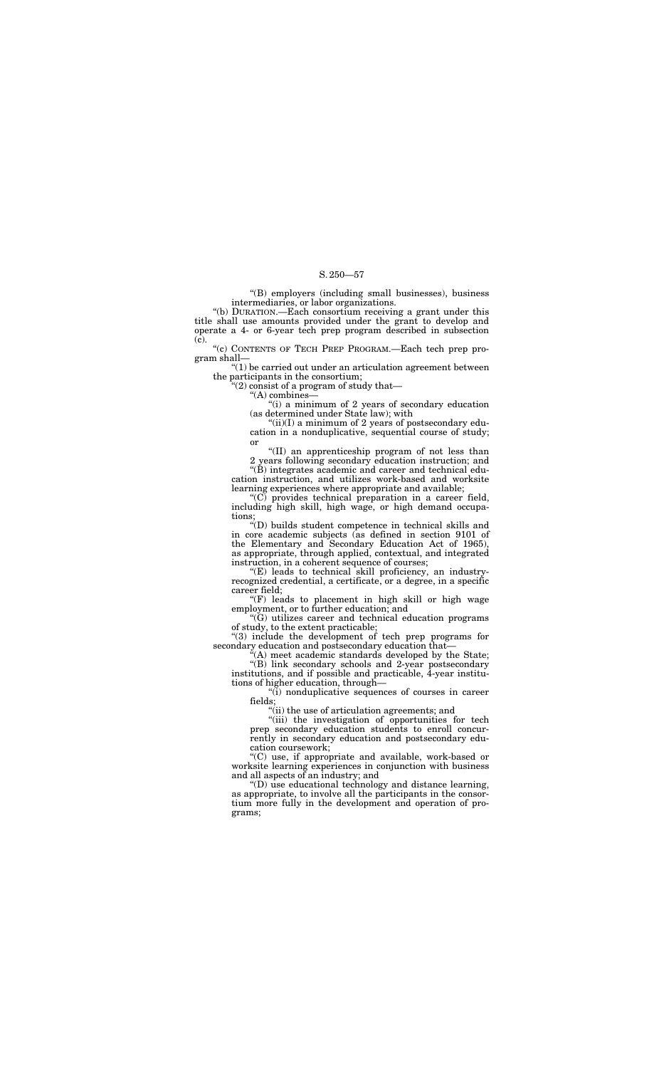"(B) employers (including small businesses), business intermediaries, or labor organizations.

"(b) DURATION.—Each consortium receiving a grant under this title shall use amounts provided under the grant to develop and operate a 4- or 6-year tech prep program described in subsection (c).

"(c) CONTENTS OF TECH PREP PROGRAM.—Each tech prep program shall—

"(1) be carried out under an articulation agreement between the participants in the consortium;

"(2) consist of a program of study that—

"(A) combines—

"(i) a minimum of 2 years of secondary education (as determined under State law); with

"(ii)(I) a minimum of 2 years of postsecondary education in a nonduplicative, sequential course of study; or

"(II) an apprenticeship program of not less than 2 years following secondary education instruction; and

"(B) integrates academic and career and technical education instruction, and utilizes work-based and worksite learning experiences where appropriate and available;

"(C) provides technical preparation in a career field, including high skill, high wage, or high demand occupations;

"(D) builds student competence in technical skills and in core academic subjects (as defined in section 9101 of the Elementary and Secondary Education Act of 1965), as appropriate, through applied, contextual, and integrated instruction, in a coherent sequence of courses;

"(E) leads to technical skill proficiency, an industry-recognized credential, a certificate, or a degree, in a specific career field;

"(F) leads to placement in high skill or high wage employment, or to further education; and

"(G) utilizes career and technical education programs of study, to the extent practicable;

"(3) include the development of tech prep programs for secondary education and postsecondary education that—

"(A) meet academic standards developed by the State;

"(B) link secondary schools and 2-year postsecondary institutions, and if possible and practicable, 4-year institutions of higher education, through—

"(i) nonduplicative sequences of courses in career fields;

"(ii) the use of articulation agreements; and

"(iii) the investigation of opportunities for tech prep secondary education students to enroll concurrently in secondary education and postsecondary education coursework;

"(C) use, if appropriate and available, work-based or worksite learning experiences in conjunction with business and all aspects of an industry; and

"(D) use educational technology and distance learning, as appropriate, to involve all the participants in the consortium more fully in the development and operation of programs;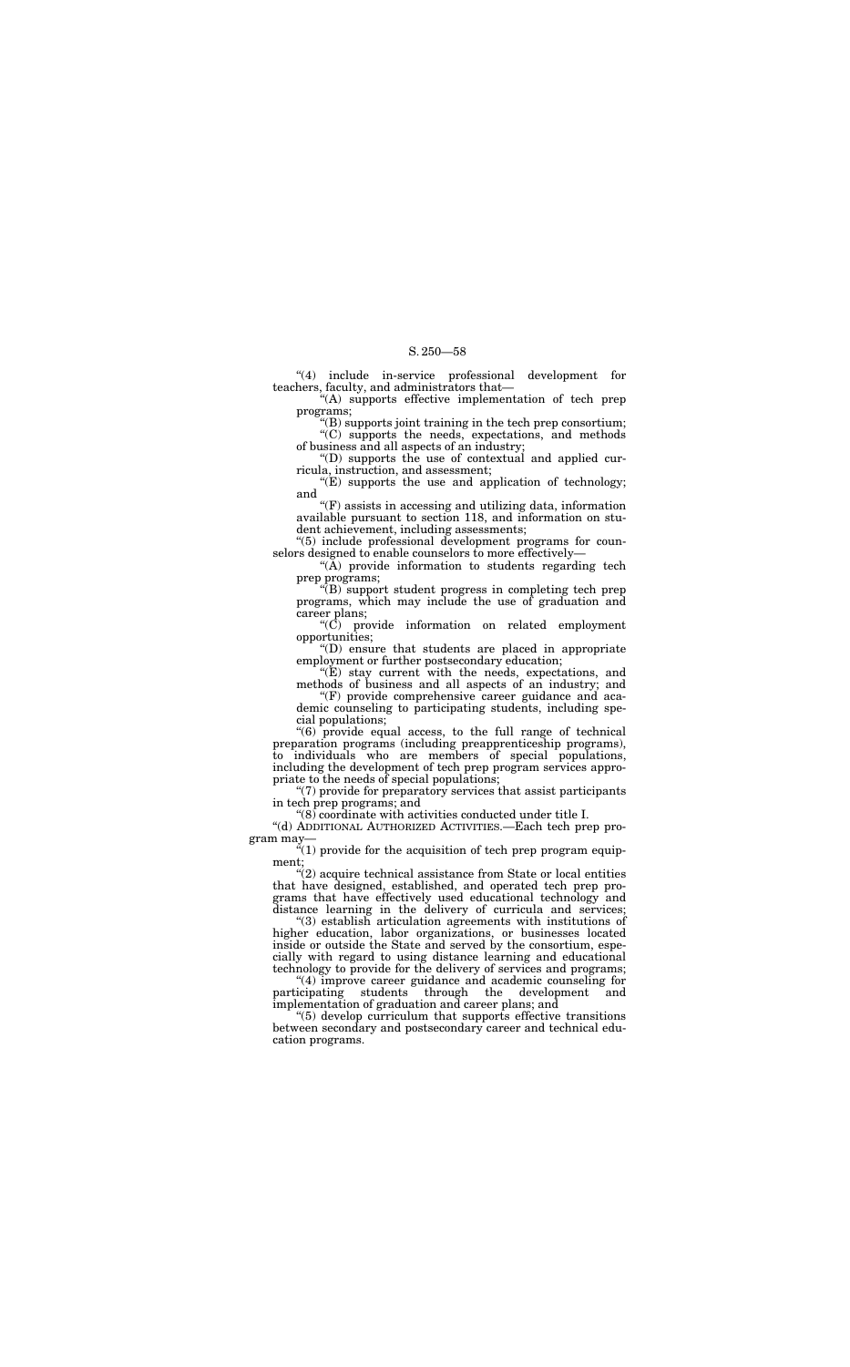"(4) include in-service professional development for teachers, faculty, and administrators that—

"(A) supports effective implementation of tech prep programs;

"(B) supports joint training in the tech prep consortium;

"(C) supports the needs, expectations, and methods of business and all aspects of an industry;

"(D) supports the use of contextual and applied curricula, instruction, and assessment;

"(E) supports the use and application of technology; and

"(F) assists in accessing and utilizing data, information available pursuant to section 118, and information on student achievement, including assessments;

"(5) include professional development programs for counselors designed to enable counselors to more effectively—

"(A) provide information to students regarding tech prep programs;

"(B) support student progress in completing tech prep programs, which may include the use of graduation and career plans;

"(C) provide information on related employment opportunities;

"(D) ensure that students are placed in appropriate employment or further postsecondary education;

"(E) stay current with the needs, expectations, and methods of business and all aspects of an industry; and

"(F) provide comprehensive career guidance and academic counseling to participating students, including special populations;

"(6) provide equal access, to the full range of technical preparation programs (including preapprenticeship programs), to individuals who are members of special populations, including the development of tech prep program services appropriate to the needs of special populations;

"(7) provide for preparatory services that assist participants in tech prep programs; and

"(8) coordinate with activities conducted under title I.

"(d) ADDITIONAL AUTHORIZED ACTIVITIES.—Each tech prep program may—

"(1) provide for the acquisition of tech prep program equipment;

"(2) acquire technical assistance from State or local entities that have designed, established, and operated tech prep programs that have effectively used educational technology and distance learning in the delivery of curricula and services;

"(3) establish articulation agreements with institutions of higher education, labor organizations, or businesses located inside or outside the State and served by the consortium, especially with regard to using distance learning and educational technology to provide for the delivery of services and programs;

"(4) improve career guidance and academic counseling for participating students through the development and implementation of graduation and career plans; and

"(5) develop curriculum that supports effective transitions between secondary and postsecondary career and technical education programs.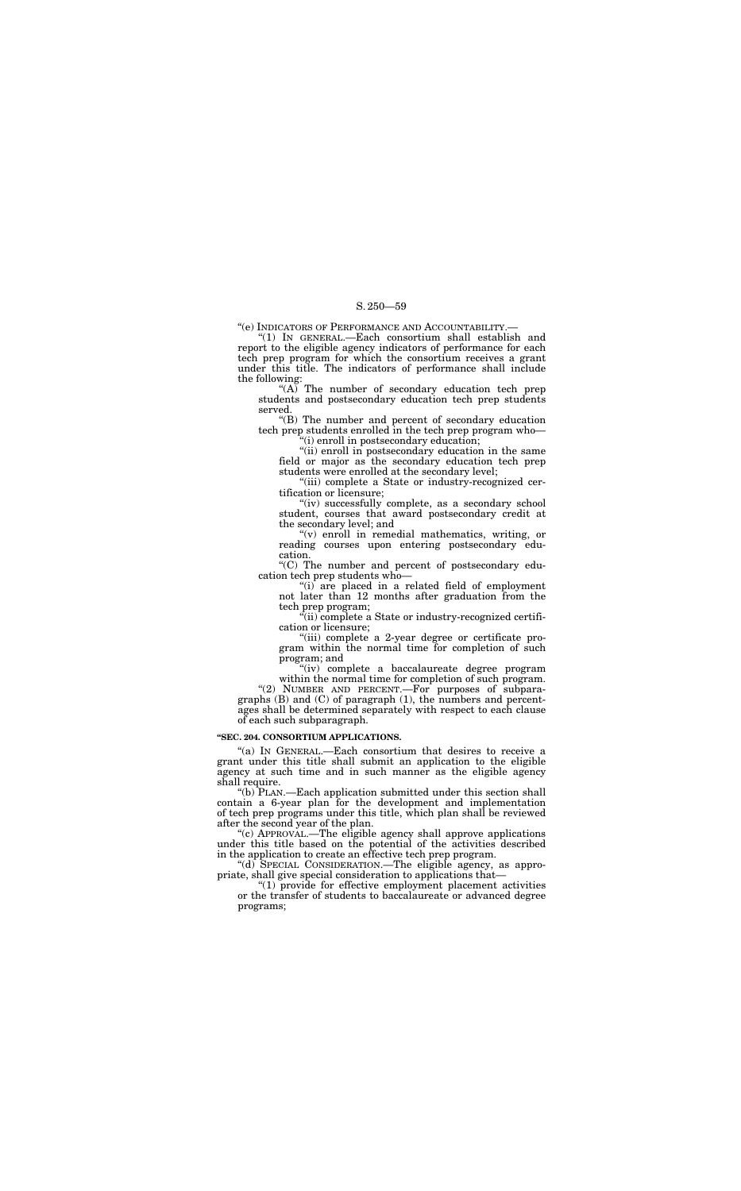"(e) INDICATORS OF PERFORMANCE AND ACCOUNTABILITY.—

"(1) IN GENERAL.—Each consortium shall establish and report to the eligible agency indicators of performance for each tech prep program for which the consortium receives a grant under this title. The indicators of performance shall include the following:

"(A) The number of secondary education tech prep students and postsecondary education tech prep students served.

"(B) The number and percent of secondary education tech prep students enrolled in the tech prep program who—

"(i) enroll in postsecondary education;

"(ii) enroll in postsecondary education in the same field or major as the secondary education tech prep students were enrolled at the secondary level;

"(iii) complete a State or industry-recognized certification or licensure;

"(iv) successfully complete, as a secondary school student, courses that award postsecondary credit at the secondary level; and

"(v) enroll in remedial mathematics, writing, or reading courses upon entering postsecondary education.

"(C) The number and percent of postsecondary education tech prep students who—

"(i) are placed in a related field of employment not later than 12 months after graduation from the tech prep program;

"(ii) complete a State or industry-recognized certification or licensure;

"(iii) complete a 2-year degree or certificate program within the normal time for completion of such program; and

"(iv) complete a baccalaureate degree program within the normal time for completion of such program.

"(2) NUMBER AND PERCENT.—For purposes of subparagraphs (B) and (C) of paragraph (1), the numbers and percentages shall be determined separately with respect to each clause of each such subparagraph.

**"SEC. 204. CONSORTIUM APPLICATIONS.**

"(a) IN GENERAL.—Each consortium that desires to receive a grant under this title shall submit an application to the eligible agency at such time and in such manner as the eligible agency shall require.

"(b) PLAN.—Each application submitted under this section shall contain a 6-year plan for the development and implementation of tech prep programs under this title, which plan shall be reviewed after the second year of the plan.

"(c) APPROVAL.—The eligible agency shall approve applications under this title based on the potential of the activities described in the application to create an effective tech prep program.

"(d) SPECIAL CONSIDERATION.—The eligible agency, as appropriate, shall give special consideration to applications that—

"(1) provide for effective employment placement activities or the transfer of students to baccalaureate or advanced degree programs;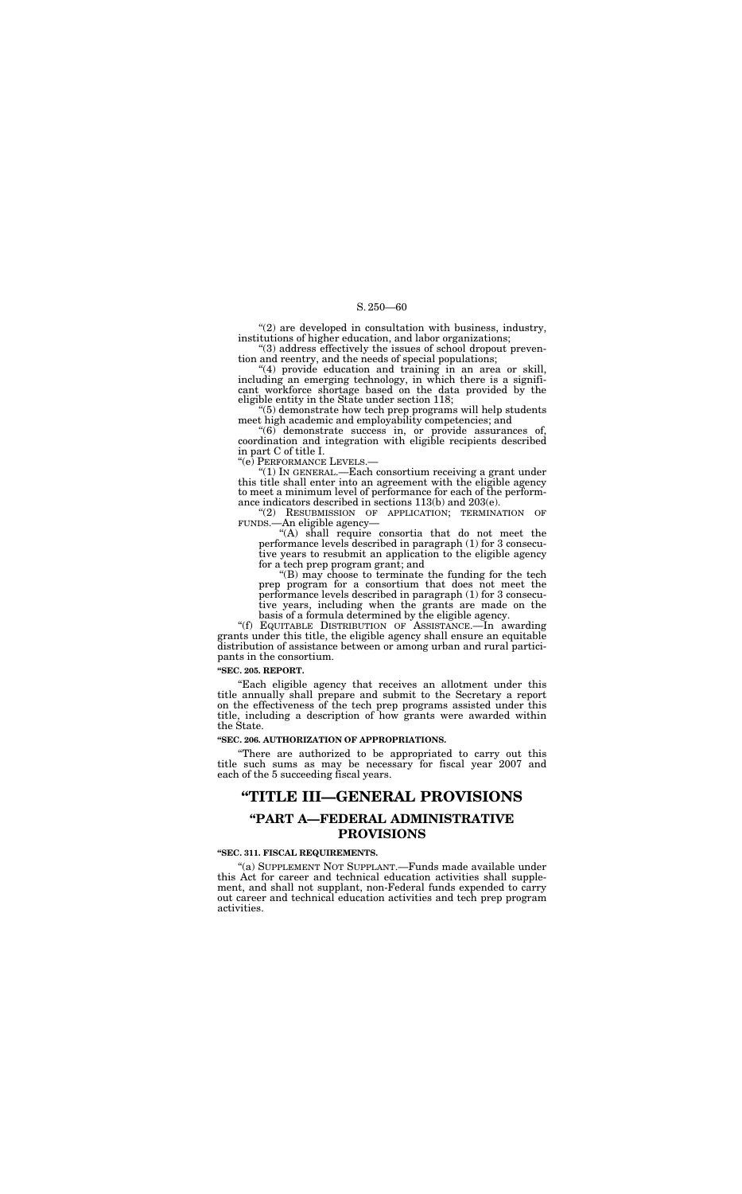"(2) are developed in consultation with business, industry, institutions of higher education, and labor organizations;

"(3) address effectively the issues of school dropout prevention and reentry, and the needs of special populations;

"(4) provide education and training in an area or skill, including an emerging technology, in which there is a significant workforce shortage based on the data provided by the eligible entity in the State under section 118;

"(5) demonstrate how tech prep programs will help students meet high academic and employability competencies; and

"(6) demonstrate success in, or provide assurances of, coordination and integration with eligible recipients described in part C of title I.

"(e) PERFORMANCE LEVELS.—

"(1) IN GENERAL.—Each consortium receiving a grant under this title shall enter into an agreement with the eligible agency to meet a minimum level of performance for each of the performance indicators described in sections 113(b) and 203(e).

"(2) RESUBMISSION OF APPLICATION; TERMINATION OF FUNDS.—An eligible agency—

"(A) shall require consortia that do not meet the performance levels described in paragraph (1) for 3 consecutive years to resubmit an application to the eligible agency for a tech prep program grant; and

"(B) may choose to terminate the funding for the tech prep program for a consortium that does not meet the performance levels described in paragraph (1) for 3 consecutive years, including when the grants are made on the basis of a formula determined by the eligible agency.

"(f) EQUITABLE DISTRIBUTION OF ASSISTANCE.—In awarding grants under this title, the eligible agency shall ensure an equitable distribution of assistance between or among urban and rural participants in the consortium.

**"SEC. 205. REPORT.**

"Each eligible agency that receives an allotment under this title annually shall prepare and submit to the Secretary a report on the effectiveness of the tech prep programs assisted under this title, including a description of how grants were awarded within the State.

**"SEC. 206. AUTHORIZATION OF APPROPRIATIONS.**

"There are authorized to be appropriated to carry out this title such sums as may be necessary for fiscal year 2007 and each of the 5 succeeding fiscal years.

# "TITLE III—GENERAL PROVISIONS

## "PART A—FEDERAL ADMINISTRATIVE PROVISIONS

**"SEC. 311. FISCAL REQUIREMENTS.**

"(a) SUPPLEMENT NOT SUPPLANT.—Funds made available under this Act for career and technical education activities shall supplement, and shall not supplant, non-Federal funds expended to carry out career and technical education activities and tech prep program activities.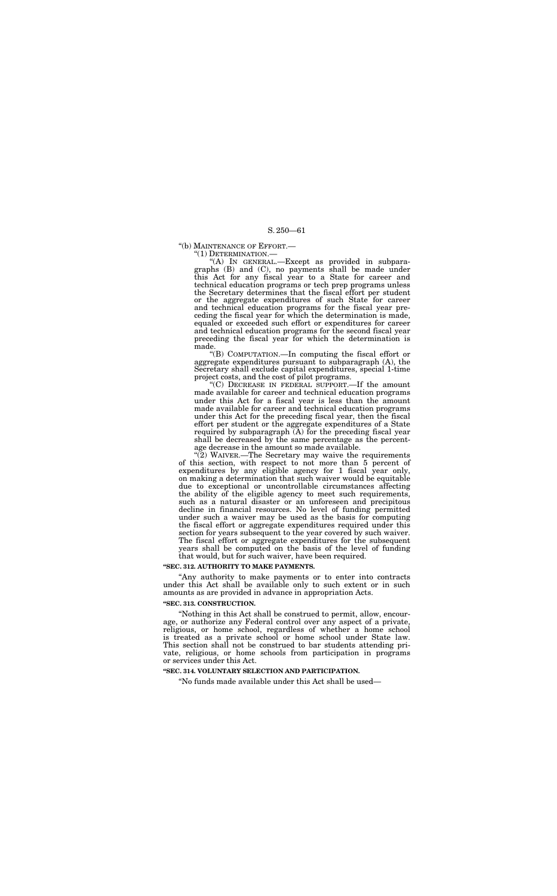"(b) MAINTENANCE OF EFFORT.—

"(1) DETERMINATION.—

"(A) IN GENERAL.—Except as provided in subparagraphs (B) and (C), no payments shall be made under this Act for any fiscal year to a State for career and technical education programs or tech prep programs unless the Secretary determines that the fiscal effort per student or the aggregate expenditures of such State for career and technical education programs for the fiscal year preceding the fiscal year for which the determination is made, equaled or exceeded such effort or expenditures for career and technical education programs for the second fiscal year preceding the fiscal year for which the determination is made.

"(B) COMPUTATION.—In computing the fiscal effort or aggregate expenditures pursuant to subparagraph (A), the Secretary shall exclude capital expenditures, special 1-time project costs, and the cost of pilot programs.

"(C) DECREASE IN FEDERAL SUPPORT.—If the amount made available for career and technical education programs under this Act for a fiscal year is less than the amount made available for career and technical education programs under this Act for the preceding fiscal year, then the fiscal effort per student or the aggregate expenditures of a State required by subparagraph (A) for the preceding fiscal year shall be decreased by the same percentage as the percentage decrease in the amount so made available.

"(2) WAIVER.—The Secretary may waive the requirements of this section, with respect to not more than 5 percent of expenditures by any eligible agency for 1 fiscal year only, on making a determination that such waiver would be equitable due to exceptional or uncontrollable circumstances affecting the ability of the eligible agency to meet such requirements, such as a natural disaster or an unforeseen and precipitous decline in financial resources. No level of funding permitted under such a waiver may be used as the basis for computing the fiscal effort or aggregate expenditures required under this section for years subsequent to the year covered by such waiver. The fiscal effort or aggregate expenditures for the subsequent years shall be computed on the basis of the level of funding that would, but for such waiver, have been required.

**"SEC. 312. AUTHORITY TO MAKE PAYMENTS.**

"Any authority to make payments or to enter into contracts under this Act shall be available only to such extent or in such amounts as are provided in advance in appropriation Acts.

**"SEC. 313. CONSTRUCTION.**

"Nothing in this Act shall be construed to permit, allow, encourage, or authorize any Federal control over any aspect of a private, religious, or home school, regardless of whether a home school is treated as a private school or home school under State law. This section shall not be construed to bar students attending private, religious, or home schools from participation in programs or services under this Act.

**"SEC. 314. VOLUNTARY SELECTION AND PARTICIPATION.**

"No funds made available under this Act shall be used—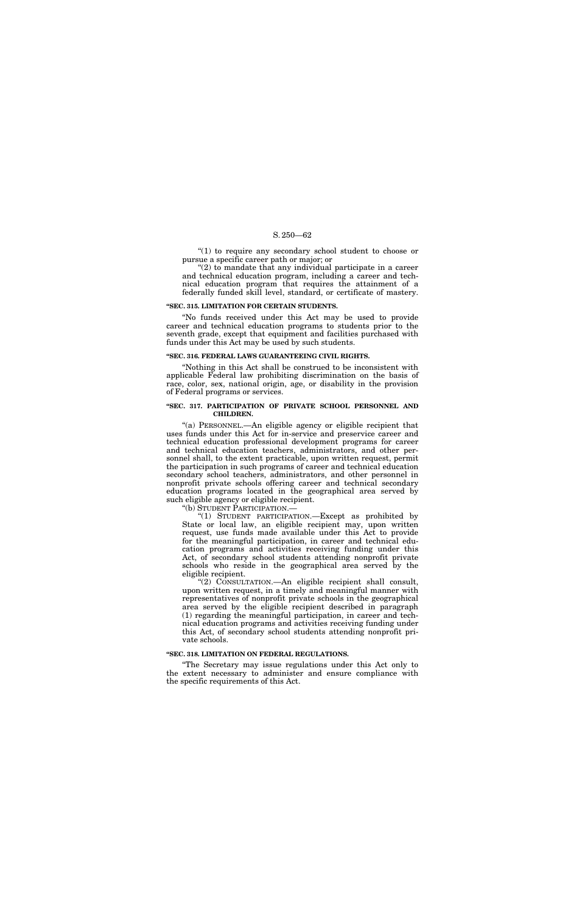"(1) to require any secondary school student to choose or pursue a specific career path or major; or

"(2) to mandate that any individual participate in a career and technical education program, including a career and technical education program that requires the attainment of a federally funded skill level, standard, or certificate of mastery.

**"SEC. 315. LIMITATION FOR CERTAIN STUDENTS.**

"No funds received under this Act may be used to provide career and technical education programs to students prior to the seventh grade, except that equipment and facilities purchased with funds under this Act may be used by such students.

**"SEC. 316. FEDERAL LAWS GUARANTEEING CIVIL RIGHTS.**

"Nothing in this Act shall be construed to be inconsistent with applicable Federal law prohibiting discrimination on the basis of race, color, sex, national origin, age, or disability in the provision of Federal programs or services.

**"SEC. 317. PARTICIPATION OF PRIVATE SCHOOL PERSONNEL AND CHILDREN.**

"(a) PERSONNEL.—An eligible agency or eligible recipient that uses funds under this Act for in-service and preservice career and technical education professional development programs for career and technical education teachers, administrators, and other personnel shall, to the extent practicable, upon written request, permit the participation in such programs of career and technical education secondary school teachers, administrators, and other personnel in nonprofit private schools offering career and technical secondary education programs located in the geographical area served by such eligible agency or eligible recipient.

"(b) STUDENT PARTICIPATION.—

"(1) STUDENT PARTICIPATION.—Except as prohibited by State or local law, an eligible recipient may, upon written request, use funds made available under this Act to provide for the meaningful participation, in career and technical education programs and activities receiving funding under this Act, of secondary school students attending nonprofit private schools who reside in the geographical area served by the eligible recipient.

"(2) CONSULTATION.—An eligible recipient shall consult, upon written request, in a timely and meaningful manner with representatives of nonprofit private schools in the geographical area served by the eligible recipient described in paragraph (1) regarding the meaningful participation, in career and technical education programs and activities receiving funding under this Act, of secondary school students attending nonprofit private schools.

**"SEC. 318. LIMITATION ON FEDERAL REGULATIONS.**

"The Secretary may issue regulations under this Act only to the extent necessary to administer and ensure compliance with the specific requirements of this Act.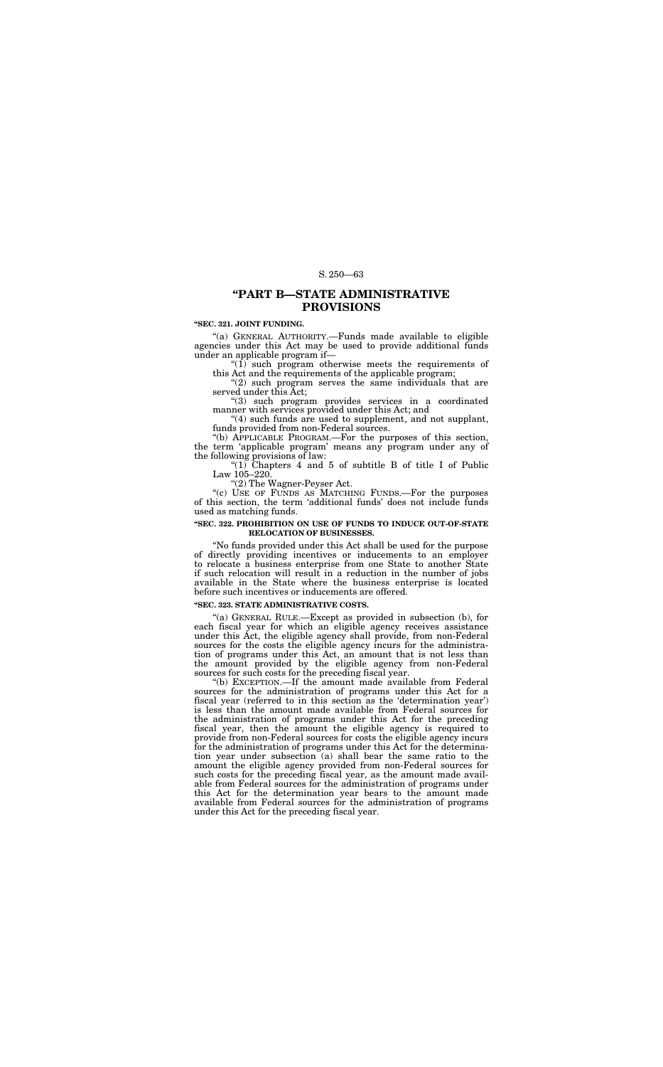## "PART B—STATE ADMINISTRATIVE PROVISIONS

**"SEC. 321. JOINT FUNDING.**

"(a) GENERAL AUTHORITY.—Funds made available to eligible agencies under this Act may be used to provide additional funds under an applicable program if—

"(1) such program otherwise meets the requirements of this Act and the requirements of the applicable program;

"(2) such program serves the same individuals that are served under this Act;

"(3) such program provides services in a coordinated manner with services provided under this Act; and

"(4) such funds are used to supplement, and not supplant, funds provided from non-Federal sources.

"(b) APPLICABLE PROGRAM.—For the purposes of this section, the term 'applicable program' means any program under any of the following provisions of law:

"(1) Chapters 4 and 5 of subtitle B of title I of Public Law 105–220.

"(2) The Wagner-Peyser Act.

"(c) USE OF FUNDS AS MATCHING FUNDS.—For the purposes of this section, the term 'additional funds' does not include funds used as matching funds.

**"SEC. 322. PROHIBITION ON USE OF FUNDS TO INDUCE OUT-OF-STATE RELOCATION OF BUSINESSES.**

"No funds provided under this Act shall be used for the purpose of directly providing incentives or inducements to an employer to relocate a business enterprise from one State to another State if such relocation will result in a reduction in the number of jobs available in the State where the business enterprise is located before such incentives or inducements are offered.

**"SEC. 323. STATE ADMINISTRATIVE COSTS.**

"(a) GENERAL RULE.—Except as provided in subsection (b), for each fiscal year for which an eligible agency receives assistance under this Act, the eligible agency shall provide, from non-Federal sources for the costs the eligible agency incurs for the administration of programs under this Act, an amount that is not less than the amount provided by the eligible agency from non-Federal sources for such costs for the preceding fiscal year.

"(b) EXCEPTION.—If the amount made available from Federal sources for the administration of programs under this Act for a fiscal year (referred to in this section as the 'determination year') is less than the amount made available from Federal sources for the administration of programs under this Act for the preceding fiscal year, then the amount the eligible agency is required to provide from non-Federal sources for costs the eligible agency incurs for the administration of programs under this Act for the determination year under subsection (a) shall bear the same ratio to the amount the eligible agency provided from non-Federal sources for such costs for the preceding fiscal year, as the amount made available from Federal sources for the administration of programs under this Act for the determination year bears to the amount made available from Federal sources for the administration of programs under this Act for the preceding fiscal year.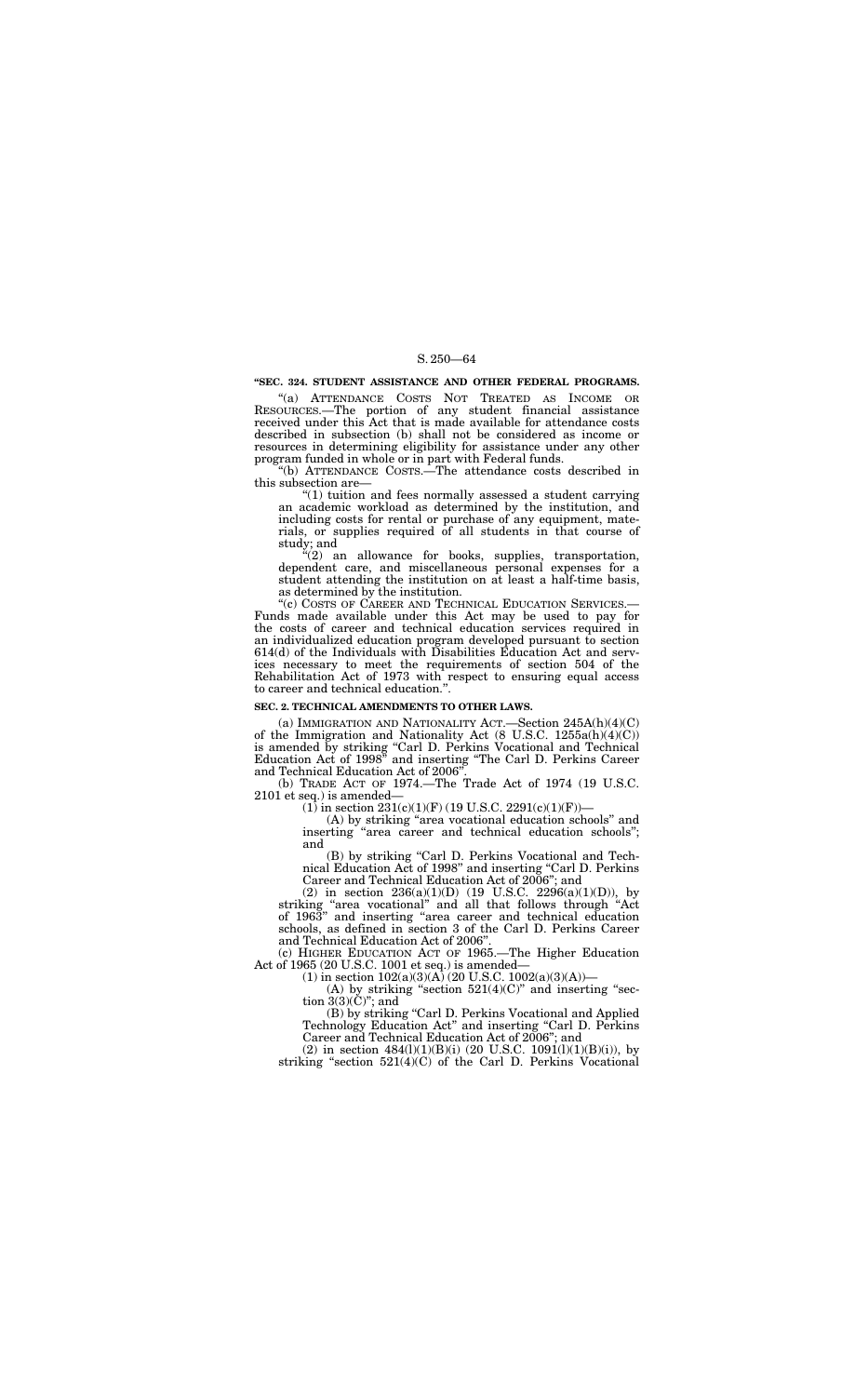**"SEC. 324. STUDENT ASSISTANCE AND OTHER FEDERAL PROGRAMS.**

"(a) ATTENDANCE COSTS NOT TREATED AS INCOME OR RESOURCES.—The portion of any student financial assistance received under this Act that is made available for attendance costs described in subsection (b) shall not be considered as income or resources in determining eligibility for assistance under any other program funded in whole or in part with Federal funds.

"(b) ATTENDANCE COSTS.—The attendance costs described in this subsection are—

"(1) tuition and fees normally assessed a student carrying an academic workload as determined by the institution, and including costs for rental or purchase of any equipment, materials, or supplies required of all students in that course of study; and

"(2) an allowance for books, supplies, transportation, dependent care, and miscellaneous personal expenses for a student attending the institution on at least a half-time basis, as determined by the institution.

"(c) COSTS OF CAREER AND TECHNICAL EDUCATION SERVICES.—Funds made available under this Act may be used to pay for the costs of career and technical education services required in an individualized education program developed pursuant to section 614(d) of the Individuals with Disabilities Education Act and services necessary to meet the requirements of section 504 of the Rehabilitation Act of 1973 with respect to ensuring equal access to career and technical education.".

**SEC. 2. TECHNICAL AMENDMENTS TO OTHER LAWS.**

(a) IMMIGRATION AND NATIONALITY ACT.—Section 245A(h)(4)(C) of the Immigration and Nationality Act (8 U.S.C. 1255a(h)(4)(C)) is amended by striking "Carl D. Perkins Vocational and Technical Education Act of 1998" and inserting "The Carl D. Perkins Career and Technical Education Act of 2006".

(b) TRADE ACT OF 1974.—The Trade Act of 1974 (19 U.S.C. 2101 et seq.) is amended—

(1) in section 231(c)(1)(F) (19 U.S.C. 2291(c)(1)(F))—

(A) by striking "area vocational education schools" and inserting "area career and technical education schools"; and

(B) by striking "Carl D. Perkins Vocational and Technical Education Act of 1998" and inserting "Carl D. Perkins Career and Technical Education Act of 2006"; and

(2) in section 236(a)(1)(D) (19 U.S.C. 2296(a)(1)(D)), by striking "area vocational" and all that follows through "Act of 1963" and inserting "area career and technical education schools, as defined in section 3 of the Carl D. Perkins Career and Technical Education Act of 2006".

(c) HIGHER EDUCATION ACT OF 1965.—The Higher Education Act of 1965 (20 U.S.C. 1001 et seq.) is amended—

(1) in section 102(a)(3)(A) (20 U.S.C. 1002(a)(3)(A))—

(A) by striking "section 521(4)(C)" and inserting "section 3(3)(C)"; and

(B) by striking "Carl D. Perkins Vocational and Applied Technology Education Act" and inserting "Carl D. Perkins Career and Technical Education Act of 2006"; and

(2) in section 484(l)(1)(B)(i) (20 U.S.C. 1091(l)(1)(B)(i)), by striking "section 521(4)(C) of the Carl D. Perkins Vocational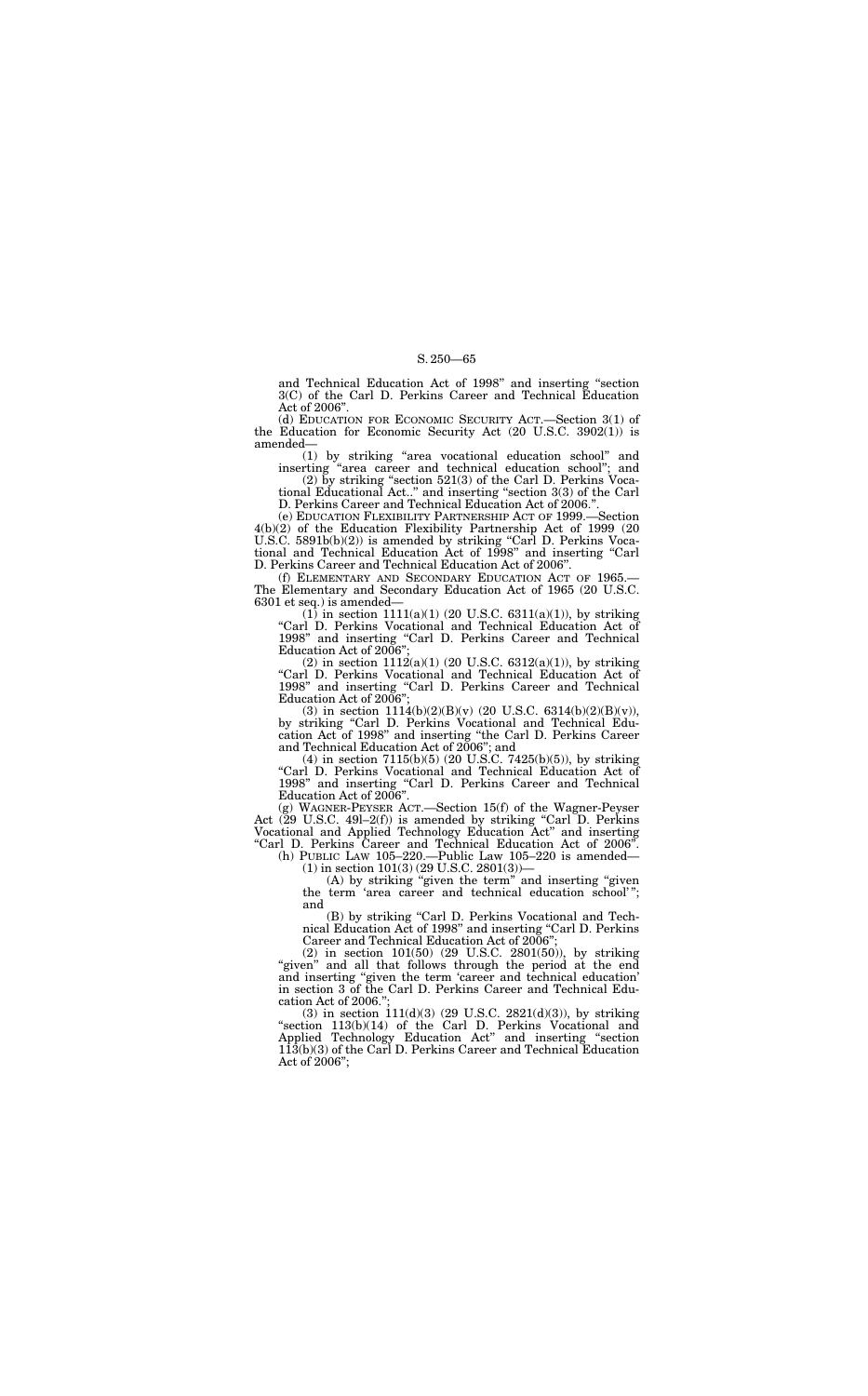and Technical Education Act of 1998" and inserting "section 3(C) of the Carl D. Perkins Career and Technical Education Act of 2006".

(d) EDUCATION FOR ECONOMIC SECURITY ACT.—Section 3(1) of the Education for Economic Security Act (20 U.S.C. 3902(1)) is amended—

(1) by striking "area vocational education school" and inserting "area career and technical education school"; and

(2) by striking "section 521(3) of the Carl D. Perkins Vocational Educational Act.." and inserting "section 3(3) of the Carl D. Perkins Career and Technical Education Act of 2006.".

(e) EDUCATION FLEXIBILITY PARTNERSHIP ACT OF 1999.—Section 4(b)(2) of the Education Flexibility Partnership Act of 1999 (20 U.S.C. 5891b(b)(2)) is amended by striking "Carl D. Perkins Vocational and Technical Education Act of 1998" and inserting "Carl D. Perkins Career and Technical Education Act of 2006".

(f) ELEMENTARY AND SECONDARY EDUCATION ACT OF 1965.—The Elementary and Secondary Education Act of 1965 (20 U.S.C. 6301 et seq.) is amended—

(1) in section 1111(a)(1) (20 U.S.C. 6311(a)(1)), by striking "Carl D. Perkins Vocational and Technical Education Act of 1998" and inserting "Carl D. Perkins Career and Technical Education Act of 2006";

(2) in section 1112(a)(1) (20 U.S.C. 6312(a)(1)), by striking "Carl D. Perkins Vocational and Technical Education Act of 1998" and inserting "Carl D. Perkins Career and Technical Education Act of 2006";

(3) in section 1114(b)(2)(B)(v) (20 U.S.C. 6314(b)(2)(B)(v)), by striking "Carl D. Perkins Vocational and Technical Education Act of 1998" and inserting "the Carl D. Perkins Career and Technical Education Act of 2006"; and

(4) in section 7115(b)(5) (20 U.S.C. 7425(b)(5)), by striking "Carl D. Perkins Vocational and Technical Education Act of 1998" and inserting "Carl D. Perkins Career and Technical Education Act of 2006".

(g) WAGNER-PEYSER ACT.—Section 15(f) of the Wagner-Peyser Act (29 U.S.C. 49l–2(f)) is amended by striking "Carl D. Perkins Vocational and Applied Technology Education Act" and inserting "Carl D. Perkins Career and Technical Education Act of 2006".

(h) PUBLIC LAW 105–220.—Public Law 105–220 is amended—

(1) in section 101(3) (29 U.S.C. 2801(3))—

(A) by striking "given the term" and inserting "given the term 'area career and technical education school' "; and

(B) by striking "Carl D. Perkins Vocational and Technical Education Act of 1998" and inserting "Carl D. Perkins Career and Technical Education Act of 2006";

(2) in section 101(50) (29 U.S.C. 2801(50)), by striking "given" and all that follows through the period at the end and inserting "given the term 'career and technical education' in section 3 of the Carl D. Perkins Career and Technical Education Act of 2006.";

(3) in section 111(d)(3) (29 U.S.C. 2821(d)(3)), by striking "section 113(b)(14) of the Carl D. Perkins Vocational and Applied Technology Education Act" and inserting "section 113(b)(3) of the Carl D. Perkins Career and Technical Education Act of 2006";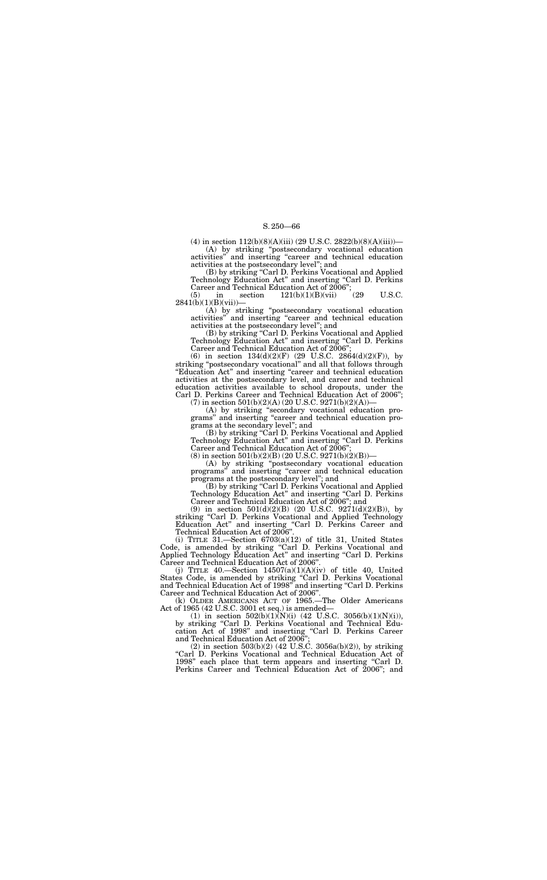(4) in section 112(b)(8)(A)(iii) (29 U.S.C. 2822(b)(8)(A)(iii))—

(A) by striking "postsecondary vocational education activities" and inserting "career and technical education activities at the postsecondary level"; and

(B) by striking "Carl D. Perkins Vocational and Applied Technology Education Act" and inserting "Carl D. Perkins Career and Technical Education Act of 2006";

(5) in section 121(b)(1)(B)(vii) (29 U.S.C. 2841(b)(1)(B)(vii))—

(A) by striking "postsecondary vocational education activities" and inserting "career and technical education activities at the postsecondary level"; and

(B) by striking "Carl D. Perkins Vocational and Applied Technology Education Act" and inserting "Carl D. Perkins Career and Technical Education Act of 2006";

(6) in section 134(d)(2)(F) (29 U.S.C. 2864(d)(2)(F)), by striking "postsecondary vocational" and all that follows through "Education Act" and inserting "career and technical education activities at the postsecondary level, and career and technical education activities available to school dropouts, under the Carl D. Perkins Career and Technical Education Act of 2006";

(7) in section 501(b)(2)(A) (20 U.S.C. 9271(b)(2)(A))—

(A) by striking "secondary vocational education programs" and inserting "career and technical education programs at the secondary level"; and

(B) by striking "Carl D. Perkins Vocational and Applied Technology Education Act" and inserting "Carl D. Perkins Career and Technical Education Act of 2006";

(8) in section 501(b)(2)(B) (20 U.S.C. 9271(b)(2)(B))—

(A) by striking "postsecondary vocational education programs" and inserting "career and technical education programs at the postsecondary level"; and

(B) by striking "Carl D. Perkins Vocational and Applied Technology Education Act" and inserting "Carl D. Perkins Career and Technical Education Act of 2006"; and

(9) in section 501(d)(2)(B) (20 U.S.C. 9271(d)(2)(B)), by striking "Carl D. Perkins Vocational and Applied Technology Education Act" and inserting "Carl D. Perkins Career and Technical Education Act of 2006".

(i) TITLE 31.—Section 6703(a)(12) of title 31, United States Code, is amended by striking "Carl D. Perkins Vocational and Applied Technology Education Act" and inserting "Carl D. Perkins Career and Technical Education Act of 2006".

(j) TITLE 40.—Section 14507(a)(1)(A)(iv) of title 40, United States Code, is amended by striking "Carl D. Perkins Vocational and Technical Education Act of 1998" and inserting "Carl D. Perkins Career and Technical Education Act of 2006".

(k) OLDER AMERICANS ACT OF 1965.—The Older Americans Act of 1965 (42 U.S.C. 3001 et seq.) is amended—

(1) in section 502(b)(1)(N)(i) (42 U.S.C. 3056(b)(1)(N)(i)), by striking "Carl D. Perkins Vocational and Technical Education Act of 1998" and inserting "Carl D. Perkins Career and Technical Education Act of 2006";

(2) in section 503(b)(2) (42 U.S.C. 3056a(b)(2)), by striking "Carl D. Perkins Vocational and Technical Education Act of 1998" each place that term appears and inserting "Carl D. Perkins Career and Technical Education Act of 2006"; and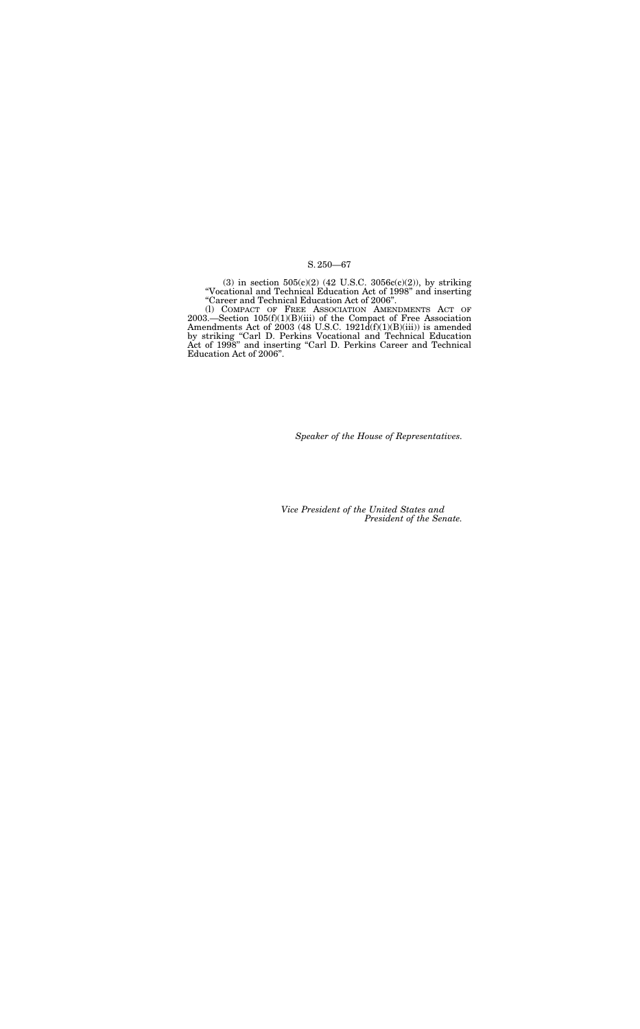(3) in section 505(c)(2) (42 U.S.C. 3056c(c)(2)), by striking "Vocational and Technical Education Act of 1998" and inserting "Career and Technical Education Act of 2006".

(l) COMPACT OF FREE ASSOCIATION AMENDMENTS ACT OF 2003.—Section 105(f)(1)(B)(iii) of the Compact of Free Association Amendments Act of 2003 (48 U.S.C. 1921d(f)(1)(B)(iii)) is amended by striking "Carl D. Perkins Vocational and Technical Education Act of 1998" and inserting "Carl D. Perkins Career and Technical Education Act of 2006".

*Speaker of the House of Representatives.*

*Vice President of the United States and President of the Senate.*